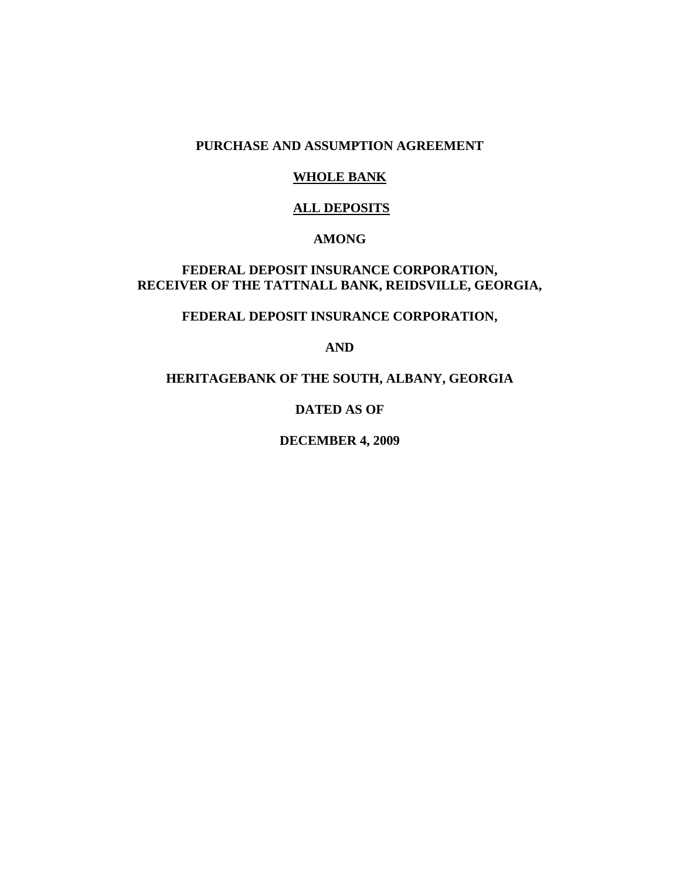**PURCHASE AND ASSUMPTION AGREEMENT**

**WHOLE BANK**

**ALL DEPOSITS**

**AMONG**

**FEDERAL DEPOSIT INSURANCE CORPORATION,**
**RECEIVER OF THE TATTNALL BANK, REIDSVILLE, GEORGIA,**

**FEDERAL DEPOSIT INSURANCE CORPORATION,**

**AND**

**HERITAGEBANK OF THE SOUTH, ALBANY, GEORGIA**

**DATED AS OF**

**DECEMBER 4, 2009**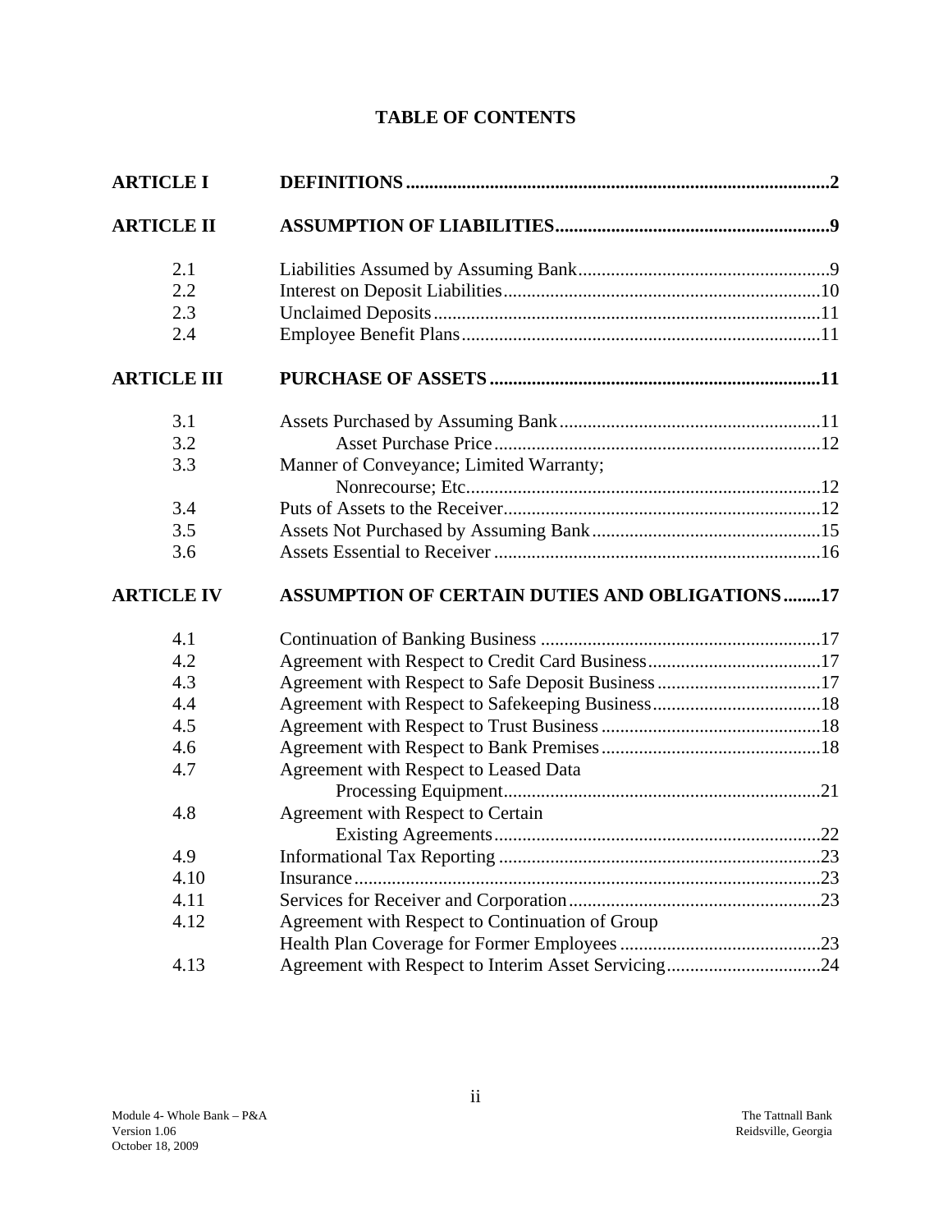# TABLE OF CONTENTS

| | | |
|---|---|---|
| **ARTICLE I** | **DEFINITIONS** | **2** |
| **ARTICLE II** | **ASSUMPTION OF LIABILITIES** | **9** |
| 2.1 | Liabilities Assumed by Assuming Bank | 9 |
| 2.2 | Interest on Deposit Liabilities | 10 |
| 2.3 | Unclaimed Deposits | 11 |
| 2.4 | Employee Benefit Plans | 11 |
| **ARTICLE III** | **PURCHASE OF ASSETS** | **11** |
| 3.1 | Assets Purchased by Assuming Bank | 11 |
| 3.2 | Asset Purchase Price | 12 |
| 3.3 | Manner of Conveyance; Limited Warranty; Nonrecourse; Etc. | 12 |
| 3.4 | Puts of Assets to the Receiver | 12 |
| 3.5 | Assets Not Purchased by Assuming Bank | 15 |
| 3.6 | Assets Essential to Receiver | 16 |
| **ARTICLE IV** | **ASSUMPTION OF CERTAIN DUTIES AND OBLIGATIONS** | **17** |
| 4.1 | Continuation of Banking Business | 17 |
| 4.2 | Agreement with Respect to Credit Card Business | 17 |
| 4.3 | Agreement with Respect to Safe Deposit Business | 17 |
| 4.4 | Agreement with Respect to Safekeeping Business | 18 |
| 4.5 | Agreement with Respect to Trust Business | 18 |
| 4.6 | Agreement with Respect to Bank Premises | 18 |
| 4.7 | Agreement with Respect to Leased Data Processing Equipment | 21 |
| 4.8 | Agreement with Respect to Certain Existing Agreements | 22 |
| 4.9 | Informational Tax Reporting | 23 |
| 4.10 | Insurance | 23 |
| 4.11 | Services for Receiver and Corporation | 23 |
| 4.12 | Agreement with Respect to Continuation of Group Health Plan Coverage for Former Employees | 23 |
| 4.13 | Agreement with Respect to Interim Asset Servicing | 24 |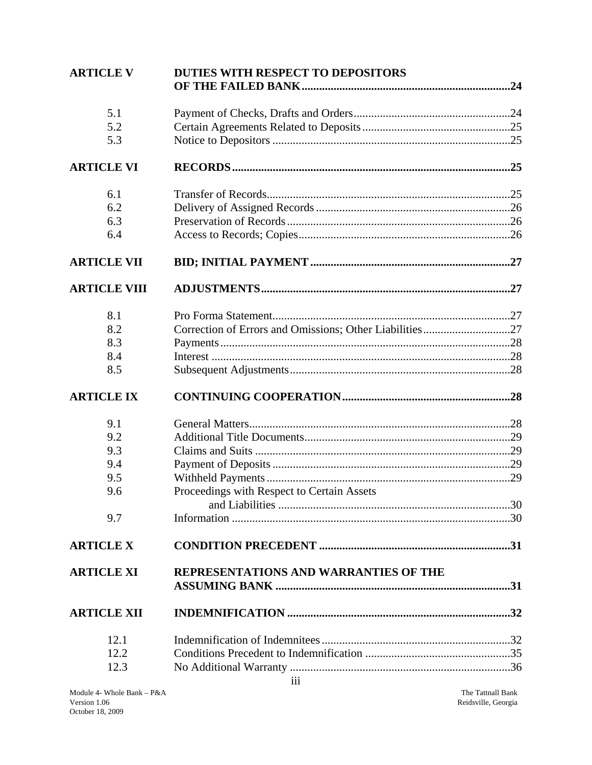| | | |
|---|---|---|
| **ARTICLE V** | **DUTIES WITH RESPECT TO DEPOSITORS OF THE FAILED BANK** | **24** |
| 5.1 | Payment of Checks, Drafts and Orders | 24 |
| 5.2 | Certain Agreements Related to Deposits | 25 |
| 5.3 | Notice to Depositors | 25 |
| **ARTICLE VI** | **RECORDS** | **25** |
| 6.1 | Transfer of Records | 25 |
| 6.2 | Delivery of Assigned Records | 26 |
| 6.3 | Preservation of Records | 26 |
| 6.4 | Access to Records; Copies | 26 |
| **ARTICLE VII** | **BID; INITIAL PAYMENT** | **27** |
| **ARTICLE VIII** | **ADJUSTMENTS** | **27** |
| 8.1 | Pro Forma Statement | 27 |
| 8.2 | Correction of Errors and Omissions; Other Liabilities | 27 |
| 8.3 | Payments | 28 |
| 8.4 | Interest | 28 |
| 8.5 | Subsequent Adjustments | 28 |
| **ARTICLE IX** | **CONTINUING COOPERATION** | **28** |
| 9.1 | General Matters | 28 |
| 9.2 | Additional Title Documents | 29 |
| 9.3 | Claims and Suits | 29 |
| 9.4 | Payment of Deposits | 29 |
| 9.5 | Withheld Payments | 29 |
| 9.6 | Proceedings with Respect to Certain Assets and Liabilities | 30 |
| 9.7 | Information | 30 |
| **ARTICLE X** | **CONDITION PRECEDENT** | **31** |
| **ARTICLE XI** | **REPRESENTATIONS AND WARRANTIES OF THE ASSUMING BANK** | **31** |
| **ARTICLE XII** | **INDEMNIFICATION** | **32** |
| 12.1 | Indemnification of Indemnitees | 32 |
| 12.2 | Conditions Precedent to Indemnification | 35 |
| 12.3 | No Additional Warranty | 36 |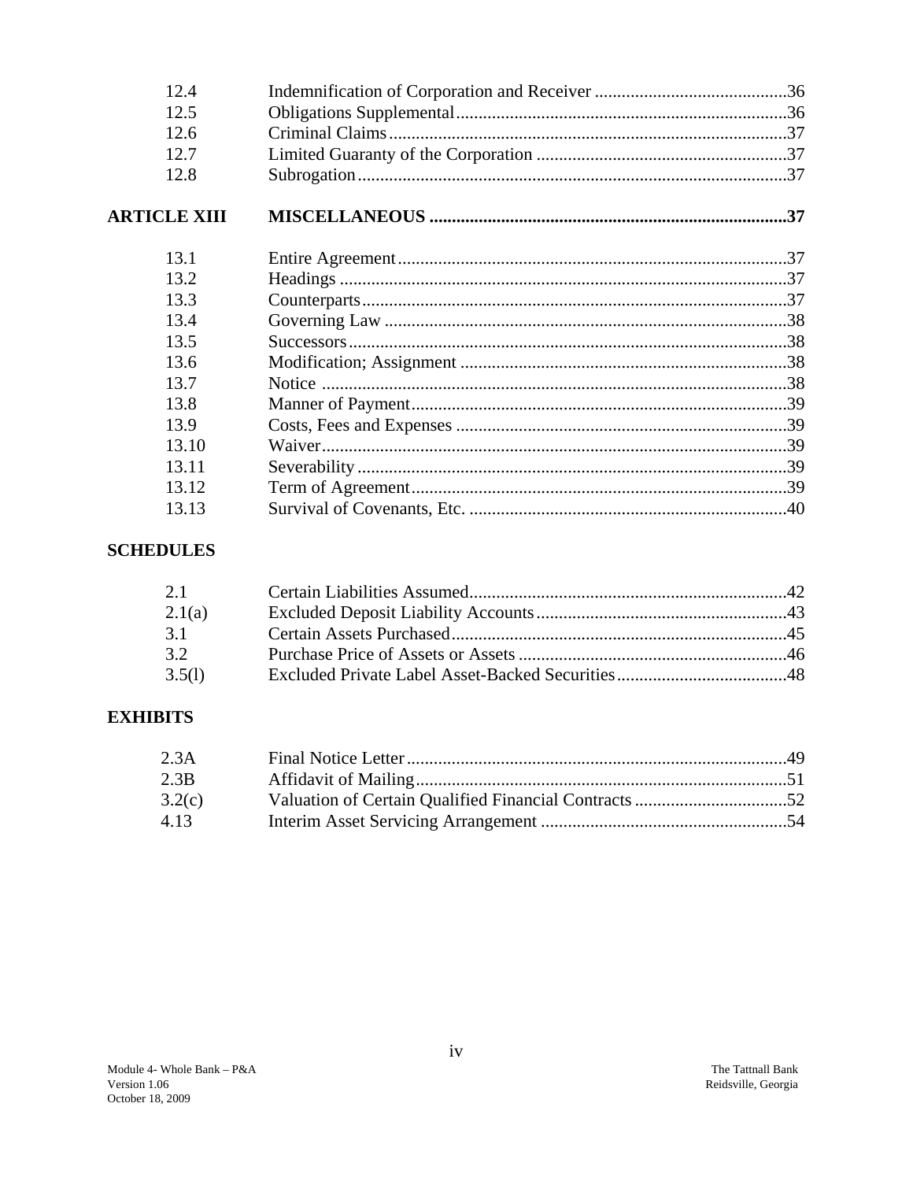| | | |
|---|---|---|
| 12.4 | Indemnification of Corporation and Receiver | 36 |
| 12.5 | Obligations Supplemental | 36 |
| 12.6 | Criminal Claims | 37 |
| 12.7 | Limited Guaranty of the Corporation | 37 |
| 12.8 | Subrogation | 37 |
| **ARTICLE XIII** | **MISCELLANEOUS** | **37** |
| 13.1 | Entire Agreement | 37 |
| 13.2 | Headings | 37 |
| 13.3 | Counterparts | 37 |
| 13.4 | Governing Law | 38 |
| 13.5 | Successors | 38 |
| 13.6 | Modification; Assignment | 38 |
| 13.7 | Notice | 38 |
| 13.8 | Manner of Payment | 39 |
| 13.9 | Costs, Fees and Expenses | 39 |
| 13.10 | Waiver | 39 |
| 13.11 | Severability | 39 |
| 13.12 | Term of Agreement | 39 |
| 13.13 | Survival of Covenants, Etc. | 40 |

**SCHEDULES**

| | | |
|---|---|---|
| 2.1 | Certain Liabilities Assumed | 42 |
| 2.1(a) | Excluded Deposit Liability Accounts | 43 |
| 3.1 | Certain Assets Purchased | 45 |
| 3.2 | Purchase Price of Assets or Assets | 46 |
| 3.5(l) | Excluded Private Label Asset-Backed Securities | 48 |

**EXHIBITS**

| | | |
|---|---|---|
| 2.3A | Final Notice Letter | 49 |
| 2.3B | Affidavit of Mailing | 51 |
| 3.2(c) | Valuation of Certain Qualified Financial Contracts | 52 |
| 4.13 | Interim Asset Servicing Arrangement | 54 |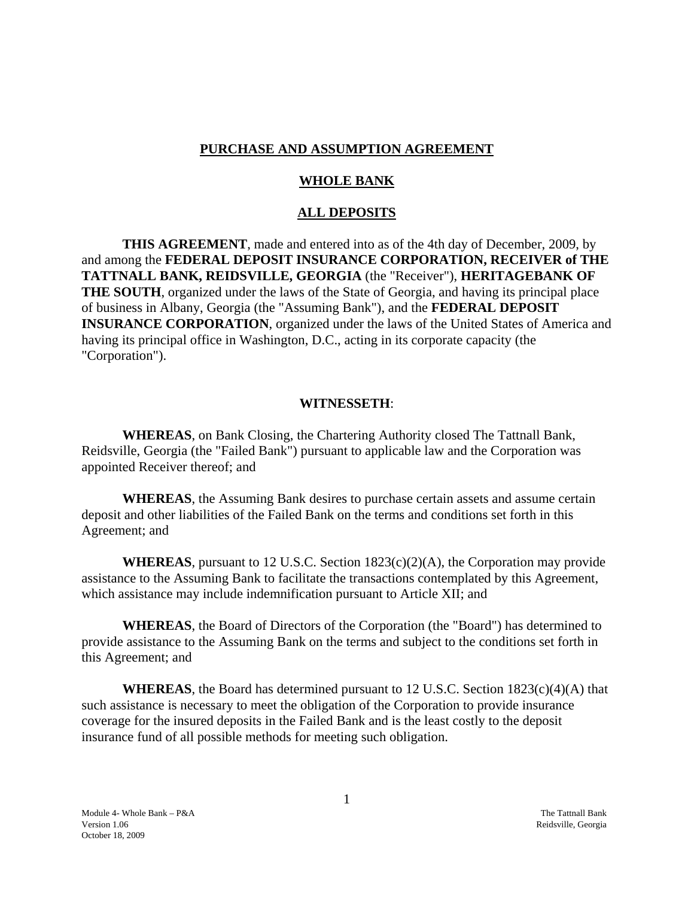# PURCHASE AND ASSUMPTION AGREEMENT

## WHOLE BANK

## ALL DEPOSITS

**THIS AGREEMENT**, made and entered into as of the 4th day of December, 2009, by and among the **FEDERAL DEPOSIT INSURANCE CORPORATION, RECEIVER of THE TATTNALL BANK, REIDSVILLE, GEORGIA** (the "Receiver"), **HERITAGEBANK OF THE SOUTH**, organized under the laws of the State of Georgia, and having its principal place of business in Albany, Georgia (the "Assuming Bank"), and the **FEDERAL DEPOSIT INSURANCE CORPORATION**, organized under the laws of the United States of America and having its principal office in Washington, D.C., acting in its corporate capacity (the "Corporation").

**WITNESSETH**:

**WHEREAS**, on Bank Closing, the Chartering Authority closed The Tattnall Bank, Reidsville, Georgia (the "Failed Bank") pursuant to applicable law and the Corporation was appointed Receiver thereof; and

**WHEREAS**, the Assuming Bank desires to purchase certain assets and assume certain deposit and other liabilities of the Failed Bank on the terms and conditions set forth in this Agreement; and

**WHEREAS**, pursuant to 12 U.S.C. Section 1823(c)(2)(A), the Corporation may provide assistance to the Assuming Bank to facilitate the transactions contemplated by this Agreement, which assistance may include indemnification pursuant to Article XII; and

**WHEREAS**, the Board of Directors of the Corporation (the "Board") has determined to provide assistance to the Assuming Bank on the terms and subject to the conditions set forth in this Agreement; and

**WHEREAS**, the Board has determined pursuant to 12 U.S.C. Section 1823(c)(4)(A) that such assistance is necessary to meet the obligation of the Corporation to provide insurance coverage for the insured deposits in the Failed Bank and is the least costly to the deposit insurance fund of all possible methods for meeting such obligation.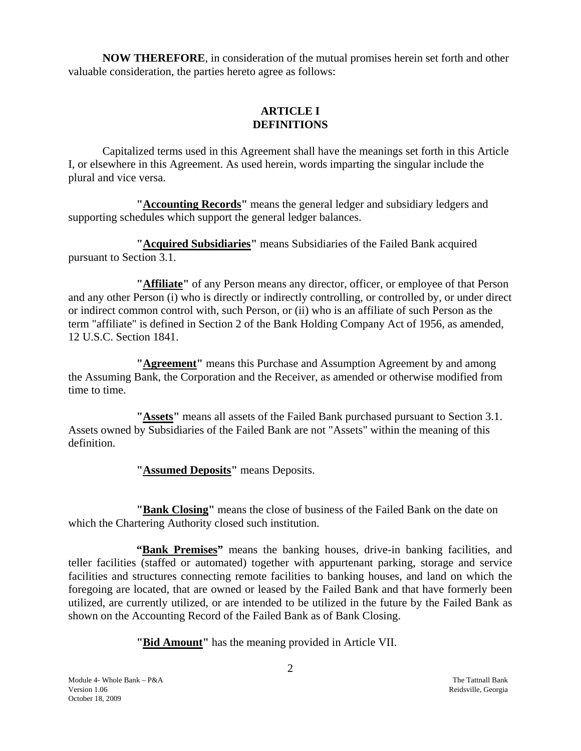**NOW THEREFORE**, in consideration of the mutual promises herein set forth and other valuable consideration, the parties hereto agree as follows:

## ARTICLE I
## DEFINITIONS

Capitalized terms used in this Agreement shall have the meanings set forth in this Article I, or elsewhere in this Agreement. As used herein, words imparting the singular include the plural and vice versa.

**"Accounting Records"** means the general ledger and subsidiary ledgers and supporting schedules which support the general ledger balances.

**"Acquired Subsidiaries"** means Subsidiaries of the Failed Bank acquired pursuant to Section 3.1.

**"Affiliate"** of any Person means any director, officer, or employee of that Person and any other Person (i) who is directly or indirectly controlling, or controlled by, or under direct or indirect common control with, such Person, or (ii) who is an affiliate of such Person as the term "affiliate" is defined in Section 2 of the Bank Holding Company Act of 1956, as amended, 12 U.S.C. Section 1841.

**"Agreement"** means this Purchase and Assumption Agreement by and among the Assuming Bank, the Corporation and the Receiver, as amended or otherwise modified from time to time.

**"Assets"** means all assets of the Failed Bank purchased pursuant to Section 3.1. Assets owned by Subsidiaries of the Failed Bank are not "Assets" within the meaning of this definition.

**"Assumed Deposits"** means Deposits.

**"Bank Closing"** means the close of business of the Failed Bank on the date on which the Chartering Authority closed such institution.

**"Bank Premises"** means the banking houses, drive-in banking facilities, and teller facilities (staffed or automated) together with appurtenant parking, storage and service facilities and structures connecting remote facilities to banking houses, and land on which the foregoing are located, that are owned or leased by the Failed Bank and that have formerly been utilized, are currently utilized, or are intended to be utilized in the future by the Failed Bank as shown on the Accounting Record of the Failed Bank as of Bank Closing.

**"Bid Amount"** has the meaning provided in Article VII.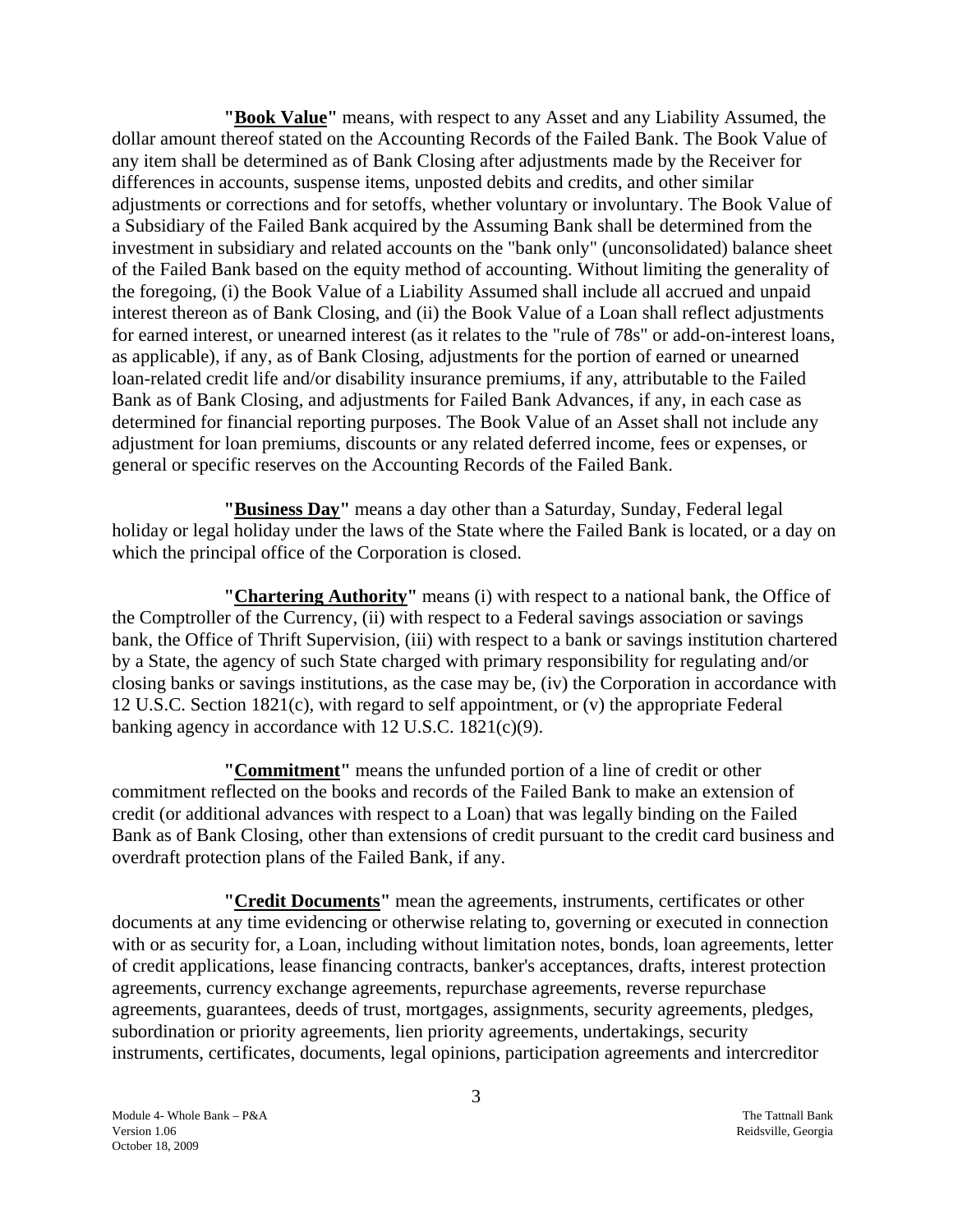**"Book Value"** means, with respect to any Asset and any Liability Assumed, the dollar amount thereof stated on the Accounting Records of the Failed Bank. The Book Value of any item shall be determined as of Bank Closing after adjustments made by the Receiver for differences in accounts, suspense items, unposted debits and credits, and other similar adjustments or corrections and for setoffs, whether voluntary or involuntary. The Book Value of a Subsidiary of the Failed Bank acquired by the Assuming Bank shall be determined from the investment in subsidiary and related accounts on the "bank only" (unconsolidated) balance sheet of the Failed Bank based on the equity method of accounting. Without limiting the generality of the foregoing, (i) the Book Value of a Liability Assumed shall include all accrued and unpaid interest thereon as of Bank Closing, and (ii) the Book Value of a Loan shall reflect adjustments for earned interest, or unearned interest (as it relates to the "rule of 78s" or add-on-interest loans, as applicable), if any, as of Bank Closing, adjustments for the portion of earned or unearned loan-related credit life and/or disability insurance premiums, if any, attributable to the Failed Bank as of Bank Closing, and adjustments for Failed Bank Advances, if any, in each case as determined for financial reporting purposes. The Book Value of an Asset shall not include any adjustment for loan premiums, discounts or any related deferred income, fees or expenses, or general or specific reserves on the Accounting Records of the Failed Bank.

**"Business Day"** means a day other than a Saturday, Sunday, Federal legal holiday or legal holiday under the laws of the State where the Failed Bank is located, or a day on which the principal office of the Corporation is closed.

**"Chartering Authority"** means (i) with respect to a national bank, the Office of the Comptroller of the Currency, (ii) with respect to a Federal savings association or savings bank, the Office of Thrift Supervision, (iii) with respect to a bank or savings institution chartered by a State, the agency of such State charged with primary responsibility for regulating and/or closing banks or savings institutions, as the case may be, (iv) the Corporation in accordance with 12 U.S.C. Section 1821(c), with regard to self appointment, or (v) the appropriate Federal banking agency in accordance with 12 U.S.C. 1821(c)(9).

**"Commitment"** means the unfunded portion of a line of credit or other commitment reflected on the books and records of the Failed Bank to make an extension of credit (or additional advances with respect to a Loan) that was legally binding on the Failed Bank as of Bank Closing, other than extensions of credit pursuant to the credit card business and overdraft protection plans of the Failed Bank, if any.

**"Credit Documents"** mean the agreements, instruments, certificates or other documents at any time evidencing or otherwise relating to, governing or executed in connection with or as security for, a Loan, including without limitation notes, bonds, loan agreements, letter of credit applications, lease financing contracts, banker's acceptances, drafts, interest protection agreements, currency exchange agreements, repurchase agreements, reverse repurchase agreements, guarantees, deeds of trust, mortgages, assignments, security agreements, pledges, subordination or priority agreements, lien priority agreements, undertakings, security instruments, certificates, documents, legal opinions, participation agreements and intercreditor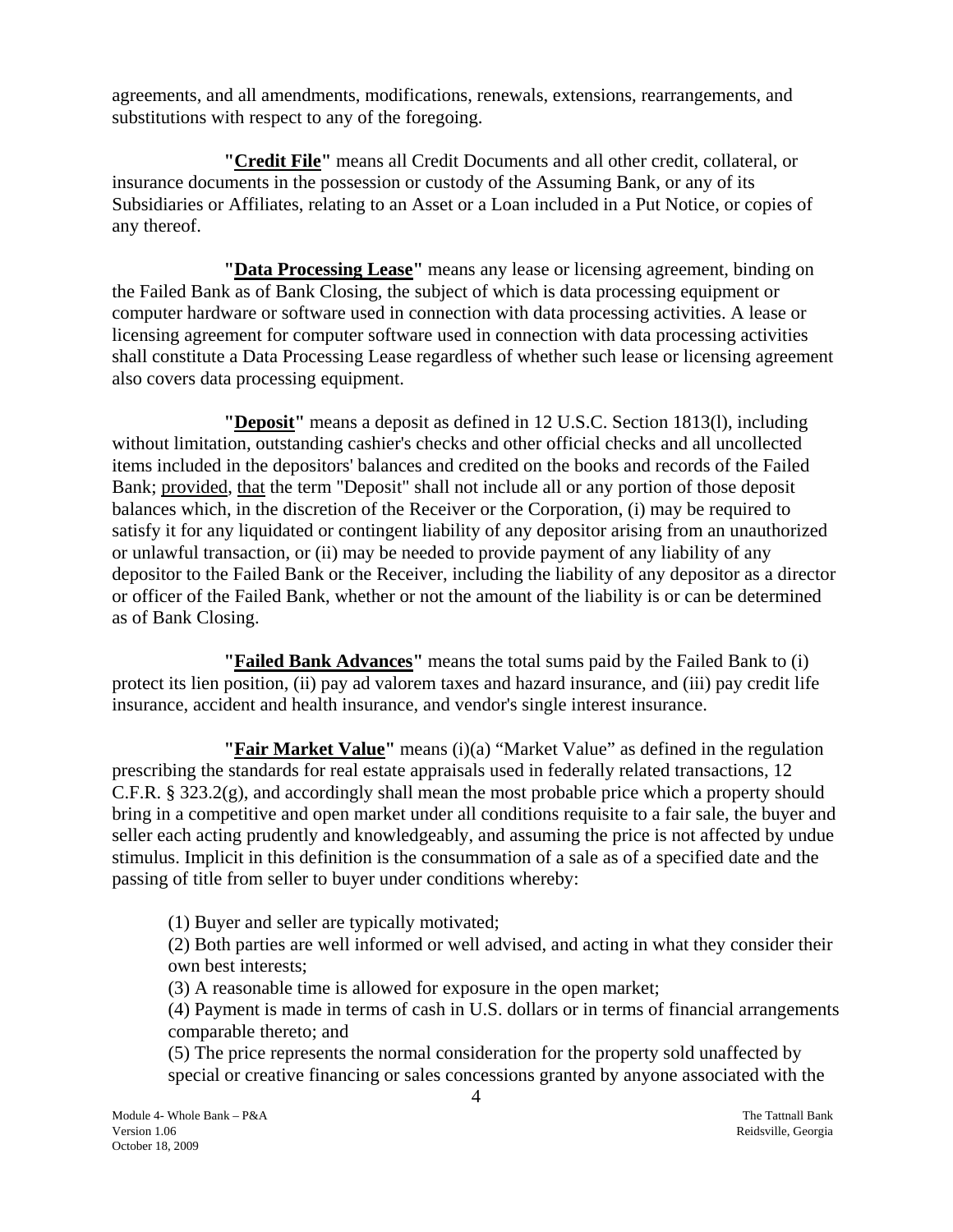agreements, and all amendments, modifications, renewals, extensions, rearrangements, and substitutions with respect to any of the foregoing.

**"Credit File"** means all Credit Documents and all other credit, collateral, or insurance documents in the possession or custody of the Assuming Bank, or any of its Subsidiaries or Affiliates, relating to an Asset or a Loan included in a Put Notice, or copies of any thereof.

**"Data Processing Lease"** means any lease or licensing agreement, binding on the Failed Bank as of Bank Closing, the subject of which is data processing equipment or computer hardware or software used in connection with data processing activities. A lease or licensing agreement for computer software used in connection with data processing activities shall constitute a Data Processing Lease regardless of whether such lease or licensing agreement also covers data processing equipment.

**"Deposit"** means a deposit as defined in 12 U.S.C. Section 1813(l), including without limitation, outstanding cashier's checks and other official checks and all uncollected items included in the depositors' balances and credited on the books and records of the Failed Bank; provided, that the term "Deposit" shall not include all or any portion of those deposit balances which, in the discretion of the Receiver or the Corporation, (i) may be required to satisfy it for any liquidated or contingent liability of any depositor arising from an unauthorized or unlawful transaction, or (ii) may be needed to provide payment of any liability of any depositor to the Failed Bank or the Receiver, including the liability of any depositor as a director or officer of the Failed Bank, whether or not the amount of the liability is or can be determined as of Bank Closing.

**"Failed Bank Advances"** means the total sums paid by the Failed Bank to (i) protect its lien position, (ii) pay ad valorem taxes and hazard insurance, and (iii) pay credit life insurance, accident and health insurance, and vendor's single interest insurance.

**"Fair Market Value"** means (i)(a) "Market Value" as defined in the regulation prescribing the standards for real estate appraisals used in federally related transactions, 12 C.F.R. § 323.2(g), and accordingly shall mean the most probable price which a property should bring in a competitive and open market under all conditions requisite to a fair sale, the buyer and seller each acting prudently and knowledgeably, and assuming the price is not affected by undue stimulus. Implicit in this definition is the consummation of a sale as of a specified date and the passing of title from seller to buyer under conditions whereby:

(1) Buyer and seller are typically motivated;
(2) Both parties are well informed or well advised, and acting in what they consider their own best interests;
(3) A reasonable time is allowed for exposure in the open market;
(4) Payment is made in terms of cash in U.S. dollars or in terms of financial arrangements comparable thereto; and
(5) The price represents the normal consideration for the property sold unaffected by special or creative financing or sales concessions granted by anyone associated with the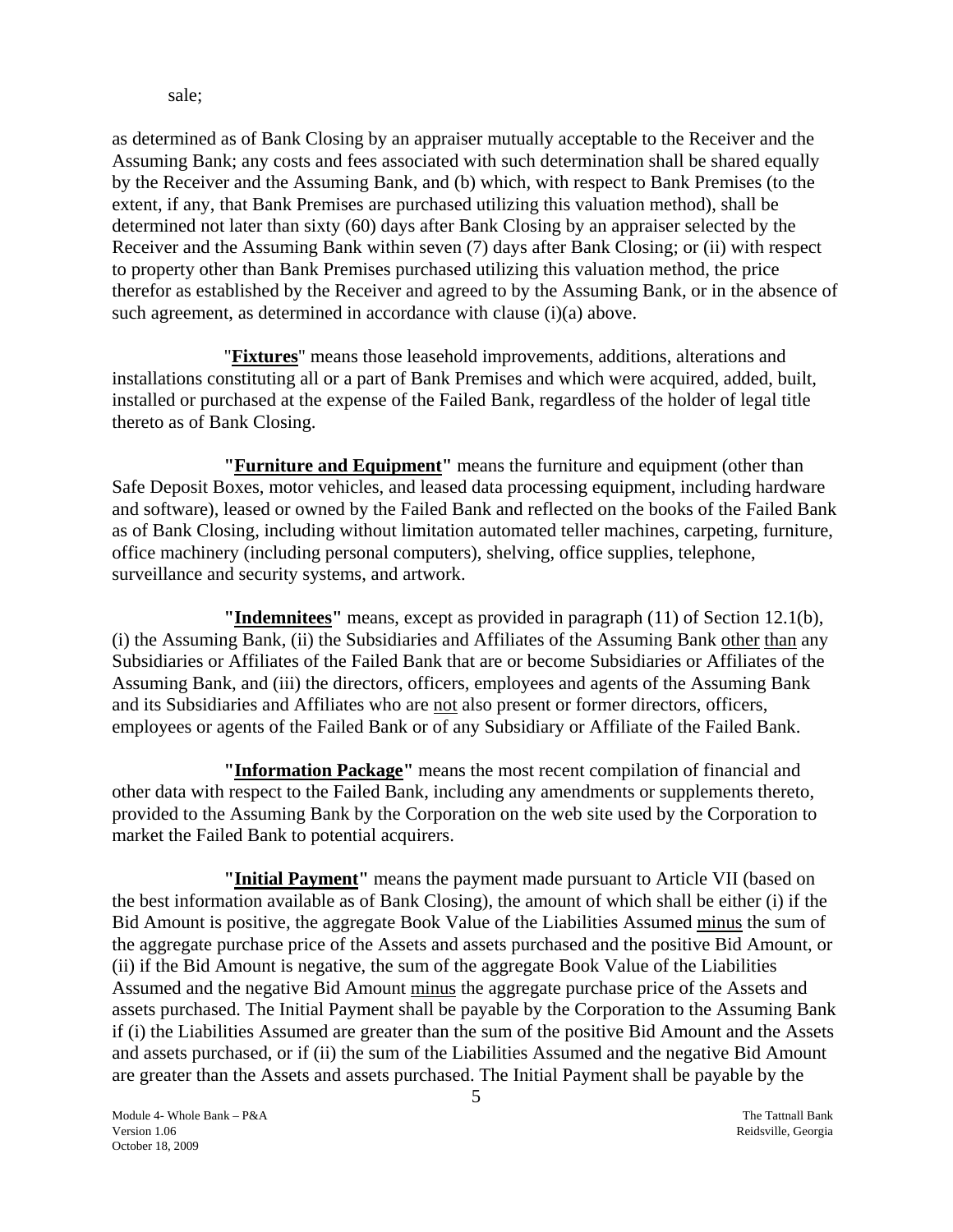sale;

as determined as of Bank Closing by an appraiser mutually acceptable to the Receiver and the Assuming Bank; any costs and fees associated with such determination shall be shared equally by the Receiver and the Assuming Bank, and (b) which, with respect to Bank Premises (to the extent, if any, that Bank Premises are purchased utilizing this valuation method), shall be determined not later than sixty (60) days after Bank Closing by an appraiser selected by the Receiver and the Assuming Bank within seven (7) days after Bank Closing; or (ii) with respect to property other than Bank Premises purchased utilizing this valuation method, the price therefor as established by the Receiver and agreed to by the Assuming Bank, or in the absence of such agreement, as determined in accordance with clause (i)(a) above.

"**Fixtures**" means those leasehold improvements, additions, alterations and installations constituting all or a part of Bank Premises and which were acquired, added, built, installed or purchased at the expense of the Failed Bank, regardless of the holder of legal title thereto as of Bank Closing.

**"Furniture and Equipment"** means the furniture and equipment (other than Safe Deposit Boxes, motor vehicles, and leased data processing equipment, including hardware and software), leased or owned by the Failed Bank and reflected on the books of the Failed Bank as of Bank Closing, including without limitation automated teller machines, carpeting, furniture, office machinery (including personal computers), shelving, office supplies, telephone, surveillance and security systems, and artwork.

**"Indemnitees"** means, except as provided in paragraph (11) of Section 12.1(b), (i) the Assuming Bank, (ii) the Subsidiaries and Affiliates of the Assuming Bank other than any Subsidiaries or Affiliates of the Failed Bank that are or become Subsidiaries or Affiliates of the Assuming Bank, and (iii) the directors, officers, employees and agents of the Assuming Bank and its Subsidiaries and Affiliates who are not also present or former directors, officers, employees or agents of the Failed Bank or of any Subsidiary or Affiliate of the Failed Bank.

**"Information Package"** means the most recent compilation of financial and other data with respect to the Failed Bank, including any amendments or supplements thereto, provided to the Assuming Bank by the Corporation on the web site used by the Corporation to market the Failed Bank to potential acquirers.

**"Initial Payment"** means the payment made pursuant to Article VII (based on the best information available as of Bank Closing), the amount of which shall be either (i) if the Bid Amount is positive, the aggregate Book Value of the Liabilities Assumed minus the sum of the aggregate purchase price of the Assets and assets purchased and the positive Bid Amount, or (ii) if the Bid Amount is negative, the sum of the aggregate Book Value of the Liabilities Assumed and the negative Bid Amount minus the aggregate purchase price of the Assets and assets purchased. The Initial Payment shall be payable by the Corporation to the Assuming Bank if (i) the Liabilities Assumed are greater than the sum of the positive Bid Amount and the Assets and assets purchased, or if (ii) the sum of the Liabilities Assumed and the negative Bid Amount are greater than the Assets and assets purchased. The Initial Payment shall be payable by the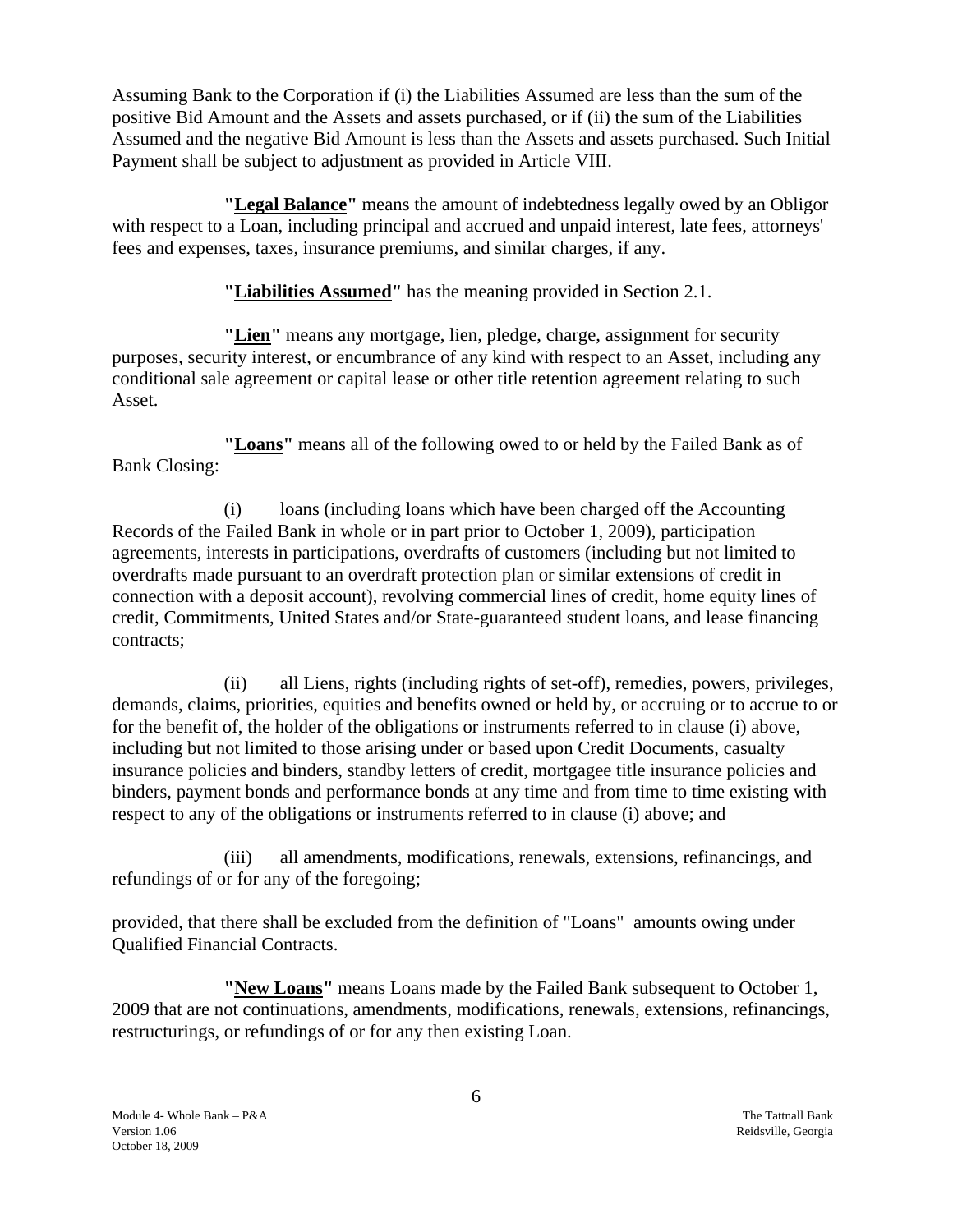Assuming Bank to the Corporation if (i) the Liabilities Assumed are less than the sum of the positive Bid Amount and the Assets and assets purchased, or if (ii) the sum of the Liabilities Assumed and the negative Bid Amount is less than the Assets and assets purchased. Such Initial Payment shall be subject to adjustment as provided in Article VIII.

**"Legal Balance"** means the amount of indebtedness legally owed by an Obligor with respect to a Loan, including principal and accrued and unpaid interest, late fees, attorneys' fees and expenses, taxes, insurance premiums, and similar charges, if any.

**"Liabilities Assumed"** has the meaning provided in Section 2.1.

**"Lien"** means any mortgage, lien, pledge, charge, assignment for security purposes, security interest, or encumbrance of any kind with respect to an Asset, including any conditional sale agreement or capital lease or other title retention agreement relating to such Asset.

**"Loans"** means all of the following owed to or held by the Failed Bank as of Bank Closing:

(i) loans (including loans which have been charged off the Accounting Records of the Failed Bank in whole or in part prior to October 1, 2009), participation agreements, interests in participations, overdrafts of customers (including but not limited to overdrafts made pursuant to an overdraft protection plan or similar extensions of credit in connection with a deposit account), revolving commercial lines of credit, home equity lines of credit, Commitments, United States and/or State-guaranteed student loans, and lease financing contracts;

(ii) all Liens, rights (including rights of set-off), remedies, powers, privileges, demands, claims, priorities, equities and benefits owned or held by, or accruing or to accrue to or for the benefit of, the holder of the obligations or instruments referred to in clause (i) above, including but not limited to those arising under or based upon Credit Documents, casualty insurance policies and binders, standby letters of credit, mortgagee title insurance policies and binders, payment bonds and performance bonds at any time and from time to time existing with respect to any of the obligations or instruments referred to in clause (i) above; and

(iii) all amendments, modifications, renewals, extensions, refinancings, and refundings of or for any of the foregoing;

provided, that there shall be excluded from the definition of "Loans" amounts owing under Qualified Financial Contracts.

**"New Loans"** means Loans made by the Failed Bank subsequent to October 1, 2009 that are not continuations, amendments, modifications, renewals, extensions, refinancings, restructurings, or refundings of or for any then existing Loan.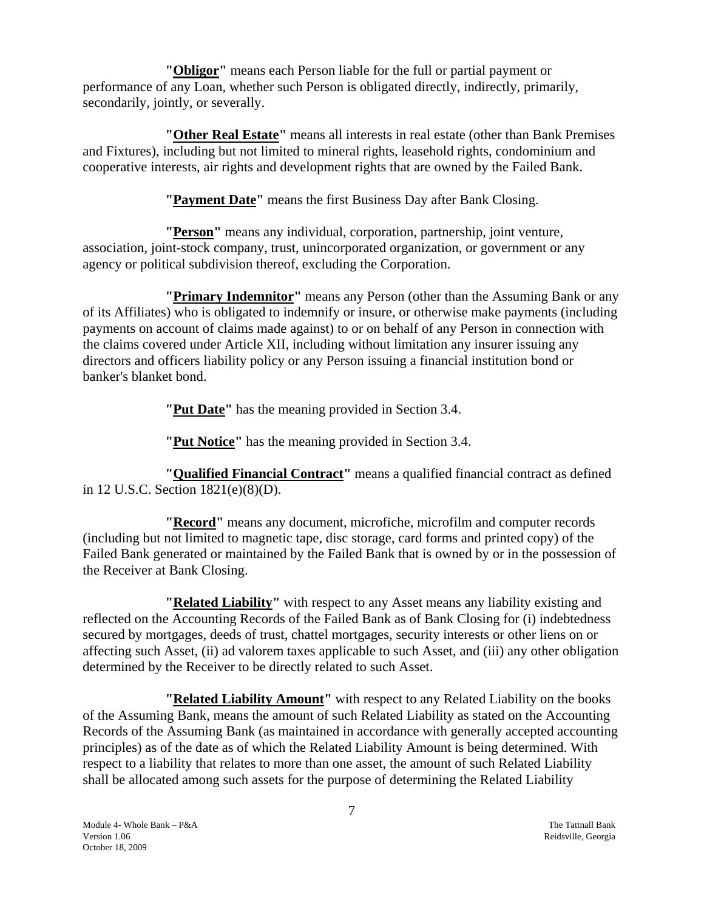**"Obligor"** means each Person liable for the full or partial payment or performance of any Loan, whether such Person is obligated directly, indirectly, primarily, secondarily, jointly, or severally.

**"Other Real Estate"** means all interests in real estate (other than Bank Premises and Fixtures), including but not limited to mineral rights, leasehold rights, condominium and cooperative interests, air rights and development rights that are owned by the Failed Bank.

**"Payment Date"** means the first Business Day after Bank Closing.

**"Person"** means any individual, corporation, partnership, joint venture, association, joint-stock company, trust, unincorporated organization, or government or any agency or political subdivision thereof, excluding the Corporation.

**"Primary Indemnitor"** means any Person (other than the Assuming Bank or any of its Affiliates) who is obligated to indemnify or insure, or otherwise make payments (including payments on account of claims made against) to or on behalf of any Person in connection with the claims covered under Article XII, including without limitation any insurer issuing any directors and officers liability policy or any Person issuing a financial institution bond or banker's blanket bond.

**"Put Date"** has the meaning provided in Section 3.4.

**"Put Notice"** has the meaning provided in Section 3.4.

**"Qualified Financial Contract"** means a qualified financial contract as defined in 12 U.S.C. Section 1821(e)(8)(D).

**"Record"** means any document, microfiche, microfilm and computer records (including but not limited to magnetic tape, disc storage, card forms and printed copy) of the Failed Bank generated or maintained by the Failed Bank that is owned by or in the possession of the Receiver at Bank Closing.

**"Related Liability"** with respect to any Asset means any liability existing and reflected on the Accounting Records of the Failed Bank as of Bank Closing for (i) indebtedness secured by mortgages, deeds of trust, chattel mortgages, security interests or other liens on or affecting such Asset, (ii) ad valorem taxes applicable to such Asset, and (iii) any other obligation determined by the Receiver to be directly related to such Asset.

**"Related Liability Amount"** with respect to any Related Liability on the books of the Assuming Bank, means the amount of such Related Liability as stated on the Accounting Records of the Assuming Bank (as maintained in accordance with generally accepted accounting principles) as of the date as of which the Related Liability Amount is being determined. With respect to a liability that relates to more than one asset, the amount of such Related Liability shall be allocated among such assets for the purpose of determining the Related Liability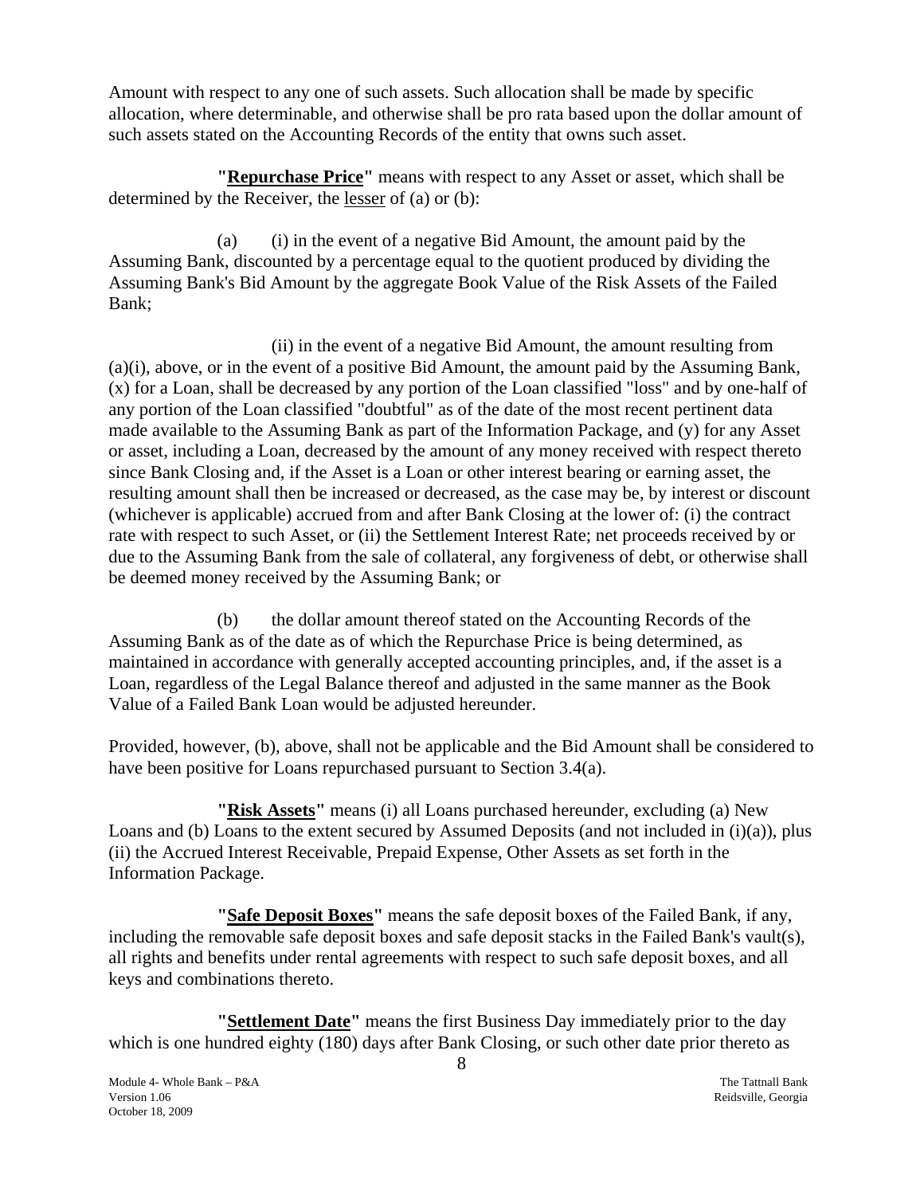Amount with respect to any one of such assets. Such allocation shall be made by specific allocation, where determinable, and otherwise shall be pro rata based upon the dollar amount of such assets stated on the Accounting Records of the entity that owns such asset.

**"Repurchase Price"** means with respect to any Asset or asset, which shall be determined by the Receiver, the lesser of (a) or (b):

(a) (i) in the event of a negative Bid Amount, the amount paid by the Assuming Bank, discounted by a percentage equal to the quotient produced by dividing the Assuming Bank's Bid Amount by the aggregate Book Value of the Risk Assets of the Failed Bank;

(ii) in the event of a negative Bid Amount, the amount resulting from (a)(i), above, or in the event of a positive Bid Amount, the amount paid by the Assuming Bank, (x) for a Loan, shall be decreased by any portion of the Loan classified "loss" and by one-half of any portion of the Loan classified "doubtful" as of the date of the most recent pertinent data made available to the Assuming Bank as part of the Information Package, and (y) for any Asset or asset, including a Loan, decreased by the amount of any money received with respect thereto since Bank Closing and, if the Asset is a Loan or other interest bearing or earning asset, the resulting amount shall then be increased or decreased, as the case may be, by interest or discount (whichever is applicable) accrued from and after Bank Closing at the lower of: (i) the contract rate with respect to such Asset, or (ii) the Settlement Interest Rate; net proceeds received by or due to the Assuming Bank from the sale of collateral, any forgiveness of debt, or otherwise shall be deemed money received by the Assuming Bank; or

(b) the dollar amount thereof stated on the Accounting Records of the Assuming Bank as of the date as of which the Repurchase Price is being determined, as maintained in accordance with generally accepted accounting principles, and, if the asset is a Loan, regardless of the Legal Balance thereof and adjusted in the same manner as the Book Value of a Failed Bank Loan would be adjusted hereunder.

Provided, however, (b), above, shall not be applicable and the Bid Amount shall be considered to have been positive for Loans repurchased pursuant to Section 3.4(a).

**"Risk Assets"** means (i) all Loans purchased hereunder, excluding (a) New Loans and (b) Loans to the extent secured by Assumed Deposits (and not included in (i)(a)), plus (ii) the Accrued Interest Receivable, Prepaid Expense, Other Assets as set forth in the Information Package.

**"Safe Deposit Boxes"** means the safe deposit boxes of the Failed Bank, if any, including the removable safe deposit boxes and safe deposit stacks in the Failed Bank's vault(s), all rights and benefits under rental agreements with respect to such safe deposit boxes, and all keys and combinations thereto.

**"Settlement Date"** means the first Business Day immediately prior to the day which is one hundred eighty (180) days after Bank Closing, or such other date prior thereto as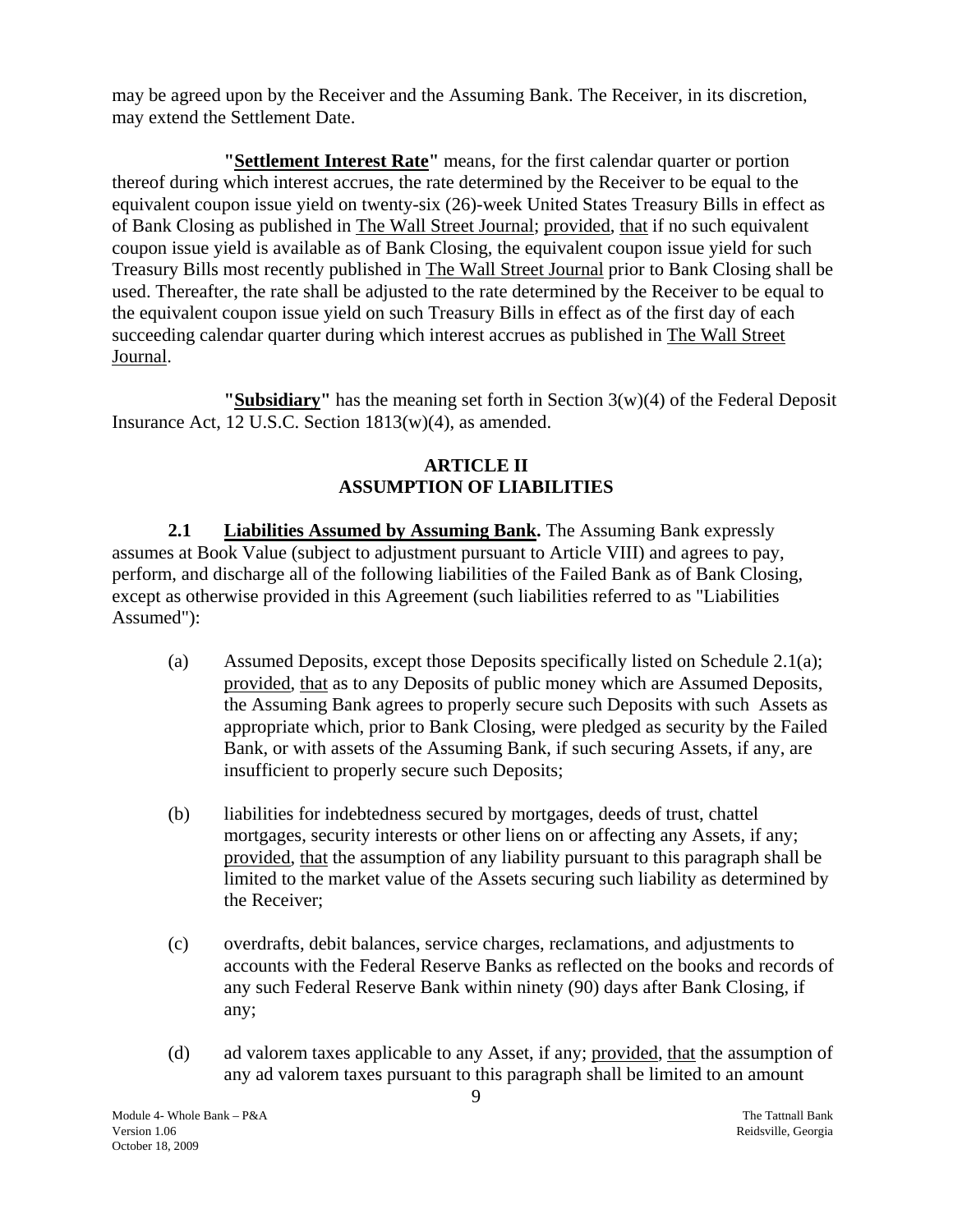may be agreed upon by the Receiver and the Assuming Bank. The Receiver, in its discretion, may extend the Settlement Date.

**"Settlement Interest Rate"** means, for the first calendar quarter or portion thereof during which interest accrues, the rate determined by the Receiver to be equal to the equivalent coupon issue yield on twenty-six (26)-week United States Treasury Bills in effect as of Bank Closing as published in The Wall Street Journal; provided, that if no such equivalent coupon issue yield is available as of Bank Closing, the equivalent coupon issue yield for such Treasury Bills most recently published in The Wall Street Journal prior to Bank Closing shall be used. Thereafter, the rate shall be adjusted to the rate determined by the Receiver to be equal to the equivalent coupon issue yield on such Treasury Bills in effect as of the first day of each succeeding calendar quarter during which interest accrues as published in The Wall Street Journal.

**"Subsidiary"** has the meaning set forth in Section 3(w)(4) of the Federal Deposit Insurance Act, 12 U.S.C. Section 1813(w)(4), as amended.

## ARTICLE II
## ASSUMPTION OF LIABILITIES

**2.1 Liabilities Assumed by Assuming Bank.** The Assuming Bank expressly assumes at Book Value (subject to adjustment pursuant to Article VIII) and agrees to pay, perform, and discharge all of the following liabilities of the Failed Bank as of Bank Closing, except as otherwise provided in this Agreement (such liabilities referred to as "Liabilities Assumed"):

(a) Assumed Deposits, except those Deposits specifically listed on Schedule 2.1(a); provided, that as to any Deposits of public money which are Assumed Deposits, the Assuming Bank agrees to properly secure such Deposits with such Assets as appropriate which, prior to Bank Closing, were pledged as security by the Failed Bank, or with assets of the Assuming Bank, if such securing Assets, if any, are insufficient to properly secure such Deposits;

(b) liabilities for indebtedness secured by mortgages, deeds of trust, chattel mortgages, security interests or other liens on or affecting any Assets, if any; provided, that the assumption of any liability pursuant to this paragraph shall be limited to the market value of the Assets securing such liability as determined by the Receiver;

(c) overdrafts, debit balances, service charges, reclamations, and adjustments to accounts with the Federal Reserve Banks as reflected on the books and records of any such Federal Reserve Bank within ninety (90) days after Bank Closing, if any;

(d) ad valorem taxes applicable to any Asset, if any; provided, that the assumption of any ad valorem taxes pursuant to this paragraph shall be limited to an amount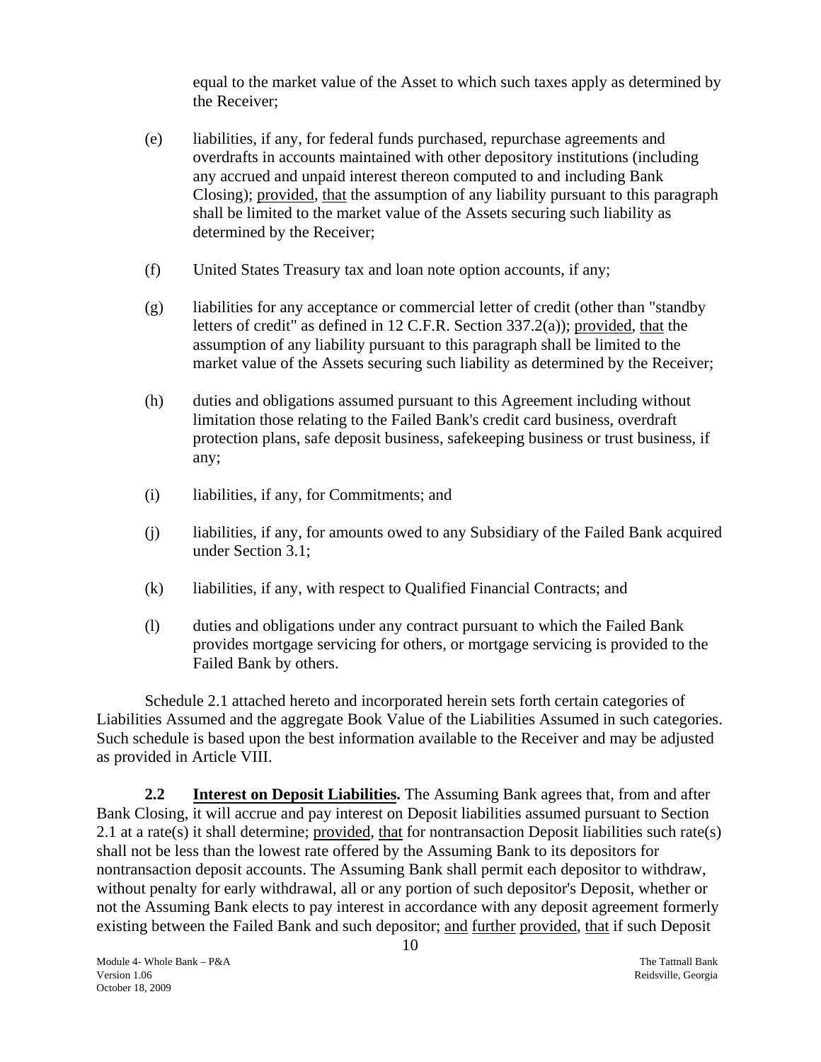equal to the market value of the Asset to which such taxes apply as determined by the Receiver;

(e) liabilities, if any, for federal funds purchased, repurchase agreements and overdrafts in accounts maintained with other depository institutions (including any accrued and unpaid interest thereon computed to and including Bank Closing); provided, that the assumption of any liability pursuant to this paragraph shall be limited to the market value of the Assets securing such liability as determined by the Receiver;

(f) United States Treasury tax and loan note option accounts, if any;

(g) liabilities for any acceptance or commercial letter of credit (other than "standby letters of credit" as defined in 12 C.F.R. Section 337.2(a)); provided, that the assumption of any liability pursuant to this paragraph shall be limited to the market value of the Assets securing such liability as determined by the Receiver;

(h) duties and obligations assumed pursuant to this Agreement including without limitation those relating to the Failed Bank's credit card business, overdraft protection plans, safe deposit business, safekeeping business or trust business, if any;

(i) liabilities, if any, for Commitments; and

(j) liabilities, if any, for amounts owed to any Subsidiary of the Failed Bank acquired under Section 3.1;

(k) liabilities, if any, with respect to Qualified Financial Contracts; and

(l) duties and obligations under any contract pursuant to which the Failed Bank provides mortgage servicing for others, or mortgage servicing is provided to the Failed Bank by others.

Schedule 2.1 attached hereto and incorporated herein sets forth certain categories of Liabilities Assumed and the aggregate Book Value of the Liabilities Assumed in such categories. Such schedule is based upon the best information available to the Receiver and may be adjusted as provided in Article VIII.

**2.2 Interest on Deposit Liabilities.** The Assuming Bank agrees that, from and after Bank Closing, it will accrue and pay interest on Deposit liabilities assumed pursuant to Section 2.1 at a rate(s) it shall determine; provided, that for nontransaction Deposit liabilities such rate(s) shall not be less than the lowest rate offered by the Assuming Bank to its depositors for nontransaction deposit accounts. The Assuming Bank shall permit each depositor to withdraw, without penalty for early withdrawal, all or any portion of such depositor's Deposit, whether or not the Assuming Bank elects to pay interest in accordance with any deposit agreement formerly existing between the Failed Bank and such depositor; and further provided, that if such Deposit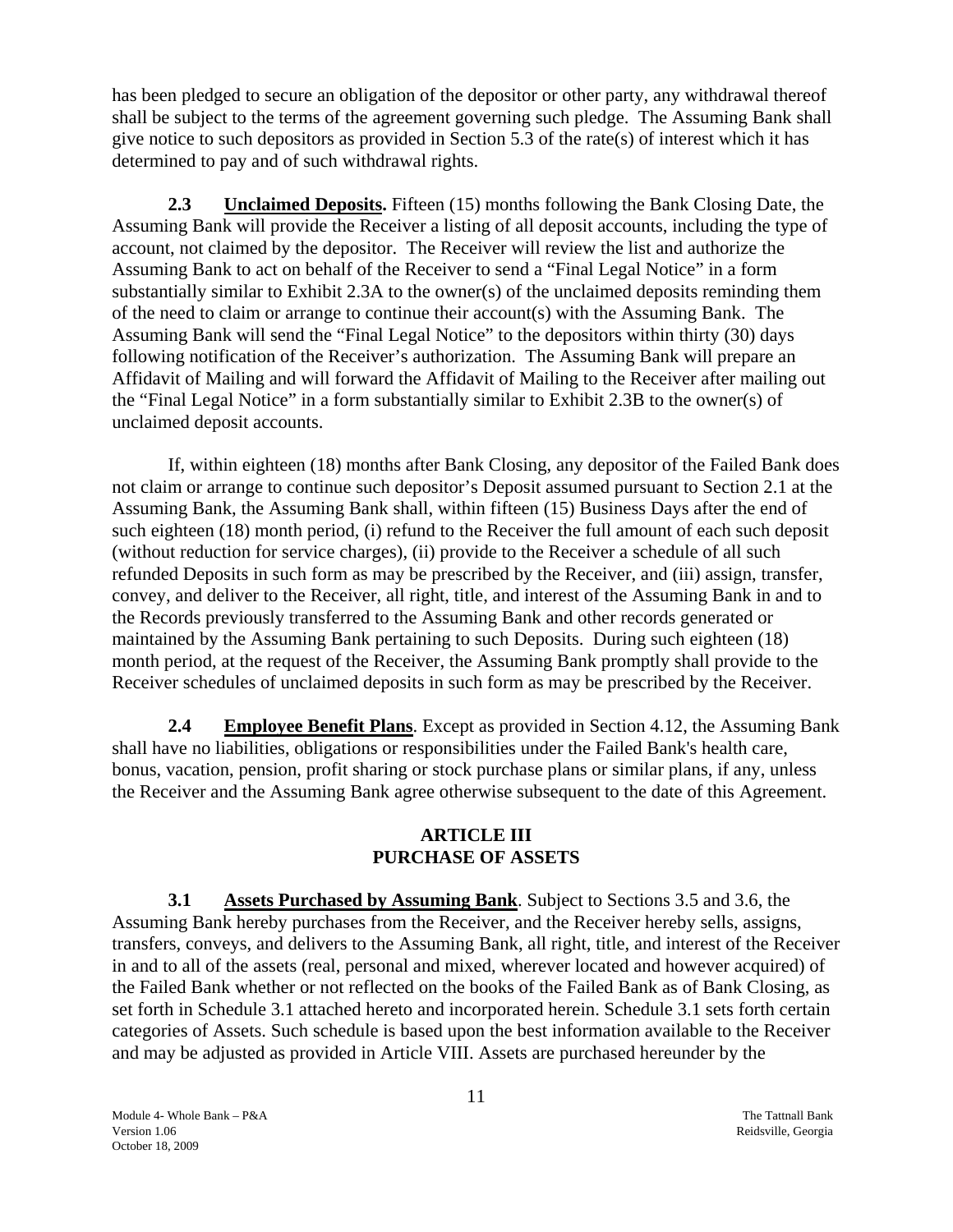has been pledged to secure an obligation of the depositor or other party, any withdrawal thereof shall be subject to the terms of the agreement governing such pledge. The Assuming Bank shall give notice to such depositors as provided in Section 5.3 of the rate(s) of interest which it has determined to pay and of such withdrawal rights.

**2.3 Unclaimed Deposits.** Fifteen (15) months following the Bank Closing Date, the Assuming Bank will provide the Receiver a listing of all deposit accounts, including the type of account, not claimed by the depositor. The Receiver will review the list and authorize the Assuming Bank to act on behalf of the Receiver to send a "Final Legal Notice" in a form substantially similar to Exhibit 2.3A to the owner(s) of the unclaimed deposits reminding them of the need to claim or arrange to continue their account(s) with the Assuming Bank. The Assuming Bank will send the "Final Legal Notice" to the depositors within thirty (30) days following notification of the Receiver's authorization. The Assuming Bank will prepare an Affidavit of Mailing and will forward the Affidavit of Mailing to the Receiver after mailing out the "Final Legal Notice" in a form substantially similar to Exhibit 2.3B to the owner(s) of unclaimed deposit accounts.

If, within eighteen (18) months after Bank Closing, any depositor of the Failed Bank does not claim or arrange to continue such depositor's Deposit assumed pursuant to Section 2.1 at the Assuming Bank, the Assuming Bank shall, within fifteen (15) Business Days after the end of such eighteen (18) month period, (i) refund to the Receiver the full amount of each such deposit (without reduction for service charges), (ii) provide to the Receiver a schedule of all such refunded Deposits in such form as may be prescribed by the Receiver, and (iii) assign, transfer, convey, and deliver to the Receiver, all right, title, and interest of the Assuming Bank in and to the Records previously transferred to the Assuming Bank and other records generated or maintained by the Assuming Bank pertaining to such Deposits. During such eighteen (18) month period, at the request of the Receiver, the Assuming Bank promptly shall provide to the Receiver schedules of unclaimed deposits in such form as may be prescribed by the Receiver.

**2.4 Employee Benefit Plans**. Except as provided in Section 4.12, the Assuming Bank shall have no liabilities, obligations or responsibilities under the Failed Bank's health care, bonus, vacation, pension, profit sharing or stock purchase plans or similar plans, if any, unless the Receiver and the Assuming Bank agree otherwise subsequent to the date of this Agreement.

## ARTICLE III
## PURCHASE OF ASSETS

**3.1 Assets Purchased by Assuming Bank**. Subject to Sections 3.5 and 3.6, the Assuming Bank hereby purchases from the Receiver, and the Receiver hereby sells, assigns, transfers, conveys, and delivers to the Assuming Bank, all right, title, and interest of the Receiver in and to all of the assets (real, personal and mixed, wherever located and however acquired) of the Failed Bank whether or not reflected on the books of the Failed Bank as of Bank Closing, as set forth in Schedule 3.1 attached hereto and incorporated herein. Schedule 3.1 sets forth certain categories of Assets. Such schedule is based upon the best information available to the Receiver and may be adjusted as provided in Article VIII. Assets are purchased hereunder by the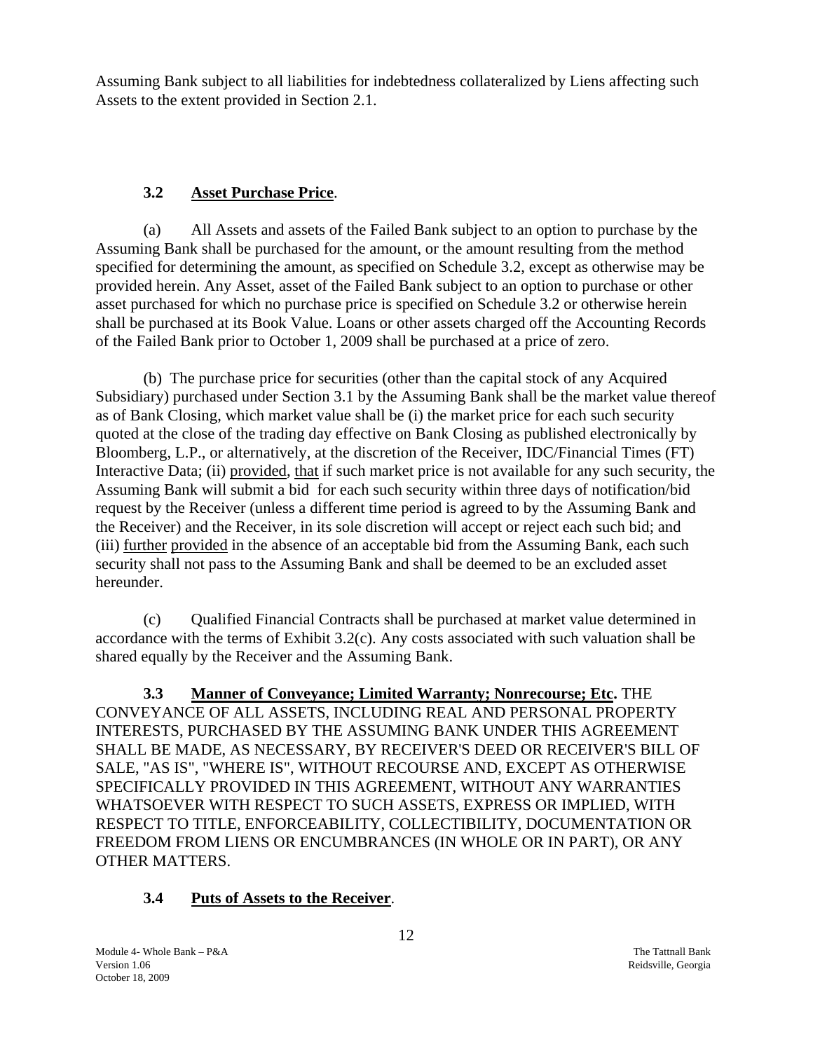Assuming Bank subject to all liabilities for indebtedness collateralized by Liens affecting such Assets to the extent provided in Section 2.1.

### 3.2 Asset Purchase Price.

(a) All Assets and assets of the Failed Bank subject to an option to purchase by the Assuming Bank shall be purchased for the amount, or the amount resulting from the method specified for determining the amount, as specified on Schedule 3.2, except as otherwise may be provided herein. Any Asset, asset of the Failed Bank subject to an option to purchase or other asset purchased for which no purchase price is specified on Schedule 3.2 or otherwise herein shall be purchased at its Book Value. Loans or other assets charged off the Accounting Records of the Failed Bank prior to October 1, 2009 shall be purchased at a price of zero.

(b) The purchase price for securities (other than the capital stock of any Acquired Subsidiary) purchased under Section 3.1 by the Assuming Bank shall be the market value thereof as of Bank Closing, which market value shall be (i) the market price for each such security quoted at the close of the trading day effective on Bank Closing as published electronically by Bloomberg, L.P., or alternatively, at the discretion of the Receiver, IDC/Financial Times (FT) Interactive Data; (ii) provided, that if such market price is not available for any such security, the Assuming Bank will submit a bid for each such security within three days of notification/bid request by the Receiver (unless a different time period is agreed to by the Assuming Bank and the Receiver) and the Receiver, in its sole discretion will accept or reject each such bid; and (iii) further provided in the absence of an acceptable bid from the Assuming Bank, each such security shall not pass to the Assuming Bank and shall be deemed to be an excluded asset hereunder.

(c) Qualified Financial Contracts shall be purchased at market value determined in accordance with the terms of Exhibit 3.2(c). Any costs associated with such valuation shall be shared equally by the Receiver and the Assuming Bank.

**3.3 Manner of Conveyance; Limited Warranty; Nonrecourse; Etc.** THE CONVEYANCE OF ALL ASSETS, INCLUDING REAL AND PERSONAL PROPERTY INTERESTS, PURCHASED BY THE ASSUMING BANK UNDER THIS AGREEMENT SHALL BE MADE, AS NECESSARY, BY RECEIVER'S DEED OR RECEIVER'S BILL OF SALE, "AS IS", "WHERE IS", WITHOUT RECOURSE AND, EXCEPT AS OTHERWISE SPECIFICALLY PROVIDED IN THIS AGREEMENT, WITHOUT ANY WARRANTIES WHATSOEVER WITH RESPECT TO SUCH ASSETS, EXPRESS OR IMPLIED, WITH RESPECT TO TITLE, ENFORCEABILITY, COLLECTIBILITY, DOCUMENTATION OR FREEDOM FROM LIENS OR ENCUMBRANCES (IN WHOLE OR IN PART), OR ANY OTHER MATTERS.

### 3.4 Puts of Assets to the Receiver.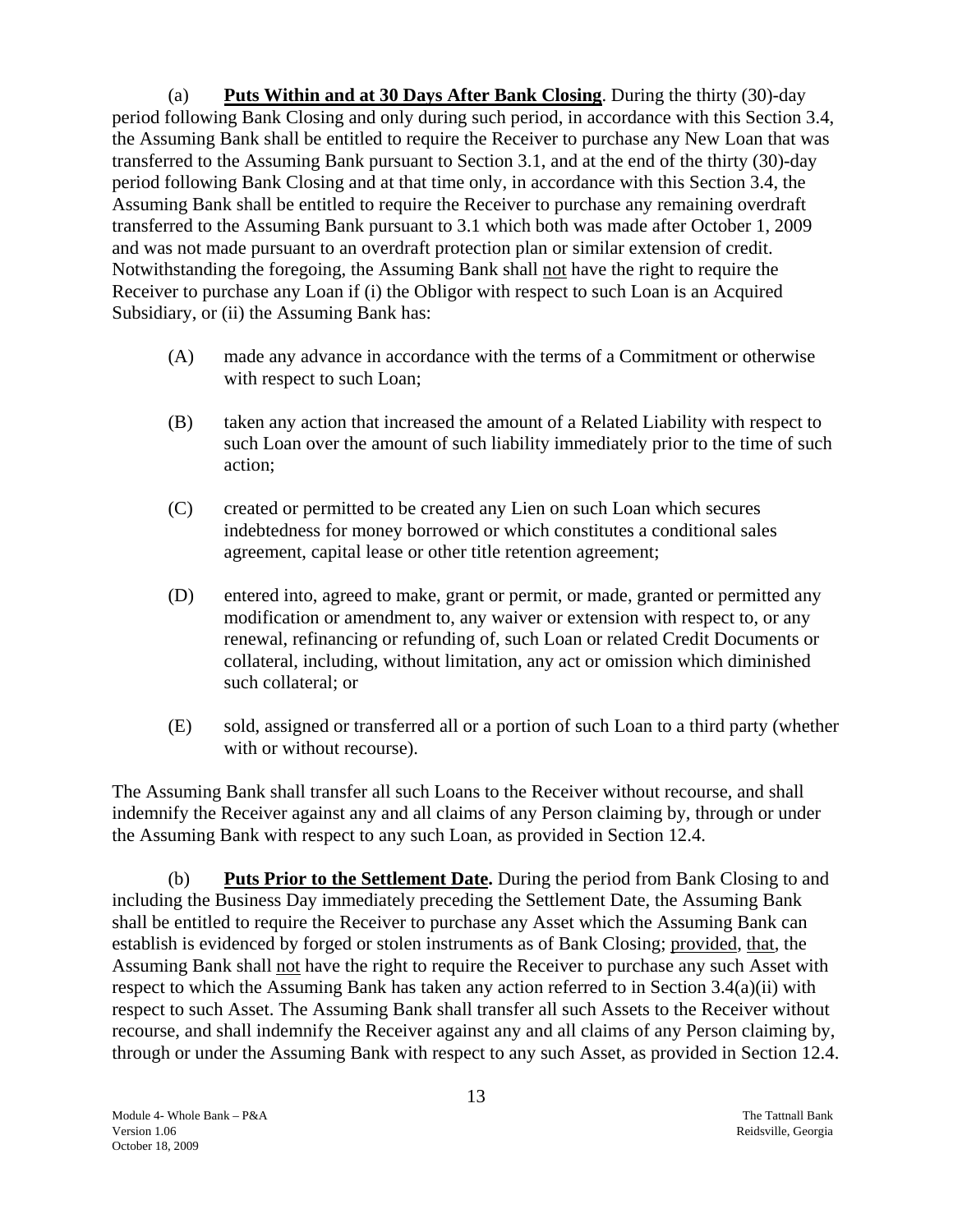(a) **Puts Within and at 30 Days After Bank Closing**. During the thirty (30)-day period following Bank Closing and only during such period, in accordance with this Section 3.4, the Assuming Bank shall be entitled to require the Receiver to purchase any New Loan that was transferred to the Assuming Bank pursuant to Section 3.1, and at the end of the thirty (30)-day period following Bank Closing and at that time only, in accordance with this Section 3.4, the Assuming Bank shall be entitled to require the Receiver to purchase any remaining overdraft transferred to the Assuming Bank pursuant to 3.1 which both was made after October 1, 2009 and was not made pursuant to an overdraft protection plan or similar extension of credit. Notwithstanding the foregoing, the Assuming Bank shall not have the right to require the Receiver to purchase any Loan if (i) the Obligor with respect to such Loan is an Acquired Subsidiary, or (ii) the Assuming Bank has:

(A) made any advance in accordance with the terms of a Commitment or otherwise with respect to such Loan;

(B) taken any action that increased the amount of a Related Liability with respect to such Loan over the amount of such liability immediately prior to the time of such action;

(C) created or permitted to be created any Lien on such Loan which secures indebtedness for money borrowed or which constitutes a conditional sales agreement, capital lease or other title retention agreement;

(D) entered into, agreed to make, grant or permit, or made, granted or permitted any modification or amendment to, any waiver or extension with respect to, or any renewal, refinancing or refunding of, such Loan or related Credit Documents or collateral, including, without limitation, any act or omission which diminished such collateral; or

(E) sold, assigned or transferred all or a portion of such Loan to a third party (whether with or without recourse).

The Assuming Bank shall transfer all such Loans to the Receiver without recourse, and shall indemnify the Receiver against any and all claims of any Person claiming by, through or under the Assuming Bank with respect to any such Loan, as provided in Section 12.4.

(b) **Puts Prior to the Settlement Date.** During the period from Bank Closing to and including the Business Day immediately preceding the Settlement Date, the Assuming Bank shall be entitled to require the Receiver to purchase any Asset which the Assuming Bank can establish is evidenced by forged or stolen instruments as of Bank Closing; provided, that, the Assuming Bank shall not have the right to require the Receiver to purchase any such Asset with respect to which the Assuming Bank has taken any action referred to in Section 3.4(a)(ii) with respect to such Asset. The Assuming Bank shall transfer all such Assets to the Receiver without recourse, and shall indemnify the Receiver against any and all claims of any Person claiming by, through or under the Assuming Bank with respect to any such Asset, as provided in Section 12.4.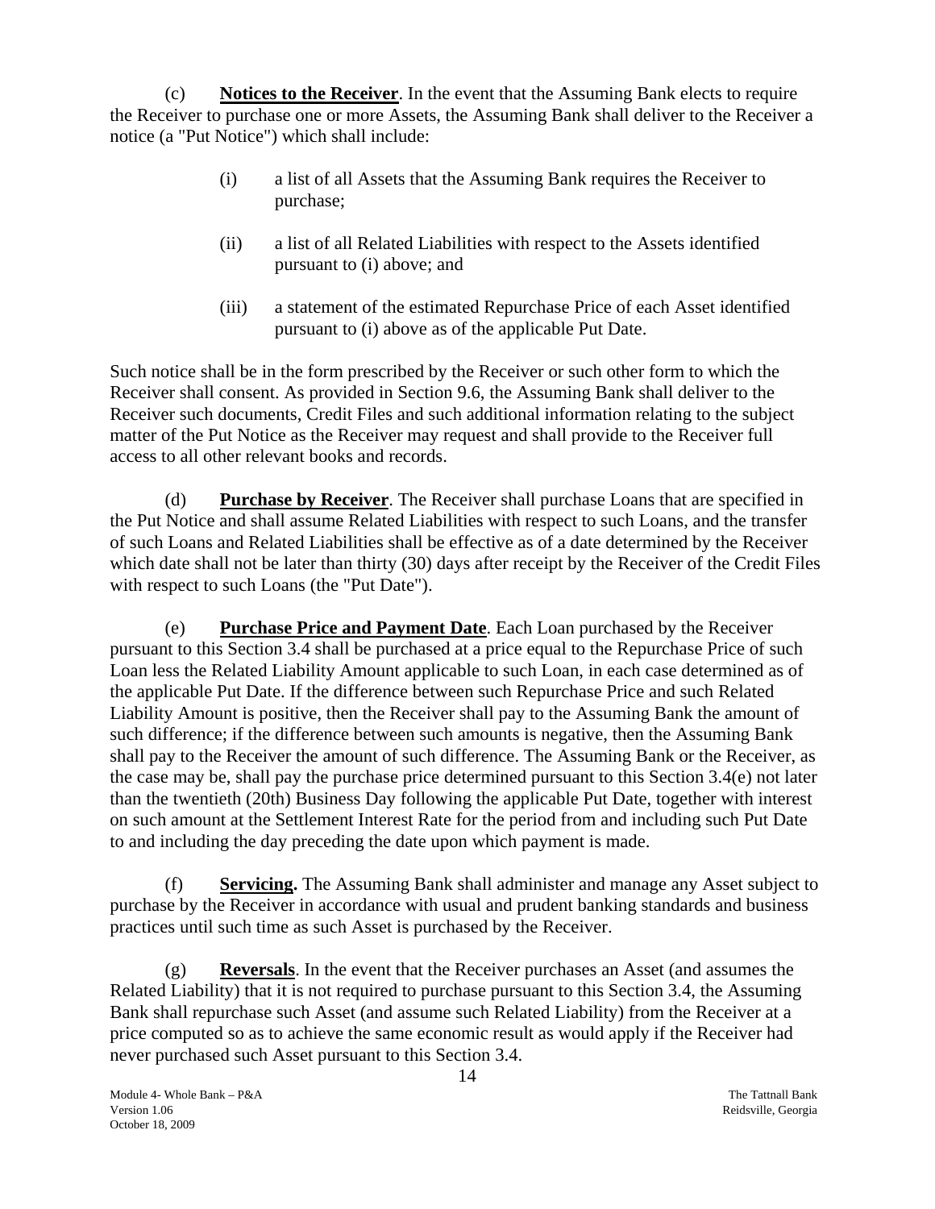(c) **Notices to the Receiver**. In the event that the Assuming Bank elects to require the Receiver to purchase one or more Assets, the Assuming Bank shall deliver to the Receiver a notice (a "Put Notice") which shall include:

> (i) a list of all Assets that the Assuming Bank requires the Receiver to purchase;
>
> (ii) a list of all Related Liabilities with respect to the Assets identified pursuant to (i) above; and
>
> (iii) a statement of the estimated Repurchase Price of each Asset identified pursuant to (i) above as of the applicable Put Date.

Such notice shall be in the form prescribed by the Receiver or such other form to which the Receiver shall consent. As provided in Section 9.6, the Assuming Bank shall deliver to the Receiver such documents, Credit Files and such additional information relating to the subject matter of the Put Notice as the Receiver may request and shall provide to the Receiver full access to all other relevant books and records.

(d) **Purchase by Receiver**. The Receiver shall purchase Loans that are specified in the Put Notice and shall assume Related Liabilities with respect to such Loans, and the transfer of such Loans and Related Liabilities shall be effective as of a date determined by the Receiver which date shall not be later than thirty (30) days after receipt by the Receiver of the Credit Files with respect to such Loans (the "Put Date").

(e) **Purchase Price and Payment Date**. Each Loan purchased by the Receiver pursuant to this Section 3.4 shall be purchased at a price equal to the Repurchase Price of such Loan less the Related Liability Amount applicable to such Loan, in each case determined as of the applicable Put Date. If the difference between such Repurchase Price and such Related Liability Amount is positive, then the Receiver shall pay to the Assuming Bank the amount of such difference; if the difference between such amounts is negative, then the Assuming Bank shall pay to the Receiver the amount of such difference. The Assuming Bank or the Receiver, as the case may be, shall pay the purchase price determined pursuant to this Section 3.4(e) not later than the twentieth (20th) Business Day following the applicable Put Date, together with interest on such amount at the Settlement Interest Rate for the period from and including such Put Date to and including the day preceding the date upon which payment is made.

(f) **Servicing.** The Assuming Bank shall administer and manage any Asset subject to purchase by the Receiver in accordance with usual and prudent banking standards and business practices until such time as such Asset is purchased by the Receiver.

(g) **Reversals**. In the event that the Receiver purchases an Asset (and assumes the Related Liability) that it is not required to purchase pursuant to this Section 3.4, the Assuming Bank shall repurchase such Asset (and assume such Related Liability) from the Receiver at a price computed so as to achieve the same economic result as would apply if the Receiver had never purchased such Asset pursuant to this Section 3.4.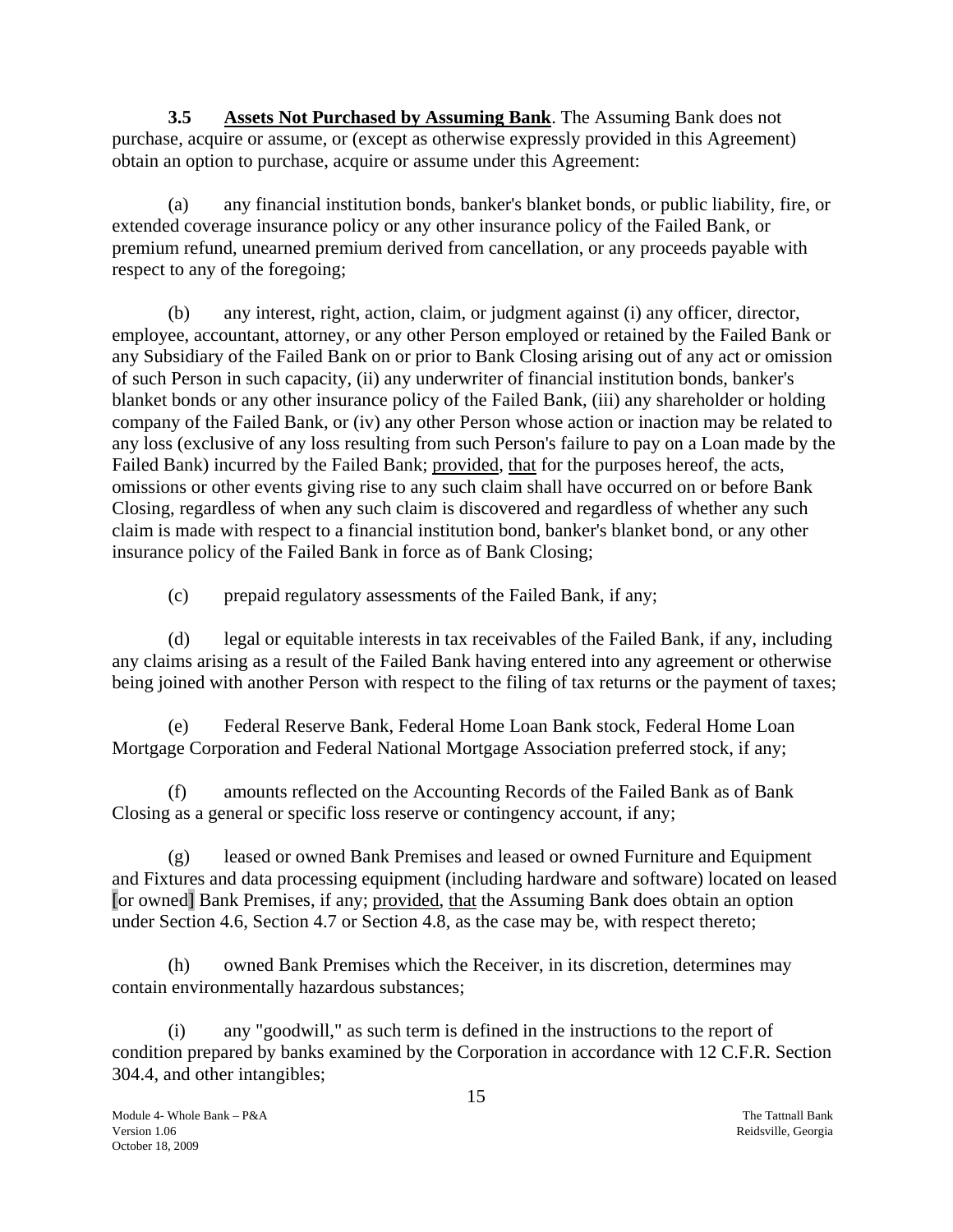**3.5 Assets Not Purchased by Assuming Bank**. The Assuming Bank does not purchase, acquire or assume, or (except as otherwise expressly provided in this Agreement) obtain an option to purchase, acquire or assume under this Agreement:

(a) any financial institution bonds, banker's blanket bonds, or public liability, fire, or extended coverage insurance policy or any other insurance policy of the Failed Bank, or premium refund, unearned premium derived from cancellation, or any proceeds payable with respect to any of the foregoing;

(b) any interest, right, action, claim, or judgment against (i) any officer, director, employee, accountant, attorney, or any other Person employed or retained by the Failed Bank or any Subsidiary of the Failed Bank on or prior to Bank Closing arising out of any act or omission of such Person in such capacity, (ii) any underwriter of financial institution bonds, banker's blanket bonds or any other insurance policy of the Failed Bank, (iii) any shareholder or holding company of the Failed Bank, or (iv) any other Person whose action or inaction may be related to any loss (exclusive of any loss resulting from such Person's failure to pay on a Loan made by the Failed Bank) incurred by the Failed Bank; provided, that for the purposes hereof, the acts, omissions or other events giving rise to any such claim shall have occurred on or before Bank Closing, regardless of when any such claim is discovered and regardless of whether any such claim is made with respect to a financial institution bond, banker's blanket bond, or any other insurance policy of the Failed Bank in force as of Bank Closing;

(c) prepaid regulatory assessments of the Failed Bank, if any;

(d) legal or equitable interests in tax receivables of the Failed Bank, if any, including any claims arising as a result of the Failed Bank having entered into any agreement or otherwise being joined with another Person with respect to the filing of tax returns or the payment of taxes;

(e) Federal Reserve Bank, Federal Home Loan Bank stock, Federal Home Loan Mortgage Corporation and Federal National Mortgage Association preferred stock, if any;

(f) amounts reflected on the Accounting Records of the Failed Bank as of Bank Closing as a general or specific loss reserve or contingency account, if any;

(g) leased or owned Bank Premises and leased or owned Furniture and Equipment and Fixtures and data processing equipment (including hardware and software) located on leased [or owned] Bank Premises, if any; provided, that the Assuming Bank does obtain an option under Section 4.6, Section 4.7 or Section 4.8, as the case may be, with respect thereto;

(h) owned Bank Premises which the Receiver, in its discretion, determines may contain environmentally hazardous substances;

(i) any "goodwill," as such term is defined in the instructions to the report of condition prepared by banks examined by the Corporation in accordance with 12 C.F.R. Section 304.4, and other intangibles;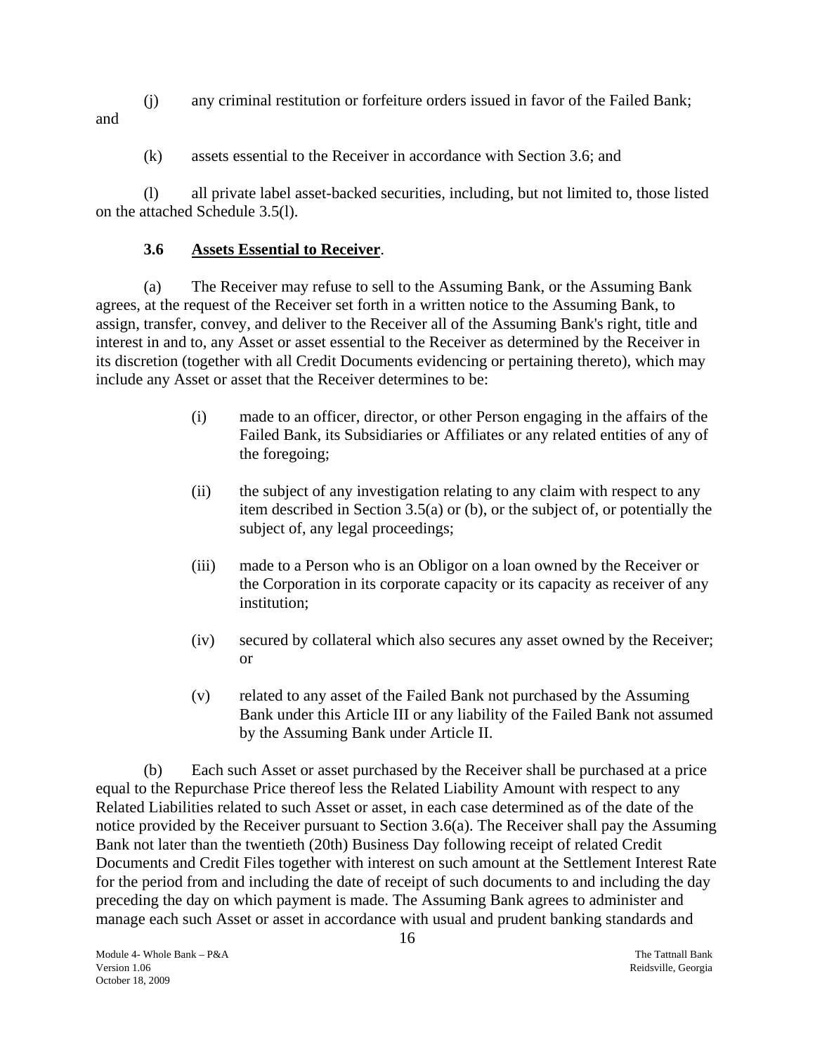(j) any criminal restitution or forfeiture orders issued in favor of the Failed Bank; and

(k) assets essential to the Receiver in accordance with Section 3.6; and

(l) all private label asset-backed securities, including, but not limited to, those listed on the attached Schedule 3.5(l).

### 3.6 **Assets Essential to Receiver**.

(a) The Receiver may refuse to sell to the Assuming Bank, or the Assuming Bank agrees, at the request of the Receiver set forth in a written notice to the Assuming Bank, to assign, transfer, convey, and deliver to the Receiver all of the Assuming Bank's right, title and interest in and to, any Asset or asset essential to the Receiver as determined by the Receiver in its discretion (together with all Credit Documents evidencing or pertaining thereto), which may include any Asset or asset that the Receiver determines to be:

> (i) made to an officer, director, or other Person engaging in the affairs of the Failed Bank, its Subsidiaries or Affiliates or any related entities of any of the foregoing;
>
> (ii) the subject of any investigation relating to any claim with respect to any item described in Section 3.5(a) or (b), or the subject of, or potentially the subject of, any legal proceedings;
>
> (iii) made to a Person who is an Obligor on a loan owned by the Receiver or the Corporation in its corporate capacity or its capacity as receiver of any institution;
>
> (iv) secured by collateral which also secures any asset owned by the Receiver; or
>
> (v) related to any asset of the Failed Bank not purchased by the Assuming Bank under this Article III or any liability of the Failed Bank not assumed by the Assuming Bank under Article II.

(b) Each such Asset or asset purchased by the Receiver shall be purchased at a price equal to the Repurchase Price thereof less the Related Liability Amount with respect to any Related Liabilities related to such Asset or asset, in each case determined as of the date of the notice provided by the Receiver pursuant to Section 3.6(a). The Receiver shall pay the Assuming Bank not later than the twentieth (20th) Business Day following receipt of related Credit Documents and Credit Files together with interest on such amount at the Settlement Interest Rate for the period from and including the date of receipt of such documents to and including the day preceding the day on which payment is made. The Assuming Bank agrees to administer and manage each such Asset or asset in accordance with usual and prudent banking standards and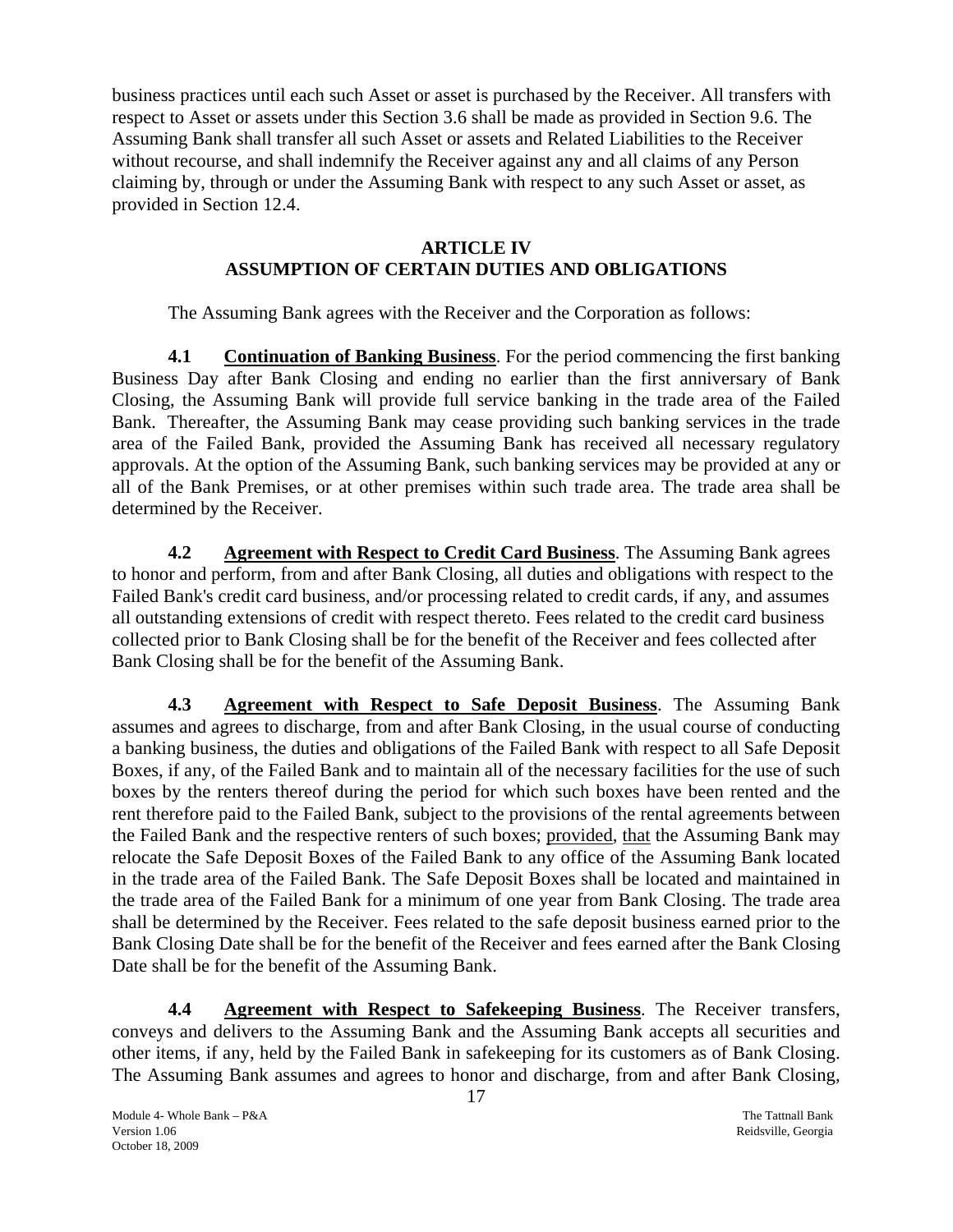business practices until each such Asset or asset is purchased by the Receiver. All transfers with respect to Asset or assets under this Section 3.6 shall be made as provided in Section 9.6. The Assuming Bank shall transfer all such Asset or assets and Related Liabilities to the Receiver without recourse, and shall indemnify the Receiver against any and all claims of any Person claiming by, through or under the Assuming Bank with respect to any such Asset or asset, as provided in Section 12.4.

## ARTICLE IV
## ASSUMPTION OF CERTAIN DUTIES AND OBLIGATIONS

The Assuming Bank agrees with the Receiver and the Corporation as follows:

**4.1 Continuation of Banking Business**. For the period commencing the first banking Business Day after Bank Closing and ending no earlier than the first anniversary of Bank Closing, the Assuming Bank will provide full service banking in the trade area of the Failed Bank. Thereafter, the Assuming Bank may cease providing such banking services in the trade area of the Failed Bank, provided the Assuming Bank has received all necessary regulatory approvals. At the option of the Assuming Bank, such banking services may be provided at any or all of the Bank Premises, or at other premises within such trade area. The trade area shall be determined by the Receiver.

**4.2 Agreement with Respect to Credit Card Business**. The Assuming Bank agrees to honor and perform, from and after Bank Closing, all duties and obligations with respect to the Failed Bank's credit card business, and/or processing related to credit cards, if any, and assumes all outstanding extensions of credit with respect thereto. Fees related to the credit card business collected prior to Bank Closing shall be for the benefit of the Receiver and fees collected after Bank Closing shall be for the benefit of the Assuming Bank.

**4.3 Agreement with Respect to Safe Deposit Business**. The Assuming Bank assumes and agrees to discharge, from and after Bank Closing, in the usual course of conducting a banking business, the duties and obligations of the Failed Bank with respect to all Safe Deposit Boxes, if any, of the Failed Bank and to maintain all of the necessary facilities for the use of such boxes by the renters thereof during the period for which such boxes have been rented and the rent therefore paid to the Failed Bank, subject to the provisions of the rental agreements between the Failed Bank and the respective renters of such boxes; provided, that the Assuming Bank may relocate the Safe Deposit Boxes of the Failed Bank to any office of the Assuming Bank located in the trade area of the Failed Bank. The Safe Deposit Boxes shall be located and maintained in the trade area of the Failed Bank for a minimum of one year from Bank Closing. The trade area shall be determined by the Receiver. Fees related to the safe deposit business earned prior to the Bank Closing Date shall be for the benefit of the Receiver and fees earned after the Bank Closing Date shall be for the benefit of the Assuming Bank.

**4.4 Agreement with Respect to Safekeeping Business**. The Receiver transfers, conveys and delivers to the Assuming Bank and the Assuming Bank accepts all securities and other items, if any, held by the Failed Bank in safekeeping for its customers as of Bank Closing. The Assuming Bank assumes and agrees to honor and discharge, from and after Bank Closing,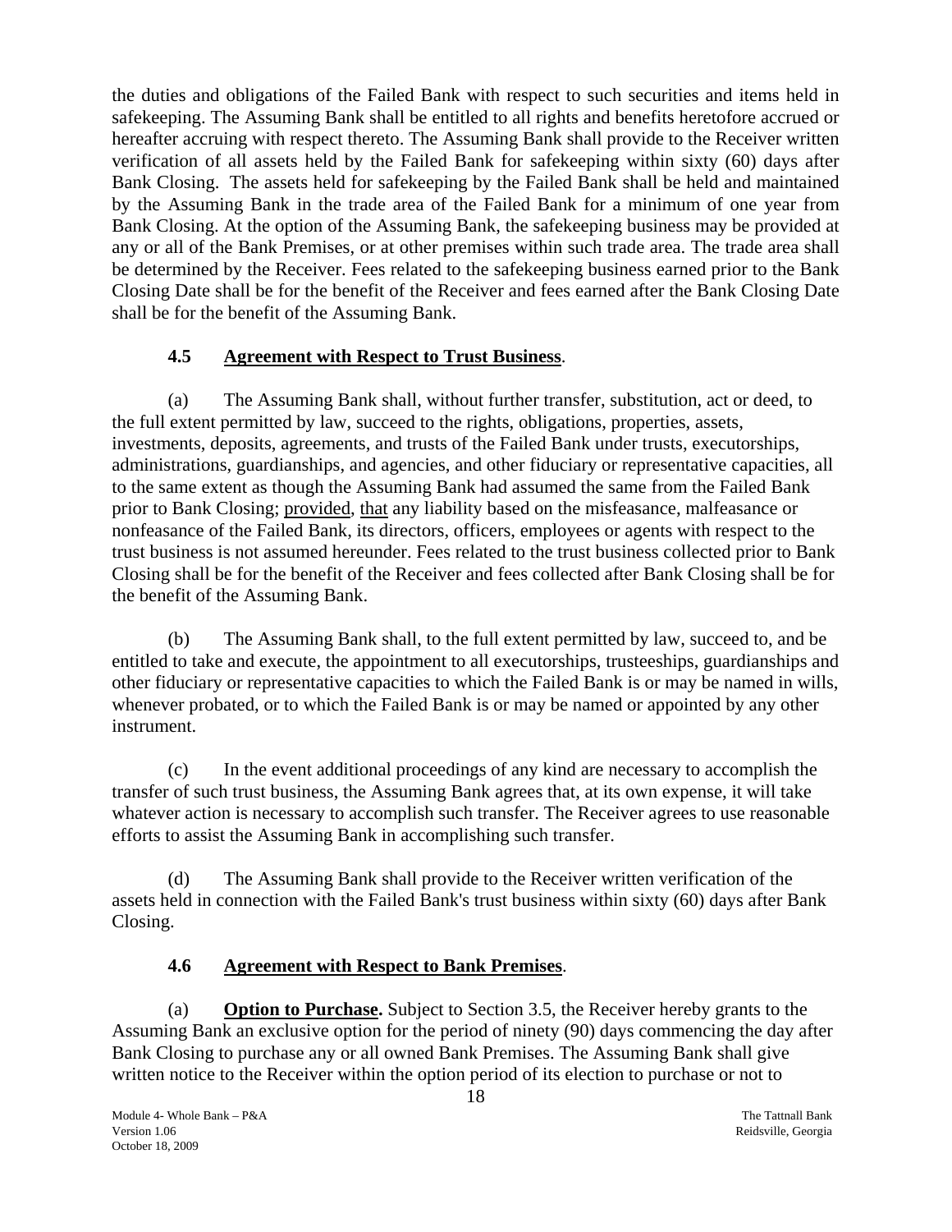the duties and obligations of the Failed Bank with respect to such securities and items held in safekeeping. The Assuming Bank shall be entitled to all rights and benefits heretofore accrued or hereafter accruing with respect thereto. The Assuming Bank shall provide to the Receiver written verification of all assets held by the Failed Bank for safekeeping within sixty (60) days after Bank Closing. The assets held for safekeeping by the Failed Bank shall be held and maintained by the Assuming Bank in the trade area of the Failed Bank for a minimum of one year from Bank Closing. At the option of the Assuming Bank, the safekeeping business may be provided at any or all of the Bank Premises, or at other premises within such trade area. The trade area shall be determined by the Receiver. Fees related to the safekeeping business earned prior to the Bank Closing Date shall be for the benefit of the Receiver and fees earned after the Bank Closing Date shall be for the benefit of the Assuming Bank.

**4.5 Agreement with Respect to Trust Business**.

(a) The Assuming Bank shall, without further transfer, substitution, act or deed, to the full extent permitted by law, succeed to the rights, obligations, properties, assets, investments, deposits, agreements, and trusts of the Failed Bank under trusts, executorships, administrations, guardianships, and agencies, and other fiduciary or representative capacities, all to the same extent as though the Assuming Bank had assumed the same from the Failed Bank prior to Bank Closing; provided, that any liability based on the misfeasance, malfeasance or nonfeasance of the Failed Bank, its directors, officers, employees or agents with respect to the trust business is not assumed hereunder. Fees related to the trust business collected prior to Bank Closing shall be for the benefit of the Receiver and fees collected after Bank Closing shall be for the benefit of the Assuming Bank.

(b) The Assuming Bank shall, to the full extent permitted by law, succeed to, and be entitled to take and execute, the appointment to all executorships, trusteeships, guardianships and other fiduciary or representative capacities to which the Failed Bank is or may be named in wills, whenever probated, or to which the Failed Bank is or may be named or appointed by any other instrument.

(c) In the event additional proceedings of any kind are necessary to accomplish the transfer of such trust business, the Assuming Bank agrees that, at its own expense, it will take whatever action is necessary to accomplish such transfer. The Receiver agrees to use reasonable efforts to assist the Assuming Bank in accomplishing such transfer.

(d) The Assuming Bank shall provide to the Receiver written verification of the assets held in connection with the Failed Bank's trust business within sixty (60) days after Bank Closing.

**4.6 Agreement with Respect to Bank Premises**.

(a) **Option to Purchase.** Subject to Section 3.5, the Receiver hereby grants to the Assuming Bank an exclusive option for the period of ninety (90) days commencing the day after Bank Closing to purchase any or all owned Bank Premises. The Assuming Bank shall give written notice to the Receiver within the option period of its election to purchase or not to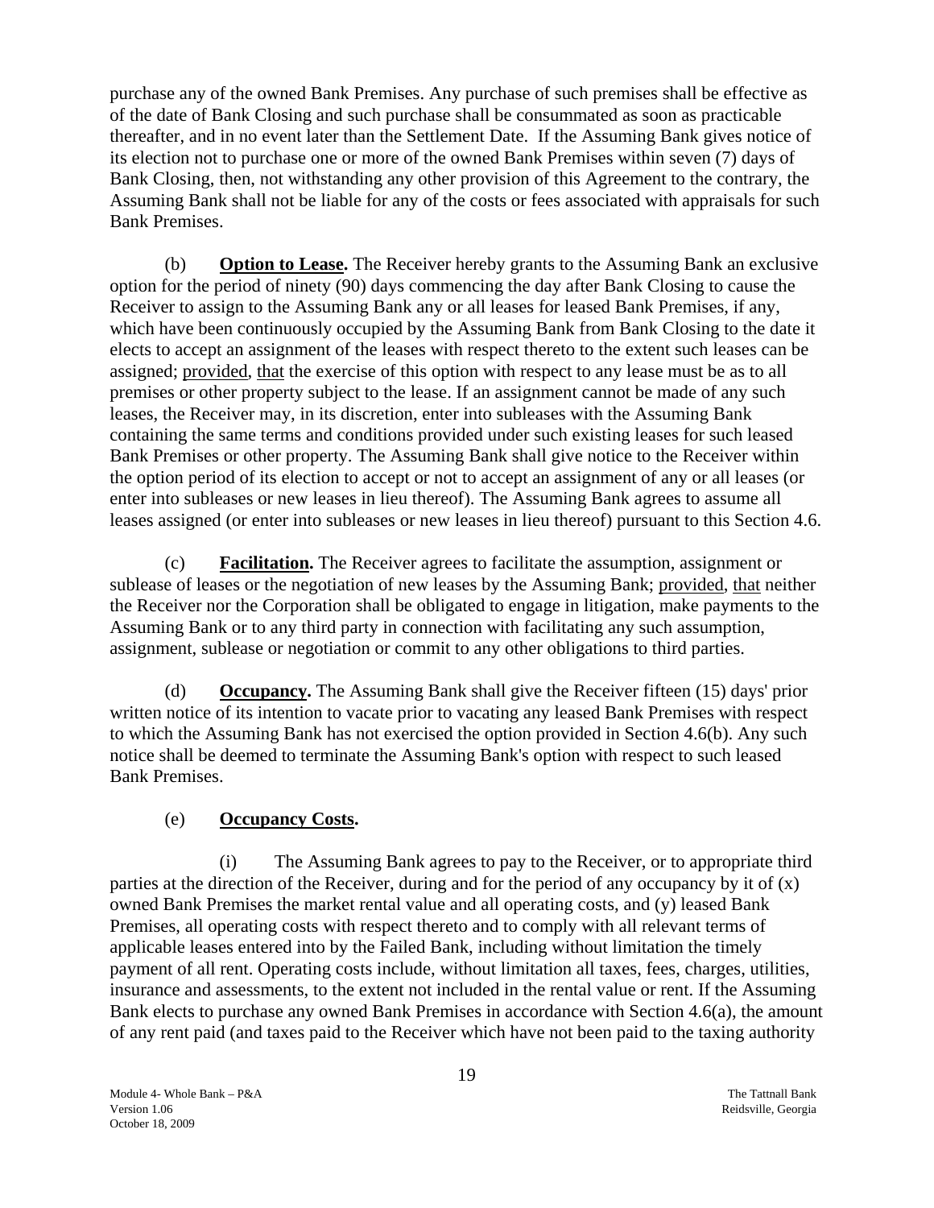purchase any of the owned Bank Premises. Any purchase of such premises shall be effective as of the date of Bank Closing and such purchase shall be consummated as soon as practicable thereafter, and in no event later than the Settlement Date. If the Assuming Bank gives notice of its election not to purchase one or more of the owned Bank Premises within seven (7) days of Bank Closing, then, not withstanding any other provision of this Agreement to the contrary, the Assuming Bank shall not be liable for any of the costs or fees associated with appraisals for such Bank Premises.

(b) **Option to Lease.** The Receiver hereby grants to the Assuming Bank an exclusive option for the period of ninety (90) days commencing the day after Bank Closing to cause the Receiver to assign to the Assuming Bank any or all leases for leased Bank Premises, if any, which have been continuously occupied by the Assuming Bank from Bank Closing to the date it elects to accept an assignment of the leases with respect thereto to the extent such leases can be assigned; provided, that the exercise of this option with respect to any lease must be as to all premises or other property subject to the lease. If an assignment cannot be made of any such leases, the Receiver may, in its discretion, enter into subleases with the Assuming Bank containing the same terms and conditions provided under such existing leases for such leased Bank Premises or other property. The Assuming Bank shall give notice to the Receiver within the option period of its election to accept or not to accept an assignment of any or all leases (or enter into subleases or new leases in lieu thereof). The Assuming Bank agrees to assume all leases assigned (or enter into subleases or new leases in lieu thereof) pursuant to this Section 4.6.

(c) **Facilitation.** The Receiver agrees to facilitate the assumption, assignment or sublease of leases or the negotiation of new leases by the Assuming Bank; provided, that neither the Receiver nor the Corporation shall be obligated to engage in litigation, make payments to the Assuming Bank or to any third party in connection with facilitating any such assumption, assignment, sublease or negotiation or commit to any other obligations to third parties.

(d) **Occupancy.** The Assuming Bank shall give the Receiver fifteen (15) days' prior written notice of its intention to vacate prior to vacating any leased Bank Premises with respect to which the Assuming Bank has not exercised the option provided in Section 4.6(b). Any such notice shall be deemed to terminate the Assuming Bank's option with respect to such leased Bank Premises.

(e) **Occupancy Costs.**

(i) The Assuming Bank agrees to pay to the Receiver, or to appropriate third parties at the direction of the Receiver, during and for the period of any occupancy by it of (x) owned Bank Premises the market rental value and all operating costs, and (y) leased Bank Premises, all operating costs with respect thereto and to comply with all relevant terms of applicable leases entered into by the Failed Bank, including without limitation the timely payment of all rent. Operating costs include, without limitation all taxes, fees, charges, utilities, insurance and assessments, to the extent not included in the rental value or rent. If the Assuming Bank elects to purchase any owned Bank Premises in accordance with Section 4.6(a), the amount of any rent paid (and taxes paid to the Receiver which have not been paid to the taxing authority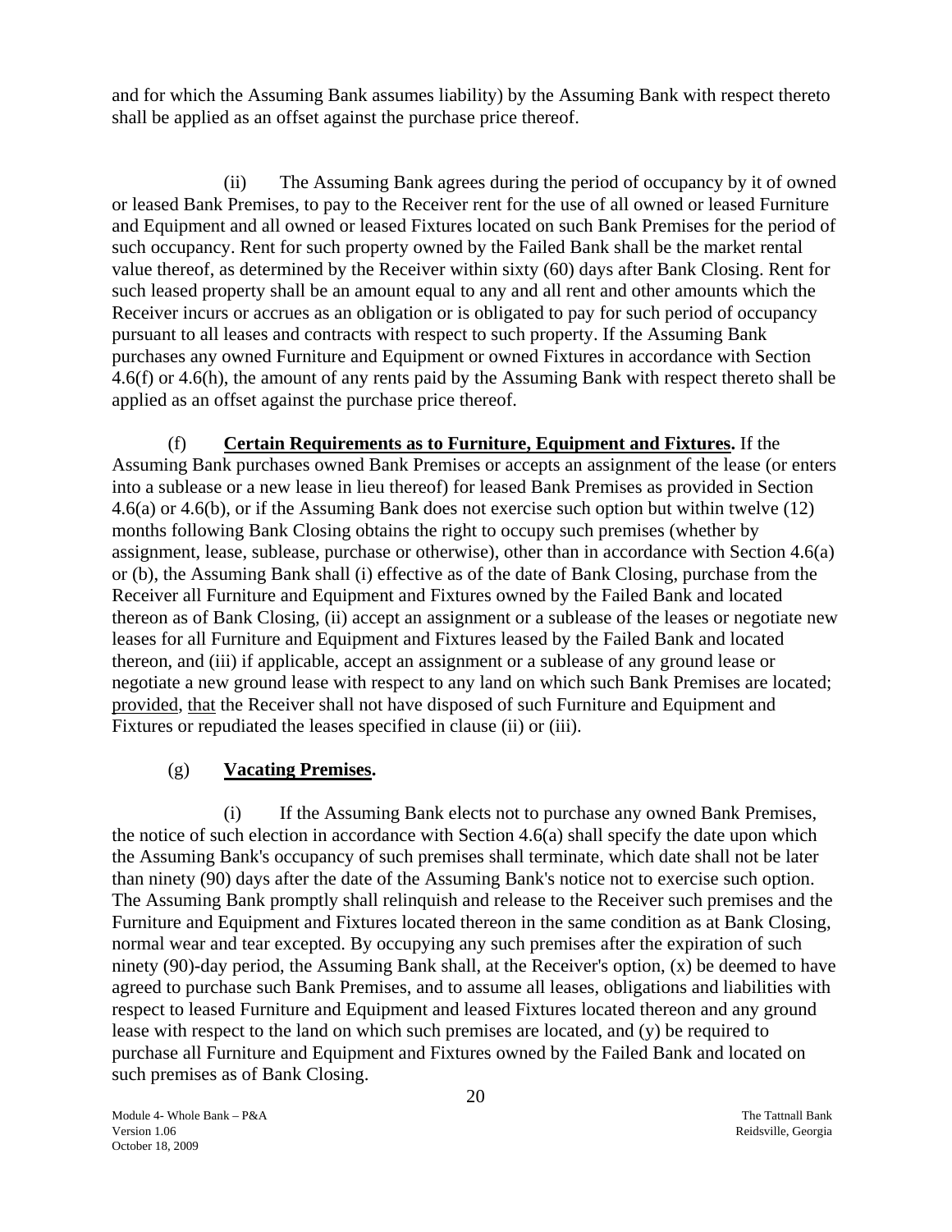and for which the Assuming Bank assumes liability) by the Assuming Bank with respect thereto shall be applied as an offset against the purchase price thereof.

(ii) The Assuming Bank agrees during the period of occupancy by it of owned or leased Bank Premises, to pay to the Receiver rent for the use of all owned or leased Furniture and Equipment and all owned or leased Fixtures located on such Bank Premises for the period of such occupancy. Rent for such property owned by the Failed Bank shall be the market rental value thereof, as determined by the Receiver within sixty (60) days after Bank Closing. Rent for such leased property shall be an amount equal to any and all rent and other amounts which the Receiver incurs or accrues as an obligation or is obligated to pay for such period of occupancy pursuant to all leases and contracts with respect to such property. If the Assuming Bank purchases any owned Furniture and Equipment or owned Fixtures in accordance with Section 4.6(f) or 4.6(h), the amount of any rents paid by the Assuming Bank with respect thereto shall be applied as an offset against the purchase price thereof.

(f) **Certain Requirements as to Furniture, Equipment and Fixtures.** If the Assuming Bank purchases owned Bank Premises or accepts an assignment of the lease (or enters into a sublease or a new lease in lieu thereof) for leased Bank Premises as provided in Section 4.6(a) or 4.6(b), or if the Assuming Bank does not exercise such option but within twelve (12) months following Bank Closing obtains the right to occupy such premises (whether by assignment, lease, sublease, purchase or otherwise), other than in accordance with Section 4.6(a) or (b), the Assuming Bank shall (i) effective as of the date of Bank Closing, purchase from the Receiver all Furniture and Equipment and Fixtures owned by the Failed Bank and located thereon as of Bank Closing, (ii) accept an assignment or a sublease of the leases or negotiate new leases for all Furniture and Equipment and Fixtures leased by the Failed Bank and located thereon, and (iii) if applicable, accept an assignment or a sublease of any ground lease or negotiate a new ground lease with respect to any land on which such Bank Premises are located; provided, that the Receiver shall not have disposed of such Furniture and Equipment and Fixtures or repudiated the leases specified in clause (ii) or (iii).

(g) **Vacating Premises.**

(i) If the Assuming Bank elects not to purchase any owned Bank Premises, the notice of such election in accordance with Section 4.6(a) shall specify the date upon which the Assuming Bank's occupancy of such premises shall terminate, which date shall not be later than ninety (90) days after the date of the Assuming Bank's notice not to exercise such option. The Assuming Bank promptly shall relinquish and release to the Receiver such premises and the Furniture and Equipment and Fixtures located thereon in the same condition as at Bank Closing, normal wear and tear excepted. By occupying any such premises after the expiration of such ninety (90)-day period, the Assuming Bank shall, at the Receiver's option, (x) be deemed to have agreed to purchase such Bank Premises, and to assume all leases, obligations and liabilities with respect to leased Furniture and Equipment and leased Fixtures located thereon and any ground lease with respect to the land on which such premises are located, and (y) be required to purchase all Furniture and Equipment and Fixtures owned by the Failed Bank and located on such premises as of Bank Closing.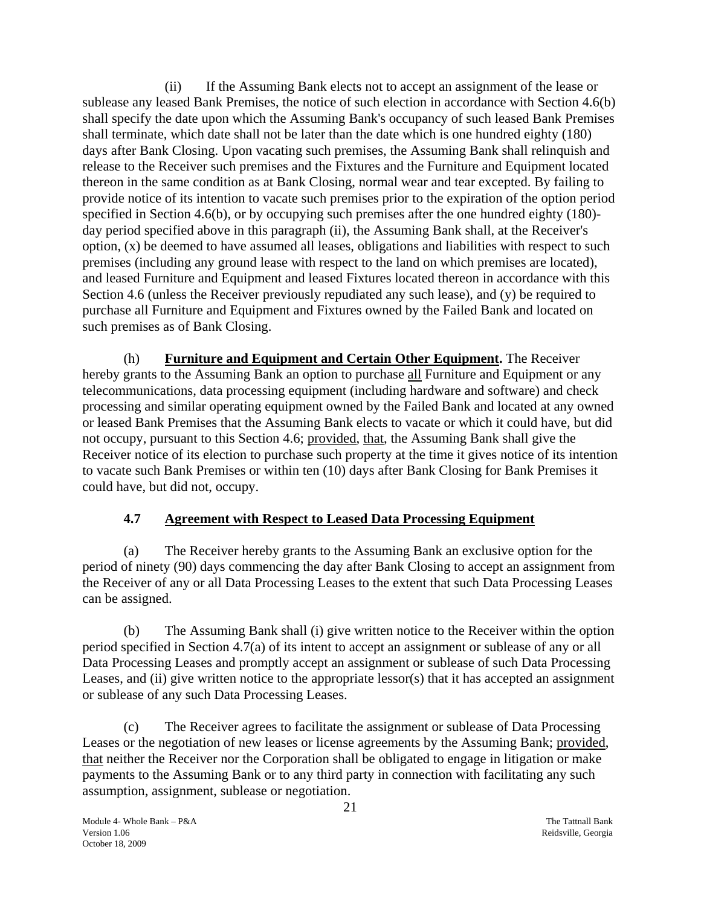(ii) If the Assuming Bank elects not to accept an assignment of the lease or sublease any leased Bank Premises, the notice of such election in accordance with Section 4.6(b) shall specify the date upon which the Assuming Bank's occupancy of such leased Bank Premises shall terminate, which date shall not be later than the date which is one hundred eighty (180) days after Bank Closing. Upon vacating such premises, the Assuming Bank shall relinquish and release to the Receiver such premises and the Fixtures and the Furniture and Equipment located thereon in the same condition as at Bank Closing, normal wear and tear excepted. By failing to provide notice of its intention to vacate such premises prior to the expiration of the option period specified in Section 4.6(b), or by occupying such premises after the one hundred eighty (180)-day period specified above in this paragraph (ii), the Assuming Bank shall, at the Receiver's option, (x) be deemed to have assumed all leases, obligations and liabilities with respect to such premises (including any ground lease with respect to the land on which premises are located), and leased Furniture and Equipment and leased Fixtures located thereon in accordance with this Section 4.6 (unless the Receiver previously repudiated any such lease), and (y) be required to purchase all Furniture and Equipment and Fixtures owned by the Failed Bank and located on such premises as of Bank Closing.

(h) **Furniture and Equipment and Certain Other Equipment.** The Receiver hereby grants to the Assuming Bank an option to purchase all Furniture and Equipment or any telecommunications, data processing equipment (including hardware and software) and check processing and similar operating equipment owned by the Failed Bank and located at any owned or leased Bank Premises that the Assuming Bank elects to vacate or which it could have, but did not occupy, pursuant to this Section 4.6; provided, that, the Assuming Bank shall give the Receiver notice of its election to purchase such property at the time it gives notice of its intention to vacate such Bank Premises or within ten (10) days after Bank Closing for Bank Premises it could have, but did not, occupy.

## 4.7 Agreement with Respect to Leased Data Processing Equipment

(a) The Receiver hereby grants to the Assuming Bank an exclusive option for the period of ninety (90) days commencing the day after Bank Closing to accept an assignment from the Receiver of any or all Data Processing Leases to the extent that such Data Processing Leases can be assigned.

(b) The Assuming Bank shall (i) give written notice to the Receiver within the option period specified in Section 4.7(a) of its intent to accept an assignment or sublease of any or all Data Processing Leases and promptly accept an assignment or sublease of such Data Processing Leases, and (ii) give written notice to the appropriate lessor(s) that it has accepted an assignment or sublease of any such Data Processing Leases.

(c) The Receiver agrees to facilitate the assignment or sublease of Data Processing Leases or the negotiation of new leases or license agreements by the Assuming Bank; provided, that neither the Receiver nor the Corporation shall be obligated to engage in litigation or make payments to the Assuming Bank or to any third party in connection with facilitating any such assumption, assignment, sublease or negotiation.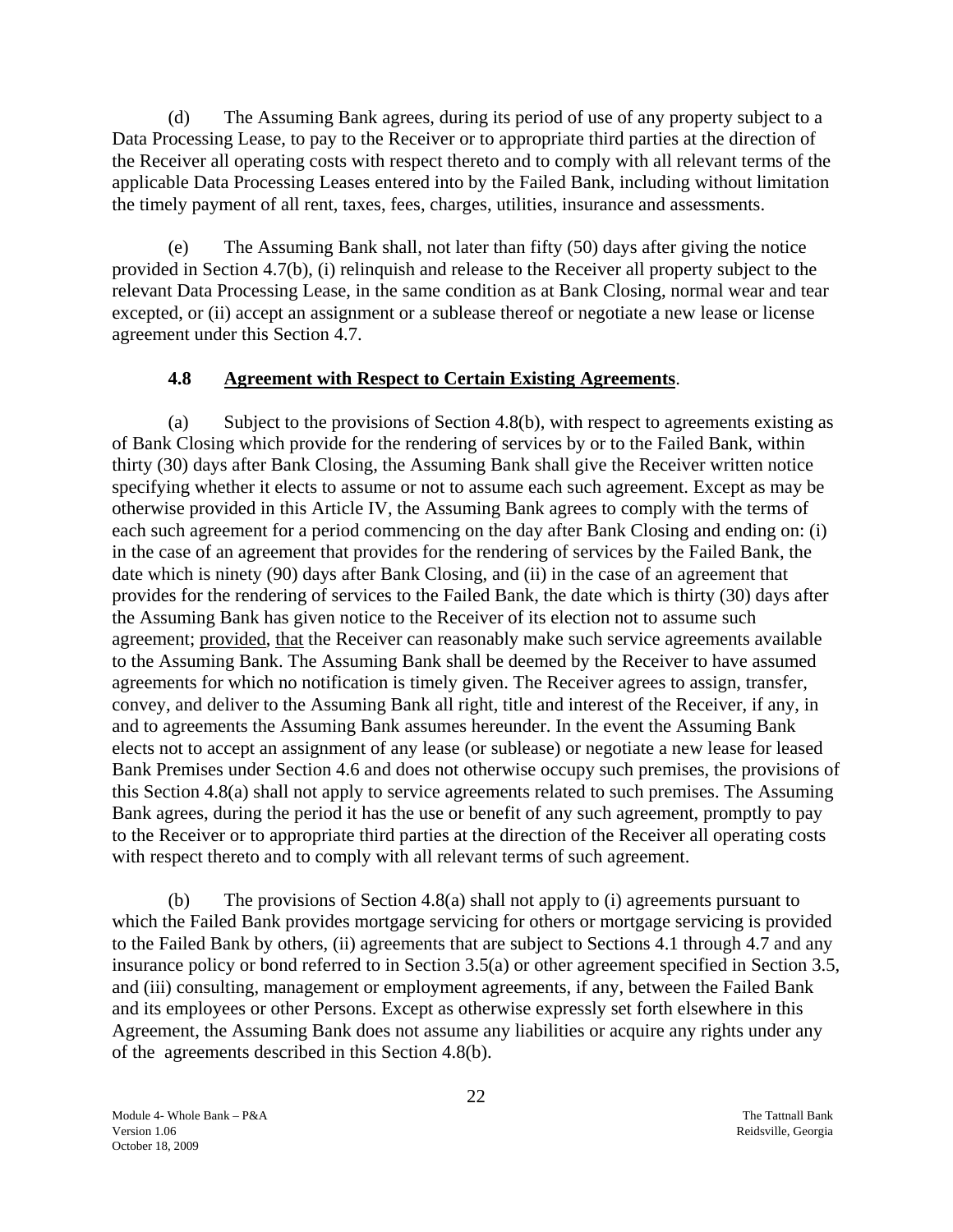(d) The Assuming Bank agrees, during its period of use of any property subject to a Data Processing Lease, to pay to the Receiver or to appropriate third parties at the direction of the Receiver all operating costs with respect thereto and to comply with all relevant terms of the applicable Data Processing Leases entered into by the Failed Bank, including without limitation the timely payment of all rent, taxes, fees, charges, utilities, insurance and assessments.

(e) The Assuming Bank shall, not later than fifty (50) days after giving the notice provided in Section 4.7(b), (i) relinquish and release to the Receiver all property subject to the relevant Data Processing Lease, in the same condition as at Bank Closing, normal wear and tear excepted, or (ii) accept an assignment or a sublease thereof or negotiate a new lease or license agreement under this Section 4.7.

### 4.8 Agreement with Respect to Certain Existing Agreements.

(a) Subject to the provisions of Section 4.8(b), with respect to agreements existing as of Bank Closing which provide for the rendering of services by or to the Failed Bank, within thirty (30) days after Bank Closing, the Assuming Bank shall give the Receiver written notice specifying whether it elects to assume or not to assume each such agreement. Except as may be otherwise provided in this Article IV, the Assuming Bank agrees to comply with the terms of each such agreement for a period commencing on the day after Bank Closing and ending on: (i) in the case of an agreement that provides for the rendering of services by the Failed Bank, the date which is ninety (90) days after Bank Closing, and (ii) in the case of an agreement that provides for the rendering of services to the Failed Bank, the date which is thirty (30) days after the Assuming Bank has given notice to the Receiver of its election not to assume such agreement; provided, that the Receiver can reasonably make such service agreements available to the Assuming Bank. The Assuming Bank shall be deemed by the Receiver to have assumed agreements for which no notification is timely given. The Receiver agrees to assign, transfer, convey, and deliver to the Assuming Bank all right, title and interest of the Receiver, if any, in and to agreements the Assuming Bank assumes hereunder. In the event the Assuming Bank elects not to accept an assignment of any lease (or sublease) or negotiate a new lease for leased Bank Premises under Section 4.6 and does not otherwise occupy such premises, the provisions of this Section 4.8(a) shall not apply to service agreements related to such premises. The Assuming Bank agrees, during the period it has the use or benefit of any such agreement, promptly to pay to the Receiver or to appropriate third parties at the direction of the Receiver all operating costs with respect thereto and to comply with all relevant terms of such agreement.

(b) The provisions of Section 4.8(a) shall not apply to (i) agreements pursuant to which the Failed Bank provides mortgage servicing for others or mortgage servicing is provided to the Failed Bank by others, (ii) agreements that are subject to Sections 4.1 through 4.7 and any insurance policy or bond referred to in Section 3.5(a) or other agreement specified in Section 3.5, and (iii) consulting, management or employment agreements, if any, between the Failed Bank and its employees or other Persons. Except as otherwise expressly set forth elsewhere in this Agreement, the Assuming Bank does not assume any liabilities or acquire any rights under any of the agreements described in this Section 4.8(b).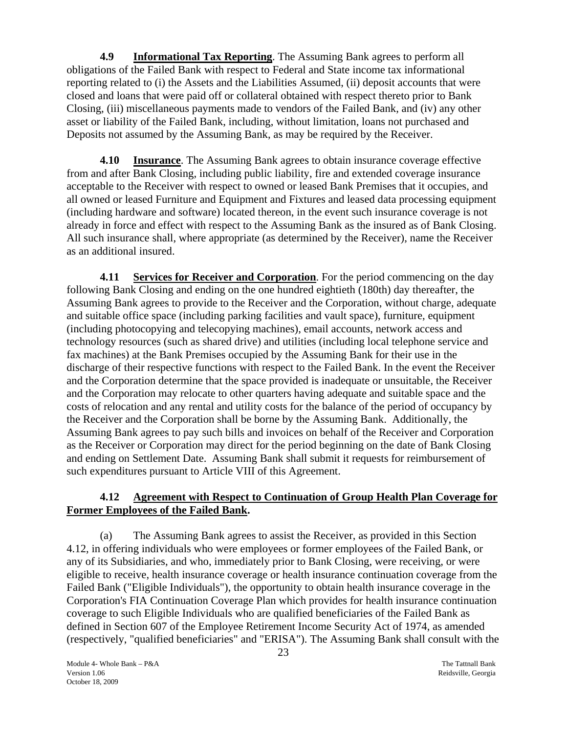**4.9 Informational Tax Reporting**. The Assuming Bank agrees to perform all obligations of the Failed Bank with respect to Federal and State income tax informational reporting related to (i) the Assets and the Liabilities Assumed, (ii) deposit accounts that were closed and loans that were paid off or collateral obtained with respect thereto prior to Bank Closing, (iii) miscellaneous payments made to vendors of the Failed Bank, and (iv) any other asset or liability of the Failed Bank, including, without limitation, loans not purchased and Deposits not assumed by the Assuming Bank, as may be required by the Receiver.

**4.10 Insurance**. The Assuming Bank agrees to obtain insurance coverage effective from and after Bank Closing, including public liability, fire and extended coverage insurance acceptable to the Receiver with respect to owned or leased Bank Premises that it occupies, and all owned or leased Furniture and Equipment and Fixtures and leased data processing equipment (including hardware and software) located thereon, in the event such insurance coverage is not already in force and effect with respect to the Assuming Bank as the insured as of Bank Closing. All such insurance shall, where appropriate (as determined by the Receiver), name the Receiver as an additional insured.

**4.11 Services for Receiver and Corporation**. For the period commencing on the day following Bank Closing and ending on the one hundred eightieth (180th) day thereafter, the Assuming Bank agrees to provide to the Receiver and the Corporation, without charge, adequate and suitable office space (including parking facilities and vault space), furniture, equipment (including photocopying and telecopying machines), email accounts, network access and technology resources (such as shared drive) and utilities (including local telephone service and fax machines) at the Bank Premises occupied by the Assuming Bank for their use in the discharge of their respective functions with respect to the Failed Bank. In the event the Receiver and the Corporation determine that the space provided is inadequate or unsuitable, the Receiver and the Corporation may relocate to other quarters having adequate and suitable space and the costs of relocation and any rental and utility costs for the balance of the period of occupancy by the Receiver and the Corporation shall be borne by the Assuming Bank. Additionally, the Assuming Bank agrees to pay such bills and invoices on behalf of the Receiver and Corporation as the Receiver or Corporation may direct for the period beginning on the date of Bank Closing and ending on Settlement Date. Assuming Bank shall submit it requests for reimbursement of such expenditures pursuant to Article VIII of this Agreement.

**4.12 Agreement with Respect to Continuation of Group Health Plan Coverage for Former Employees of the Failed Bank.**

(a) The Assuming Bank agrees to assist the Receiver, as provided in this Section 4.12, in offering individuals who were employees or former employees of the Failed Bank, or any of its Subsidiaries, and who, immediately prior to Bank Closing, were receiving, or were eligible to receive, health insurance coverage or health insurance continuation coverage from the Failed Bank ("Eligible Individuals"), the opportunity to obtain health insurance coverage in the Corporation's FIA Continuation Coverage Plan which provides for health insurance continuation coverage to such Eligible Individuals who are qualified beneficiaries of the Failed Bank as defined in Section 607 of the Employee Retirement Income Security Act of 1974, as amended (respectively, "qualified beneficiaries" and "ERISA"). The Assuming Bank shall consult with the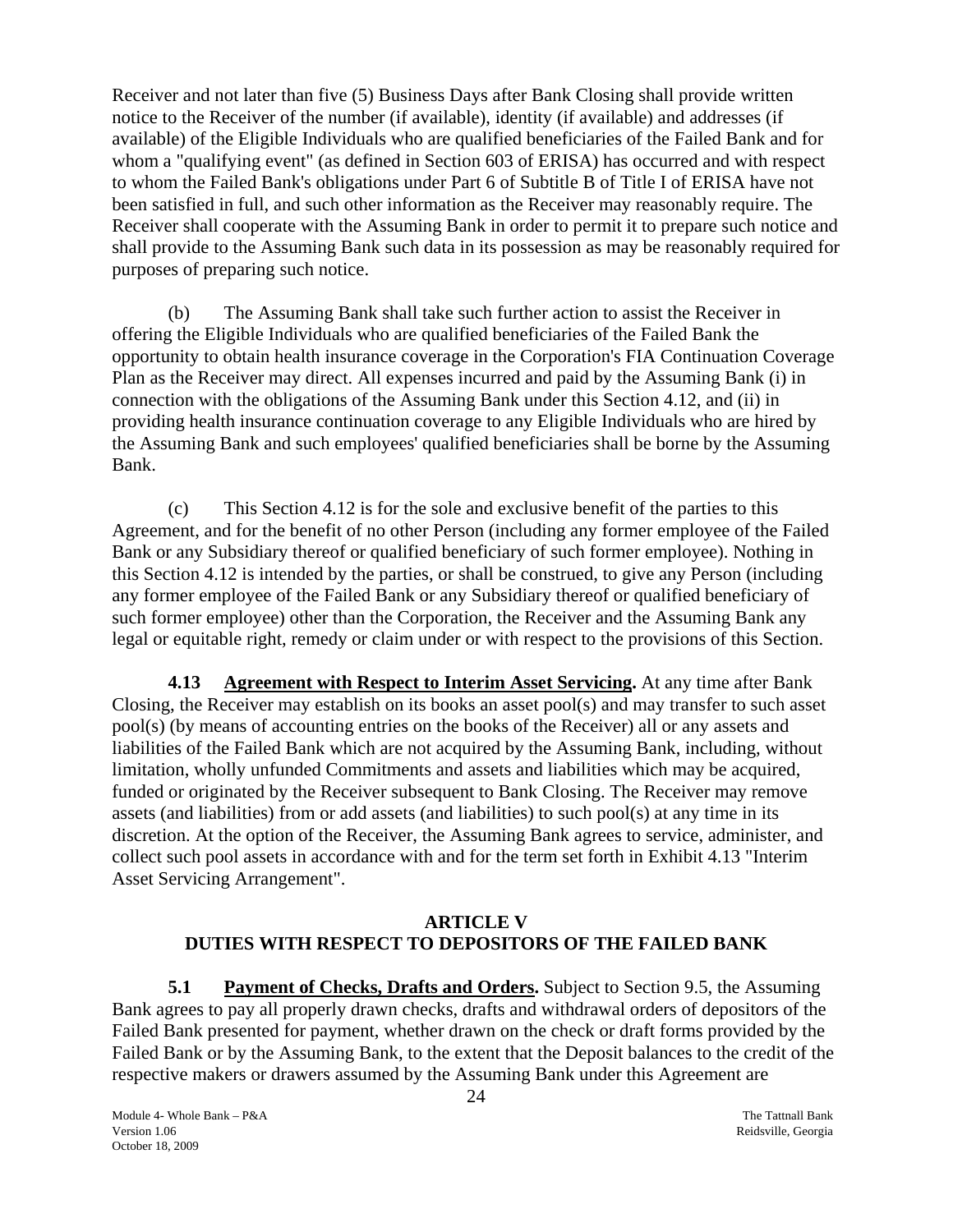Receiver and not later than five (5) Business Days after Bank Closing shall provide written notice to the Receiver of the number (if available), identity (if available) and addresses (if available) of the Eligible Individuals who are qualified beneficiaries of the Failed Bank and for whom a "qualifying event" (as defined in Section 603 of ERISA) has occurred and with respect to whom the Failed Bank's obligations under Part 6 of Subtitle B of Title I of ERISA have not been satisfied in full, and such other information as the Receiver may reasonably require. The Receiver shall cooperate with the Assuming Bank in order to permit it to prepare such notice and shall provide to the Assuming Bank such data in its possession as may be reasonably required for purposes of preparing such notice.

(b) The Assuming Bank shall take such further action to assist the Receiver in offering the Eligible Individuals who are qualified beneficiaries of the Failed Bank the opportunity to obtain health insurance coverage in the Corporation's FIA Continuation Coverage Plan as the Receiver may direct. All expenses incurred and paid by the Assuming Bank (i) in connection with the obligations of the Assuming Bank under this Section 4.12, and (ii) in providing health insurance continuation coverage to any Eligible Individuals who are hired by the Assuming Bank and such employees' qualified beneficiaries shall be borne by the Assuming Bank.

(c) This Section 4.12 is for the sole and exclusive benefit of the parties to this Agreement, and for the benefit of no other Person (including any former employee of the Failed Bank or any Subsidiary thereof or qualified beneficiary of such former employee). Nothing in this Section 4.12 is intended by the parties, or shall be construed, to give any Person (including any former employee of the Failed Bank or any Subsidiary thereof or qualified beneficiary of such former employee) other than the Corporation, the Receiver and the Assuming Bank any legal or equitable right, remedy or claim under or with respect to the provisions of this Section.

**4.13 Agreement with Respect to Interim Asset Servicing.** At any time after Bank Closing, the Receiver may establish on its books an asset pool(s) and may transfer to such asset pool(s) (by means of accounting entries on the books of the Receiver) all or any assets and liabilities of the Failed Bank which are not acquired by the Assuming Bank, including, without limitation, wholly unfunded Commitments and assets and liabilities which may be acquired, funded or originated by the Receiver subsequent to Bank Closing. The Receiver may remove assets (and liabilities) from or add assets (and liabilities) to such pool(s) at any time in its discretion. At the option of the Receiver, the Assuming Bank agrees to service, administer, and collect such pool assets in accordance with and for the term set forth in Exhibit 4.13 "Interim Asset Servicing Arrangement".

## ARTICLE V
## DUTIES WITH RESPECT TO DEPOSITORS OF THE FAILED BANK

**5.1 Payment of Checks, Drafts and Orders.** Subject to Section 9.5, the Assuming Bank agrees to pay all properly drawn checks, drafts and withdrawal orders of depositors of the Failed Bank presented for payment, whether drawn on the check or draft forms provided by the Failed Bank or by the Assuming Bank, to the extent that the Deposit balances to the credit of the respective makers or drawers assumed by the Assuming Bank under this Agreement are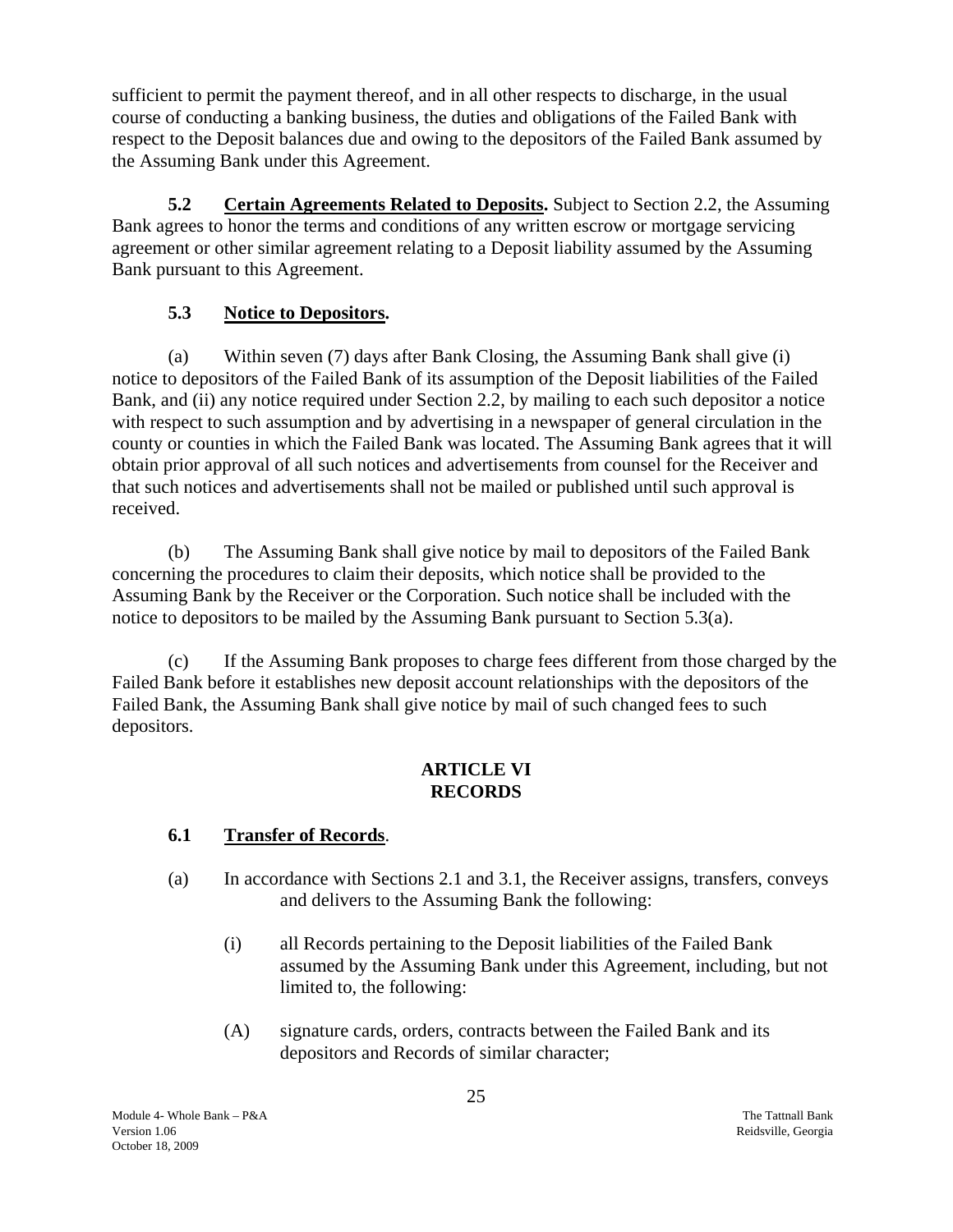sufficient to permit the payment thereof, and in all other respects to discharge, in the usual course of conducting a banking business, the duties and obligations of the Failed Bank with respect to the Deposit balances due and owing to the depositors of the Failed Bank assumed by the Assuming Bank under this Agreement.

**5.2 Certain Agreements Related to Deposits.** Subject to Section 2.2, the Assuming Bank agrees to honor the terms and conditions of any written escrow or mortgage servicing agreement or other similar agreement relating to a Deposit liability assumed by the Assuming Bank pursuant to this Agreement.

**5.3 Notice to Depositors.**

(a) Within seven (7) days after Bank Closing, the Assuming Bank shall give (i) notice to depositors of the Failed Bank of its assumption of the Deposit liabilities of the Failed Bank, and (ii) any notice required under Section 2.2, by mailing to each such depositor a notice with respect to such assumption and by advertising in a newspaper of general circulation in the county or counties in which the Failed Bank was located. The Assuming Bank agrees that it will obtain prior approval of all such notices and advertisements from counsel for the Receiver and that such notices and advertisements shall not be mailed or published until such approval is received.

(b) The Assuming Bank shall give notice by mail to depositors of the Failed Bank concerning the procedures to claim their deposits, which notice shall be provided to the Assuming Bank by the Receiver or the Corporation. Such notice shall be included with the notice to depositors to be mailed by the Assuming Bank pursuant to Section 5.3(a).

(c) If the Assuming Bank proposes to charge fees different from those charged by the Failed Bank before it establishes new deposit account relationships with the depositors of the Failed Bank, the Assuming Bank shall give notice by mail of such changed fees to such depositors.

## ARTICLE VI RECORDS

**6.1 Transfer of Records**.

(a) In accordance with Sections 2.1 and 3.1, the Receiver assigns, transfers, conveys and delivers to the Assuming Bank the following:

(i) all Records pertaining to the Deposit liabilities of the Failed Bank assumed by the Assuming Bank under this Agreement, including, but not limited to, the following:

(A) signature cards, orders, contracts between the Failed Bank and its depositors and Records of similar character;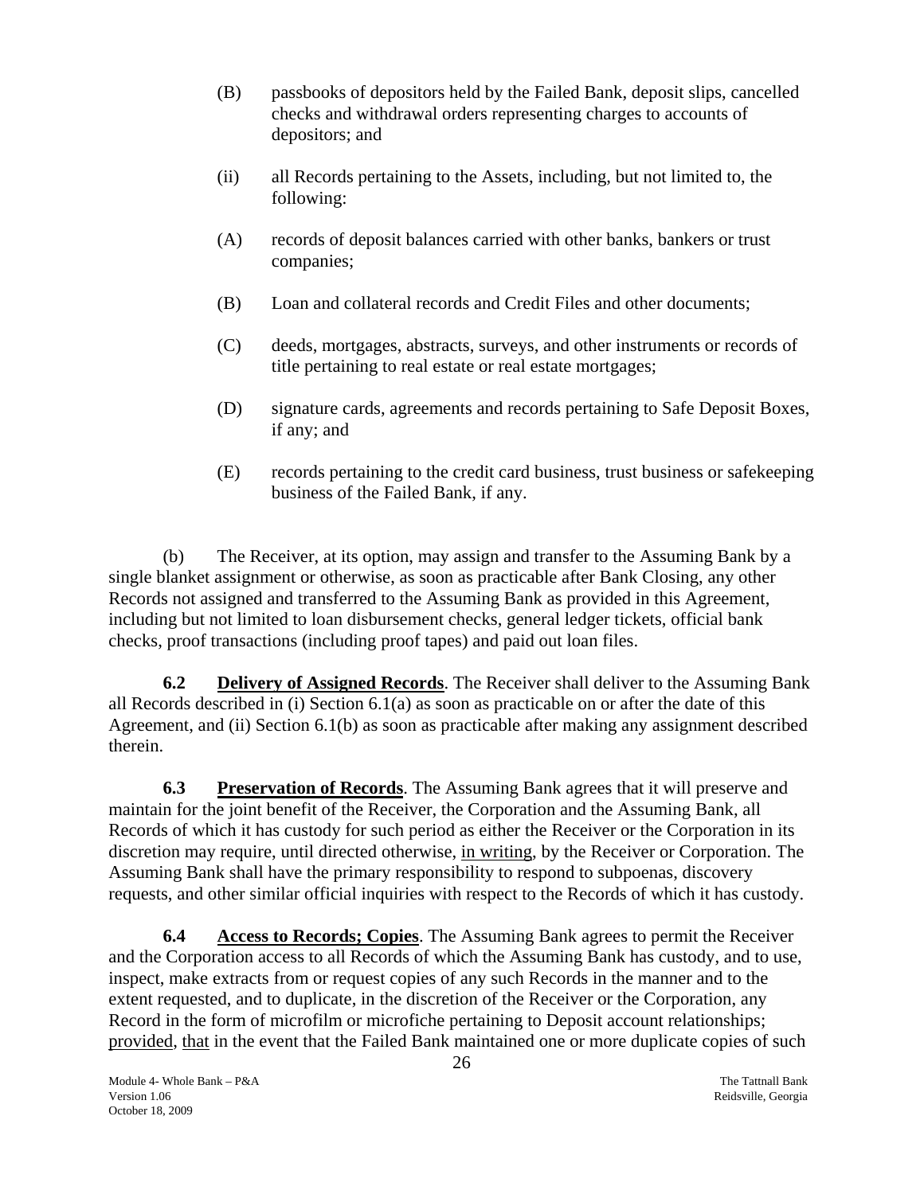(B) passbooks of depositors held by the Failed Bank, deposit slips, cancelled checks and withdrawal orders representing charges to accounts of depositors; and

(ii) all Records pertaining to the Assets, including, but not limited to, the following:

(A) records of deposit balances carried with other banks, bankers or trust companies;

(B) Loan and collateral records and Credit Files and other documents;

(C) deeds, mortgages, abstracts, surveys, and other instruments or records of title pertaining to real estate or real estate mortgages;

(D) signature cards, agreements and records pertaining to Safe Deposit Boxes, if any; and

(E) records pertaining to the credit card business, trust business or safekeeping business of the Failed Bank, if any.

(b) The Receiver, at its option, may assign and transfer to the Assuming Bank by a single blanket assignment or otherwise, as soon as practicable after Bank Closing, any other Records not assigned and transferred to the Assuming Bank as provided in this Agreement, including but not limited to loan disbursement checks, general ledger tickets, official bank checks, proof transactions (including proof tapes) and paid out loan files.

**6.2 Delivery of Assigned Records**. The Receiver shall deliver to the Assuming Bank all Records described in (i) Section 6.1(a) as soon as practicable on or after the date of this Agreement, and (ii) Section 6.1(b) as soon as practicable after making any assignment described therein.

**6.3 Preservation of Records**. The Assuming Bank agrees that it will preserve and maintain for the joint benefit of the Receiver, the Corporation and the Assuming Bank, all Records of which it has custody for such period as either the Receiver or the Corporation in its discretion may require, until directed otherwise, in writing, by the Receiver or Corporation. The Assuming Bank shall have the primary responsibility to respond to subpoenas, discovery requests, and other similar official inquiries with respect to the Records of which it has custody.

**6.4 Access to Records; Copies**. The Assuming Bank agrees to permit the Receiver and the Corporation access to all Records of which the Assuming Bank has custody, and to use, inspect, make extracts from or request copies of any such Records in the manner and to the extent requested, and to duplicate, in the discretion of the Receiver or the Corporation, any Record in the form of microfilm or microfiche pertaining to Deposit account relationships; provided, that in the event that the Failed Bank maintained one or more duplicate copies of such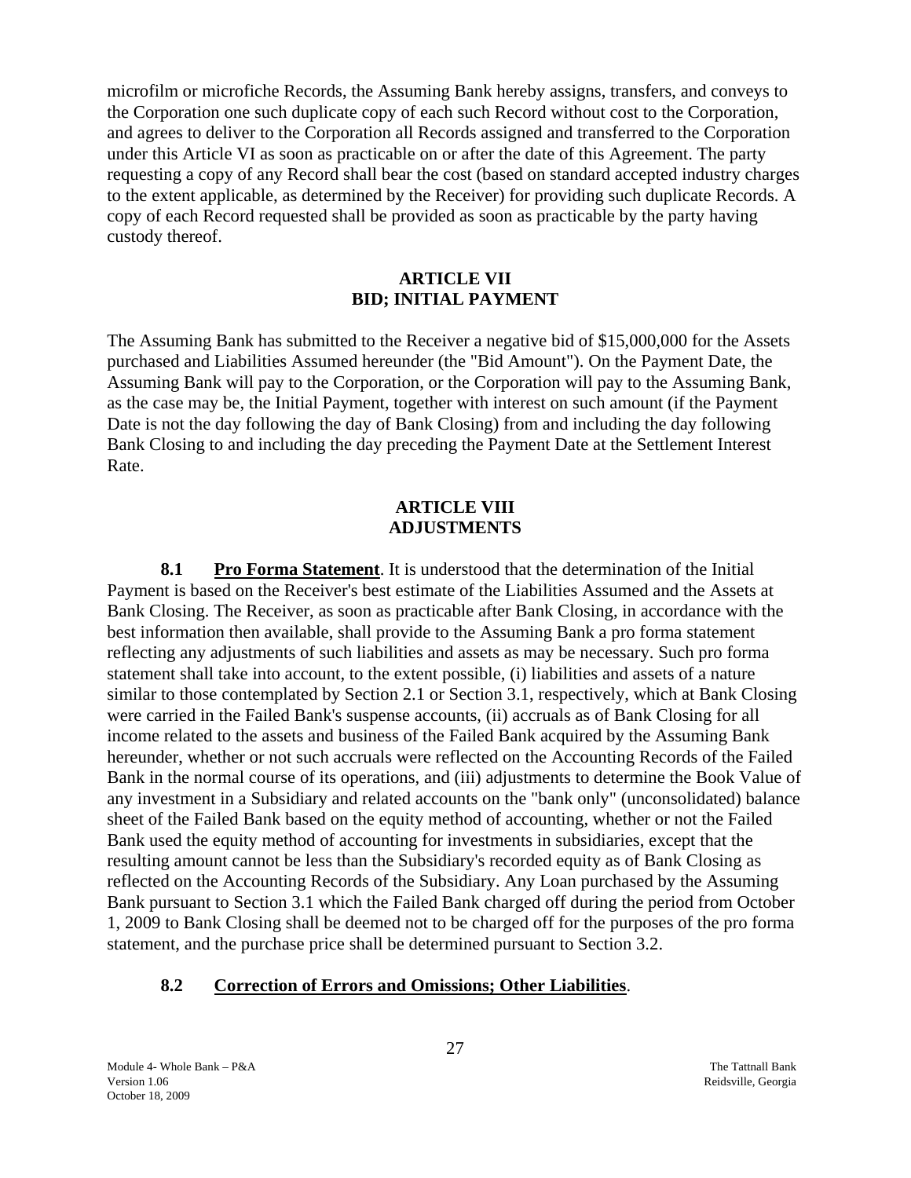microfilm or microfiche Records, the Assuming Bank hereby assigns, transfers, and conveys to the Corporation one such duplicate copy of each such Record without cost to the Corporation, and agrees to deliver to the Corporation all Records assigned and transferred to the Corporation under this Article VI as soon as practicable on or after the date of this Agreement. The party requesting a copy of any Record shall bear the cost (based on standard accepted industry charges to the extent applicable, as determined by the Receiver) for providing such duplicate Records. A copy of each Record requested shall be provided as soon as practicable by the party having custody thereof.

## ARTICLE VII
## BID; INITIAL PAYMENT

The Assuming Bank has submitted to the Receiver a negative bid of $15,000,000 for the Assets purchased and Liabilities Assumed hereunder (the "Bid Amount"). On the Payment Date, the Assuming Bank will pay to the Corporation, or the Corporation will pay to the Assuming Bank, as the case may be, the Initial Payment, together with interest on such amount (if the Payment Date is not the day following the day of Bank Closing) from and including the day following Bank Closing to and including the day preceding the Payment Date at the Settlement Interest Rate.

## ARTICLE VIII
## ADJUSTMENTS

**8.1 Pro Forma Statement**. It is understood that the determination of the Initial Payment is based on the Receiver's best estimate of the Liabilities Assumed and the Assets at Bank Closing. The Receiver, as soon as practicable after Bank Closing, in accordance with the best information then available, shall provide to the Assuming Bank a pro forma statement reflecting any adjustments of such liabilities and assets as may be necessary. Such pro forma statement shall take into account, to the extent possible, (i) liabilities and assets of a nature similar to those contemplated by Section 2.1 or Section 3.1, respectively, which at Bank Closing were carried in the Failed Bank's suspense accounts, (ii) accruals as of Bank Closing for all income related to the assets and business of the Failed Bank acquired by the Assuming Bank hereunder, whether or not such accruals were reflected on the Accounting Records of the Failed Bank in the normal course of its operations, and (iii) adjustments to determine the Book Value of any investment in a Subsidiary and related accounts on the "bank only" (unconsolidated) balance sheet of the Failed Bank based on the equity method of accounting, whether or not the Failed Bank used the equity method of accounting for investments in subsidiaries, except that the resulting amount cannot be less than the Subsidiary's recorded equity as of Bank Closing as reflected on the Accounting Records of the Subsidiary. Any Loan purchased by the Assuming Bank pursuant to Section 3.1 which the Failed Bank charged off during the period from October 1, 2009 to Bank Closing shall be deemed not to be charged off for the purposes of the pro forma statement, and the purchase price shall be determined pursuant to Section 3.2.

**8.2 Correction of Errors and Omissions; Other Liabilities**.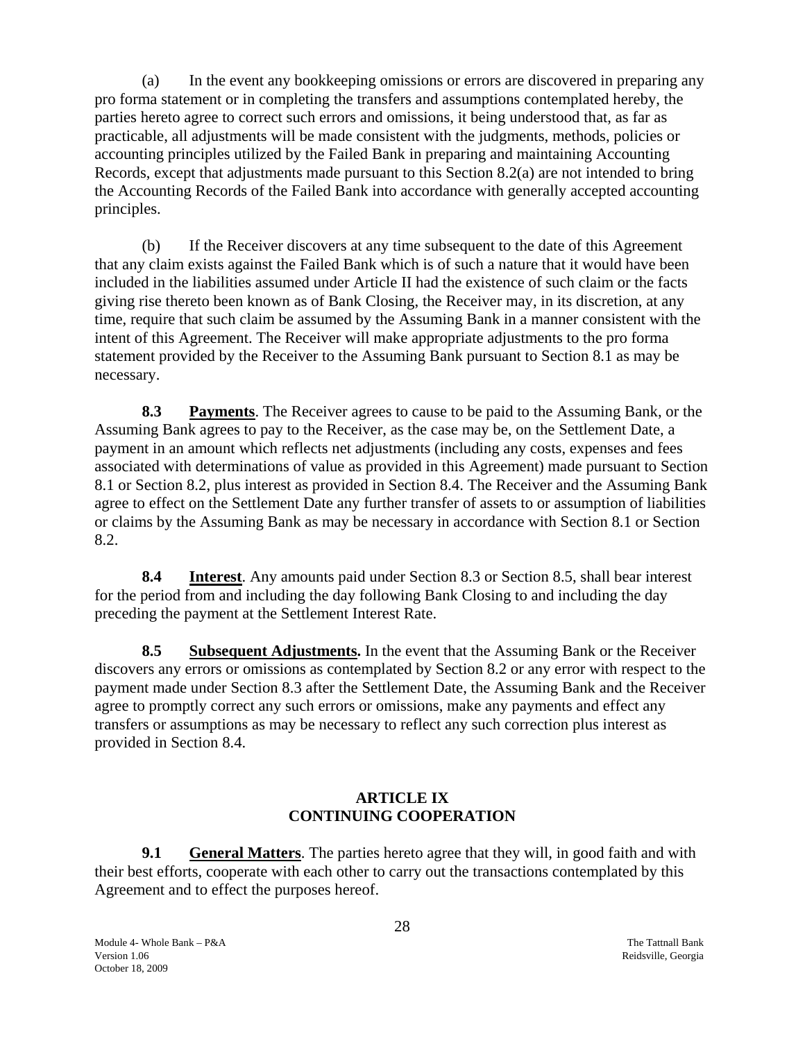(a) In the event any bookkeeping omissions or errors are discovered in preparing any pro forma statement or in completing the transfers and assumptions contemplated hereby, the parties hereto agree to correct such errors and omissions, it being understood that, as far as practicable, all adjustments will be made consistent with the judgments, methods, policies or accounting principles utilized by the Failed Bank in preparing and maintaining Accounting Records, except that adjustments made pursuant to this Section 8.2(a) are not intended to bring the Accounting Records of the Failed Bank into accordance with generally accepted accounting principles.

(b) If the Receiver discovers at any time subsequent to the date of this Agreement that any claim exists against the Failed Bank which is of such a nature that it would have been included in the liabilities assumed under Article II had the existence of such claim or the facts giving rise thereto been known as of Bank Closing, the Receiver may, in its discretion, at any time, require that such claim be assumed by the Assuming Bank in a manner consistent with the intent of this Agreement. The Receiver will make appropriate adjustments to the pro forma statement provided by the Receiver to the Assuming Bank pursuant to Section 8.1 as may be necessary.

**8.3 Payments**. The Receiver agrees to cause to be paid to the Assuming Bank, or the Assuming Bank agrees to pay to the Receiver, as the case may be, on the Settlement Date, a payment in an amount which reflects net adjustments (including any costs, expenses and fees associated with determinations of value as provided in this Agreement) made pursuant to Section 8.1 or Section 8.2, plus interest as provided in Section 8.4. The Receiver and the Assuming Bank agree to effect on the Settlement Date any further transfer of assets to or assumption of liabilities or claims by the Assuming Bank as may be necessary in accordance with Section 8.1 or Section 8.2.

**8.4 Interest**. Any amounts paid under Section 8.3 or Section 8.5, shall bear interest for the period from and including the day following Bank Closing to and including the day preceding the payment at the Settlement Interest Rate.

**8.5 Subsequent Adjustments.** In the event that the Assuming Bank or the Receiver discovers any errors or omissions as contemplated by Section 8.2 or any error with respect to the payment made under Section 8.3 after the Settlement Date, the Assuming Bank and the Receiver agree to promptly correct any such errors or omissions, make any payments and effect any transfers or assumptions as may be necessary to reflect any such correction plus interest as provided in Section 8.4.

## ARTICLE IX
## CONTINUING COOPERATION

**9.1 General Matters**. The parties hereto agree that they will, in good faith and with their best efforts, cooperate with each other to carry out the transactions contemplated by this Agreement and to effect the purposes hereof.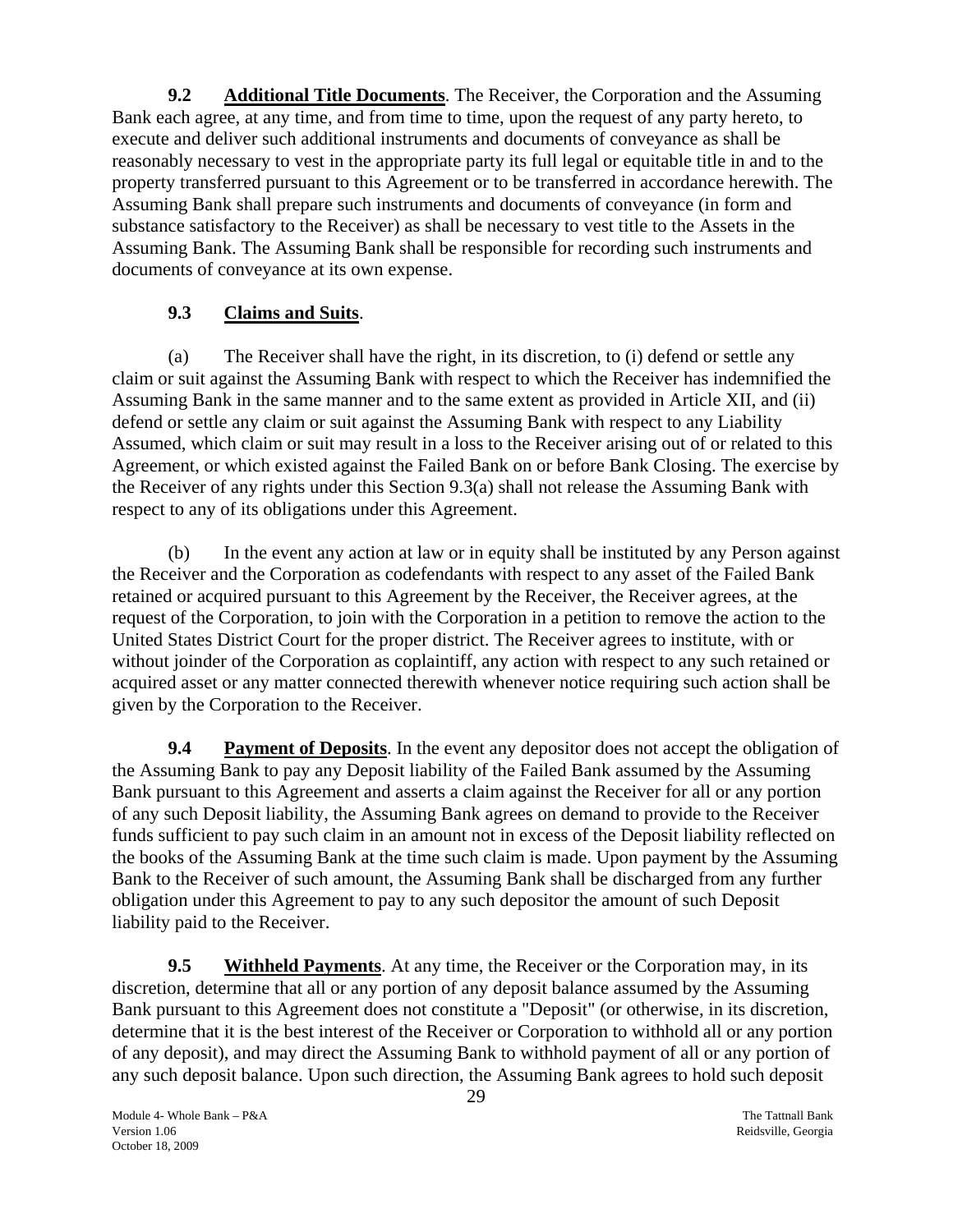**9.2 Additional Title Documents**. The Receiver, the Corporation and the Assuming Bank each agree, at any time, and from time to time, upon the request of any party hereto, to execute and deliver such additional instruments and documents of conveyance as shall be reasonably necessary to vest in the appropriate party its full legal or equitable title in and to the property transferred pursuant to this Agreement or to be transferred in accordance herewith. The Assuming Bank shall prepare such instruments and documents of conveyance (in form and substance satisfactory to the Receiver) as shall be necessary to vest title to the Assets in the Assuming Bank. The Assuming Bank shall be responsible for recording such instruments and documents of conveyance at its own expense.

**9.3 Claims and Suits**.

(a) The Receiver shall have the right, in its discretion, to (i) defend or settle any claim or suit against the Assuming Bank with respect to which the Receiver has indemnified the Assuming Bank in the same manner and to the same extent as provided in Article XII, and (ii) defend or settle any claim or suit against the Assuming Bank with respect to any Liability Assumed, which claim or suit may result in a loss to the Receiver arising out of or related to this Agreement, or which existed against the Failed Bank on or before Bank Closing. The exercise by the Receiver of any rights under this Section 9.3(a) shall not release the Assuming Bank with respect to any of its obligations under this Agreement.

(b) In the event any action at law or in equity shall be instituted by any Person against the Receiver and the Corporation as codefendants with respect to any asset of the Failed Bank retained or acquired pursuant to this Agreement by the Receiver, the Receiver agrees, at the request of the Corporation, to join with the Corporation in a petition to remove the action to the United States District Court for the proper district. The Receiver agrees to institute, with or without joinder of the Corporation as coplaintiff, any action with respect to any such retained or acquired asset or any matter connected therewith whenever notice requiring such action shall be given by the Corporation to the Receiver.

**9.4 Payment of Deposits**. In the event any depositor does not accept the obligation of the Assuming Bank to pay any Deposit liability of the Failed Bank assumed by the Assuming Bank pursuant to this Agreement and asserts a claim against the Receiver for all or any portion of any such Deposit liability, the Assuming Bank agrees on demand to provide to the Receiver funds sufficient to pay such claim in an amount not in excess of the Deposit liability reflected on the books of the Assuming Bank at the time such claim is made. Upon payment by the Assuming Bank to the Receiver of such amount, the Assuming Bank shall be discharged from any further obligation under this Agreement to pay to any such depositor the amount of such Deposit liability paid to the Receiver.

**9.5 Withheld Payments**. At any time, the Receiver or the Corporation may, in its discretion, determine that all or any portion of any deposit balance assumed by the Assuming Bank pursuant to this Agreement does not constitute a "Deposit" (or otherwise, in its discretion, determine that it is the best interest of the Receiver or Corporation to withhold all or any portion of any deposit), and may direct the Assuming Bank to withhold payment of all or any portion of any such deposit balance. Upon such direction, the Assuming Bank agrees to hold such deposit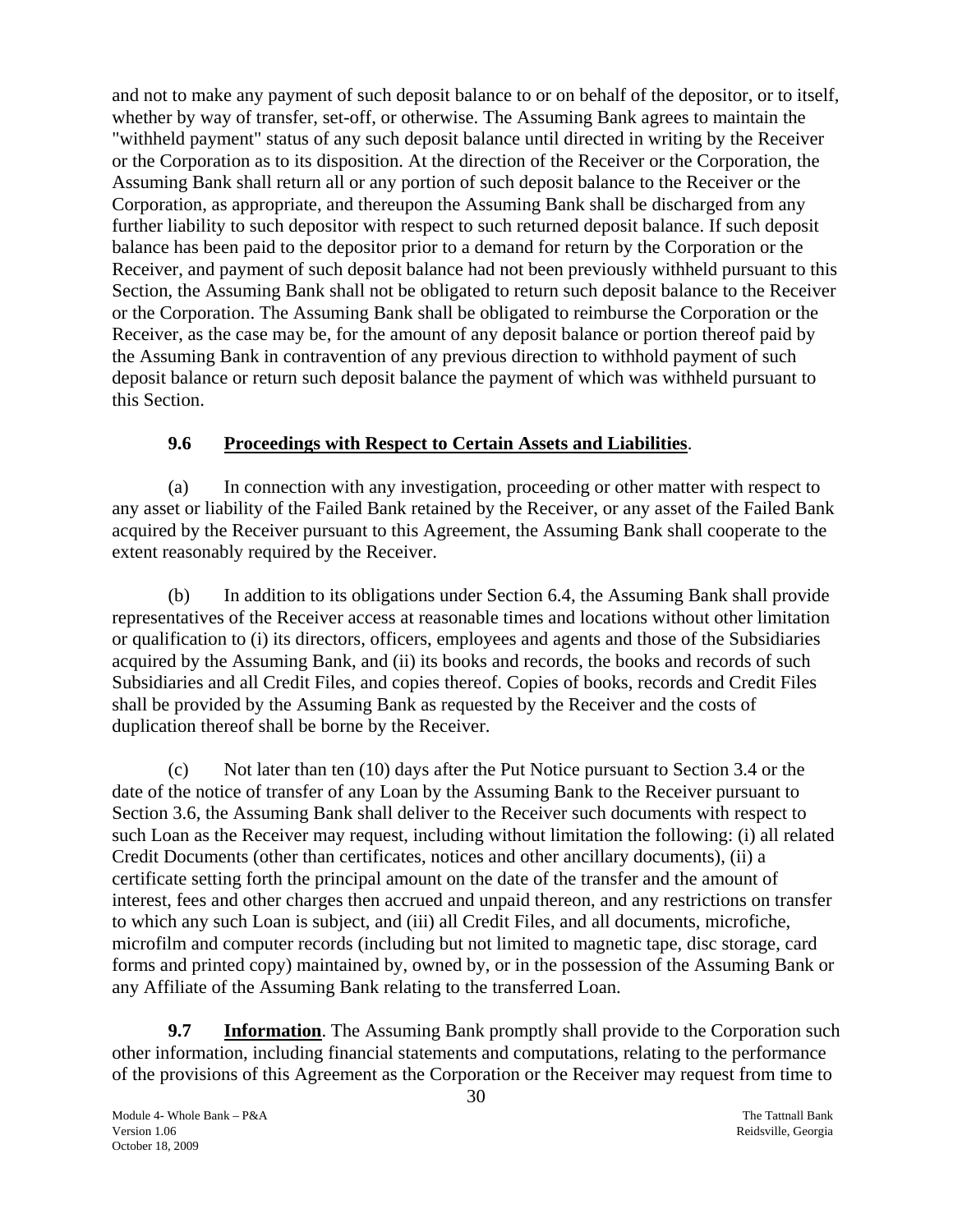and not to make any payment of such deposit balance to or on behalf of the depositor, or to itself, whether by way of transfer, set-off, or otherwise. The Assuming Bank agrees to maintain the "withheld payment" status of any such deposit balance until directed in writing by the Receiver or the Corporation as to its disposition. At the direction of the Receiver or the Corporation, the Assuming Bank shall return all or any portion of such deposit balance to the Receiver or the Corporation, as appropriate, and thereupon the Assuming Bank shall be discharged from any further liability to such depositor with respect to such returned deposit balance. If such deposit balance has been paid to the depositor prior to a demand for return by the Corporation or the Receiver, and payment of such deposit balance had not been previously withheld pursuant to this Section, the Assuming Bank shall not be obligated to return such deposit balance to the Receiver or the Corporation. The Assuming Bank shall be obligated to reimburse the Corporation or the Receiver, as the case may be, for the amount of any deposit balance or portion thereof paid by the Assuming Bank in contravention of any previous direction to withhold payment of such deposit balance or return such deposit balance the payment of which was withheld pursuant to this Section.

**9.6 Proceedings with Respect to Certain Assets and Liabilities**.

(a) In connection with any investigation, proceeding or other matter with respect to any asset or liability of the Failed Bank retained by the Receiver, or any asset of the Failed Bank acquired by the Receiver pursuant to this Agreement, the Assuming Bank shall cooperate to the extent reasonably required by the Receiver.

(b) In addition to its obligations under Section 6.4, the Assuming Bank shall provide representatives of the Receiver access at reasonable times and locations without other limitation or qualification to (i) its directors, officers, employees and agents and those of the Subsidiaries acquired by the Assuming Bank, and (ii) its books and records, the books and records of such Subsidiaries and all Credit Files, and copies thereof. Copies of books, records and Credit Files shall be provided by the Assuming Bank as requested by the Receiver and the costs of duplication thereof shall be borne by the Receiver.

(c) Not later than ten (10) days after the Put Notice pursuant to Section 3.4 or the date of the notice of transfer of any Loan by the Assuming Bank to the Receiver pursuant to Section 3.6, the Assuming Bank shall deliver to the Receiver such documents with respect to such Loan as the Receiver may request, including without limitation the following: (i) all related Credit Documents (other than certificates, notices and other ancillary documents), (ii) a certificate setting forth the principal amount on the date of the transfer and the amount of interest, fees and other charges then accrued and unpaid thereon, and any restrictions on transfer to which any such Loan is subject, and (iii) all Credit Files, and all documents, microfiche, microfilm and computer records (including but not limited to magnetic tape, disc storage, card forms and printed copy) maintained by, owned by, or in the possession of the Assuming Bank or any Affiliate of the Assuming Bank relating to the transferred Loan.

**9.7 Information**. The Assuming Bank promptly shall provide to the Corporation such other information, including financial statements and computations, relating to the performance of the provisions of this Agreement as the Corporation or the Receiver may request from time to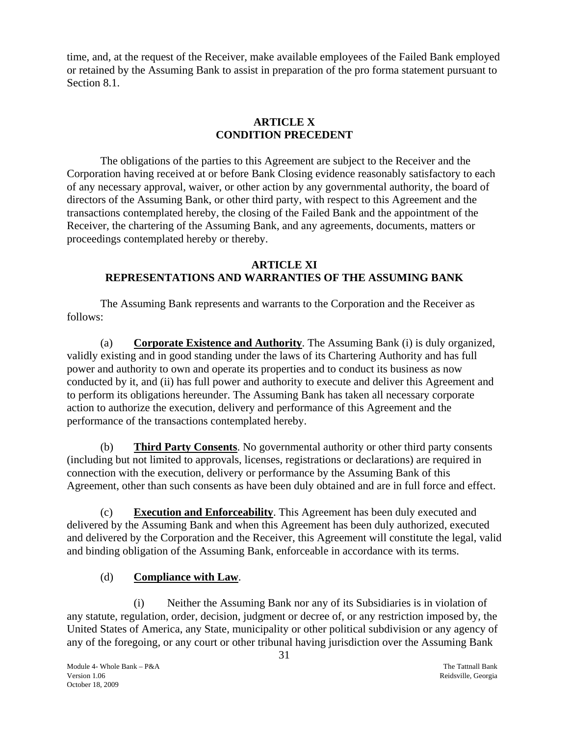time, and, at the request of the Receiver, make available employees of the Failed Bank employed or retained by the Assuming Bank to assist in preparation of the pro forma statement pursuant to Section 8.1.

## ARTICLE X
## CONDITION PRECEDENT

The obligations of the parties to this Agreement are subject to the Receiver and the Corporation having received at or before Bank Closing evidence reasonably satisfactory to each of any necessary approval, waiver, or other action by any governmental authority, the board of directors of the Assuming Bank, or other third party, with respect to this Agreement and the transactions contemplated hereby, the closing of the Failed Bank and the appointment of the Receiver, the chartering of the Assuming Bank, and any agreements, documents, matters or proceedings contemplated hereby or thereby.

## ARTICLE XI
## REPRESENTATIONS AND WARRANTIES OF THE ASSUMING BANK

The Assuming Bank represents and warrants to the Corporation and the Receiver as follows:

(a) **Corporate Existence and Authority**. The Assuming Bank (i) is duly organized, validly existing and in good standing under the laws of its Chartering Authority and has full power and authority to own and operate its properties and to conduct its business as now conducted by it, and (ii) has full power and authority to execute and deliver this Agreement and to perform its obligations hereunder. The Assuming Bank has taken all necessary corporate action to authorize the execution, delivery and performance of this Agreement and the performance of the transactions contemplated hereby.

(b) **Third Party Consents**. No governmental authority or other third party consents (including but not limited to approvals, licenses, registrations or declarations) are required in connection with the execution, delivery or performance by the Assuming Bank of this Agreement, other than such consents as have been duly obtained and are in full force and effect.

(c) **Execution and Enforceability**. This Agreement has been duly executed and delivered by the Assuming Bank and when this Agreement has been duly authorized, executed and delivered by the Corporation and the Receiver, this Agreement will constitute the legal, valid and binding obligation of the Assuming Bank, enforceable in accordance with its terms.

(d) **Compliance with Law**.

(i) Neither the Assuming Bank nor any of its Subsidiaries is in violation of any statute, regulation, order, decision, judgment or decree of, or any restriction imposed by, the United States of America, any State, municipality or other political subdivision or any agency of any of the foregoing, or any court or other tribunal having jurisdiction over the Assuming Bank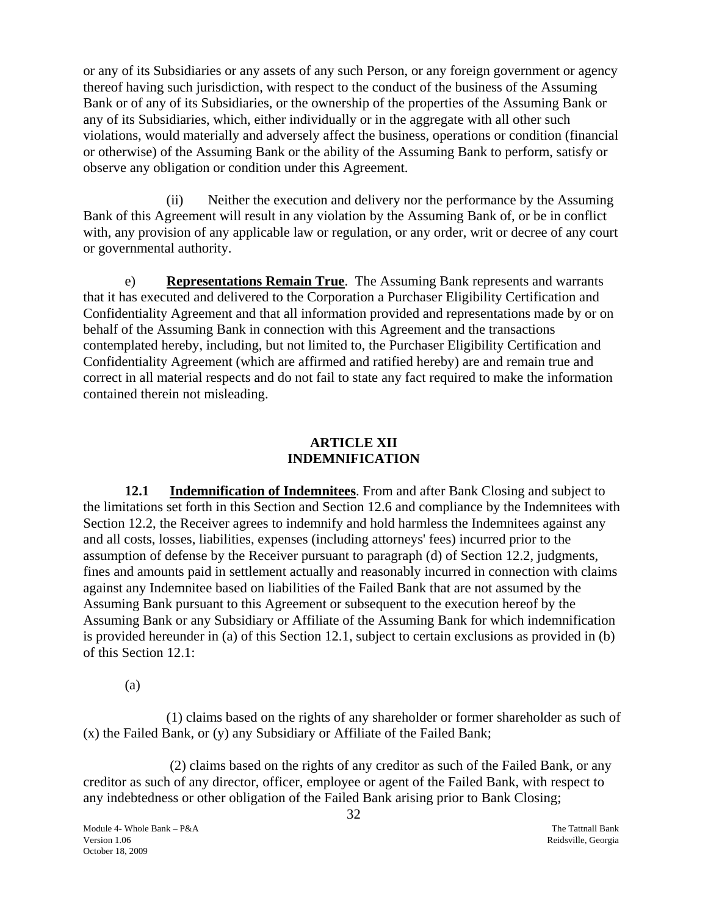or any of its Subsidiaries or any assets of any such Person, or any foreign government or agency thereof having such jurisdiction, with respect to the conduct of the business of the Assuming Bank or of any of its Subsidiaries, or the ownership of the properties of the Assuming Bank or any of its Subsidiaries, which, either individually or in the aggregate with all other such violations, would materially and adversely affect the business, operations or condition (financial or otherwise) of the Assuming Bank or the ability of the Assuming Bank to perform, satisfy or observe any obligation or condition under this Agreement.

(ii) Neither the execution and delivery nor the performance by the Assuming Bank of this Agreement will result in any violation by the Assuming Bank of, or be in conflict with, any provision of any applicable law or regulation, or any order, writ or decree of any court or governmental authority.

e) **Representations Remain True**. The Assuming Bank represents and warrants that it has executed and delivered to the Corporation a Purchaser Eligibility Certification and Confidentiality Agreement and that all information provided and representations made by or on behalf of the Assuming Bank in connection with this Agreement and the transactions contemplated hereby, including, but not limited to, the Purchaser Eligibility Certification and Confidentiality Agreement (which are affirmed and ratified hereby) are and remain true and correct in all material respects and do not fail to state any fact required to make the information contained therein not misleading.

## ARTICLE XII
## INDEMNIFICATION

**12.1 Indemnification of Indemnitees**. From and after Bank Closing and subject to the limitations set forth in this Section and Section 12.6 and compliance by the Indemnitees with Section 12.2, the Receiver agrees to indemnify and hold harmless the Indemnitees against any and all costs, losses, liabilities, expenses (including attorneys' fees) incurred prior to the assumption of defense by the Receiver pursuant to paragraph (d) of Section 12.2, judgments, fines and amounts paid in settlement actually and reasonably incurred in connection with claims against any Indemnitee based on liabilities of the Failed Bank that are not assumed by the Assuming Bank pursuant to this Agreement or subsequent to the execution hereof by the Assuming Bank or any Subsidiary or Affiliate of the Assuming Bank for which indemnification is provided hereunder in (a) of this Section 12.1, subject to certain exclusions as provided in (b) of this Section 12.1:

(a)

(1) claims based on the rights of any shareholder or former shareholder as such of (x) the Failed Bank, or (y) any Subsidiary or Affiliate of the Failed Bank;

(2) claims based on the rights of any creditor as such of the Failed Bank, or any creditor as such of any director, officer, employee or agent of the Failed Bank, with respect to any indebtedness or other obligation of the Failed Bank arising prior to Bank Closing;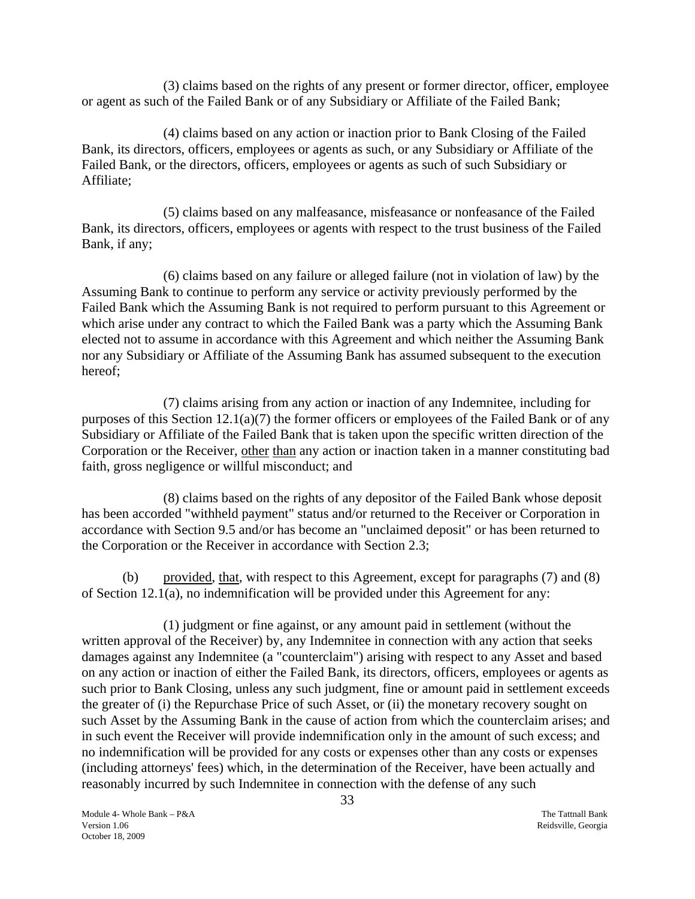(3) claims based on the rights of any present or former director, officer, employee or agent as such of the Failed Bank or of any Subsidiary or Affiliate of the Failed Bank;

(4) claims based on any action or inaction prior to Bank Closing of the Failed Bank, its directors, officers, employees or agents as such, or any Subsidiary or Affiliate of the Failed Bank, or the directors, officers, employees or agents as such of such Subsidiary or Affiliate;

(5) claims based on any malfeasance, misfeasance or nonfeasance of the Failed Bank, its directors, officers, employees or agents with respect to the trust business of the Failed Bank, if any;

(6) claims based on any failure or alleged failure (not in violation of law) by the Assuming Bank to continue to perform any service or activity previously performed by the Failed Bank which the Assuming Bank is not required to perform pursuant to this Agreement or which arise under any contract to which the Failed Bank was a party which the Assuming Bank elected not to assume in accordance with this Agreement and which neither the Assuming Bank nor any Subsidiary or Affiliate of the Assuming Bank has assumed subsequent to the execution hereof;

(7) claims arising from any action or inaction of any Indemnitee, including for purposes of this Section 12.1(a)(7) the former officers or employees of the Failed Bank or of any Subsidiary or Affiliate of the Failed Bank that is taken upon the specific written direction of the Corporation or the Receiver, other than any action or inaction taken in a manner constituting bad faith, gross negligence or willful misconduct; and

(8) claims based on the rights of any depositor of the Failed Bank whose deposit has been accorded "withheld payment" status and/or returned to the Receiver or Corporation in accordance with Section 9.5 and/or has become an "unclaimed deposit" or has been returned to the Corporation or the Receiver in accordance with Section 2.3;

(b) provided, that, with respect to this Agreement, except for paragraphs (7) and (8) of Section 12.1(a), no indemnification will be provided under this Agreement for any:

(1) judgment or fine against, or any amount paid in settlement (without the written approval of the Receiver) by, any Indemnitee in connection with any action that seeks damages against any Indemnitee (a "counterclaim") arising with respect to any Asset and based on any action or inaction of either the Failed Bank, its directors, officers, employees or agents as such prior to Bank Closing, unless any such judgment, fine or amount paid in settlement exceeds the greater of (i) the Repurchase Price of such Asset, or (ii) the monetary recovery sought on such Asset by the Assuming Bank in the cause of action from which the counterclaim arises; and in such event the Receiver will provide indemnification only in the amount of such excess; and no indemnification will be provided for any costs or expenses other than any costs or expenses (including attorneys' fees) which, in the determination of the Receiver, have been actually and reasonably incurred by such Indemnitee in connection with the defense of any such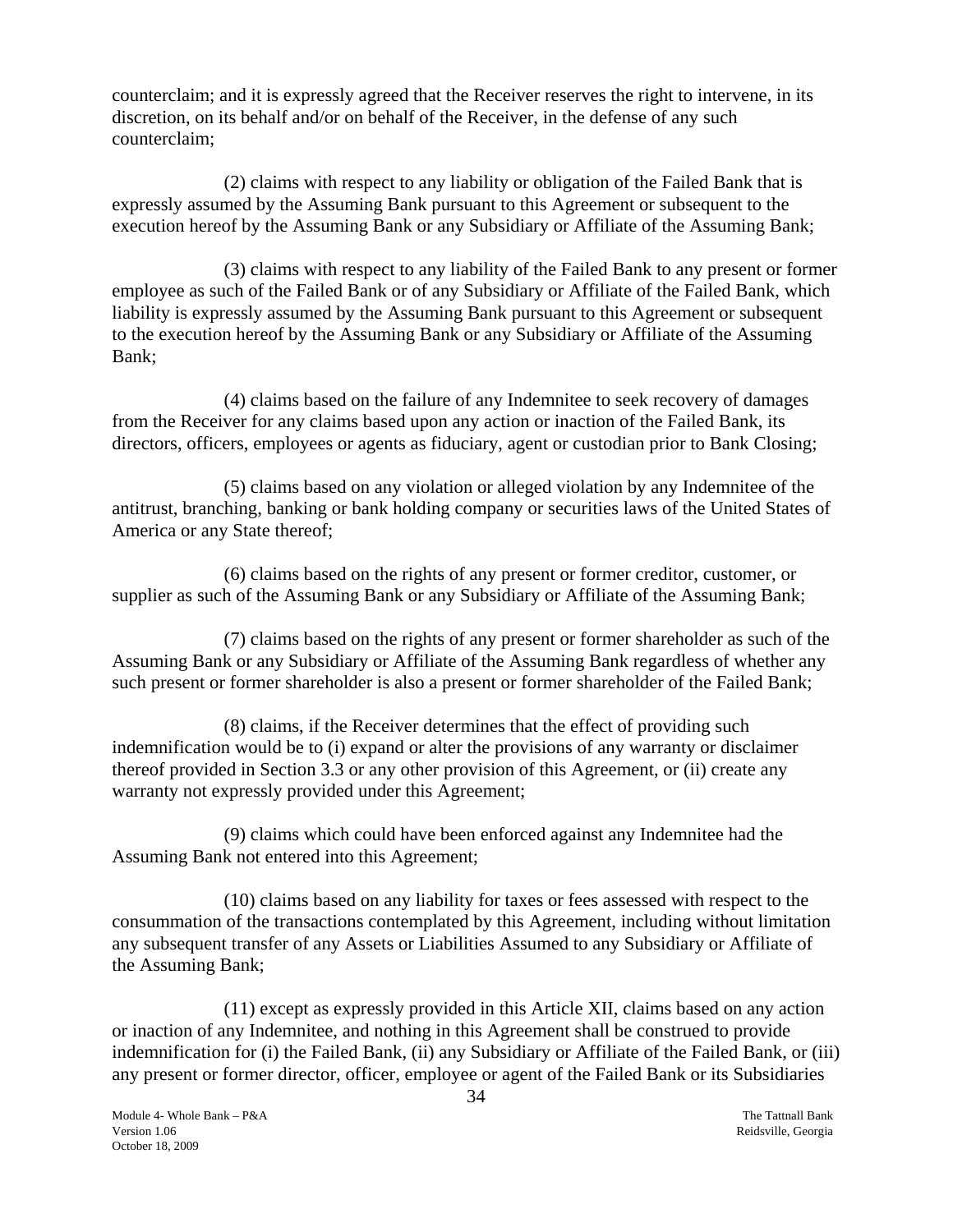counterclaim; and it is expressly agreed that the Receiver reserves the right to intervene, in its discretion, on its behalf and/or on behalf of the Receiver, in the defense of any such counterclaim;

(2) claims with respect to any liability or obligation of the Failed Bank that is expressly assumed by the Assuming Bank pursuant to this Agreement or subsequent to the execution hereof by the Assuming Bank or any Subsidiary or Affiliate of the Assuming Bank;

(3) claims with respect to any liability of the Failed Bank to any present or former employee as such of the Failed Bank or of any Subsidiary or Affiliate of the Failed Bank, which liability is expressly assumed by the Assuming Bank pursuant to this Agreement or subsequent to the execution hereof by the Assuming Bank or any Subsidiary or Affiliate of the Assuming Bank;

(4) claims based on the failure of any Indemnitee to seek recovery of damages from the Receiver for any claims based upon any action or inaction of the Failed Bank, its directors, officers, employees or agents as fiduciary, agent or custodian prior to Bank Closing;

(5) claims based on any violation or alleged violation by any Indemnitee of the antitrust, branching, banking or bank holding company or securities laws of the United States of America or any State thereof;

(6) claims based on the rights of any present or former creditor, customer, or supplier as such of the Assuming Bank or any Subsidiary or Affiliate of the Assuming Bank;

(7) claims based on the rights of any present or former shareholder as such of the Assuming Bank or any Subsidiary or Affiliate of the Assuming Bank regardless of whether any such present or former shareholder is also a present or former shareholder of the Failed Bank;

(8) claims, if the Receiver determines that the effect of providing such indemnification would be to (i) expand or alter the provisions of any warranty or disclaimer thereof provided in Section 3.3 or any other provision of this Agreement, or (ii) create any warranty not expressly provided under this Agreement;

(9) claims which could have been enforced against any Indemnitee had the Assuming Bank not entered into this Agreement;

(10) claims based on any liability for taxes or fees assessed with respect to the consummation of the transactions contemplated by this Agreement, including without limitation any subsequent transfer of any Assets or Liabilities Assumed to any Subsidiary or Affiliate of the Assuming Bank;

(11) except as expressly provided in this Article XII, claims based on any action or inaction of any Indemnitee, and nothing in this Agreement shall be construed to provide indemnification for (i) the Failed Bank, (ii) any Subsidiary or Affiliate of the Failed Bank, or (iii) any present or former director, officer, employee or agent of the Failed Bank or its Subsidiaries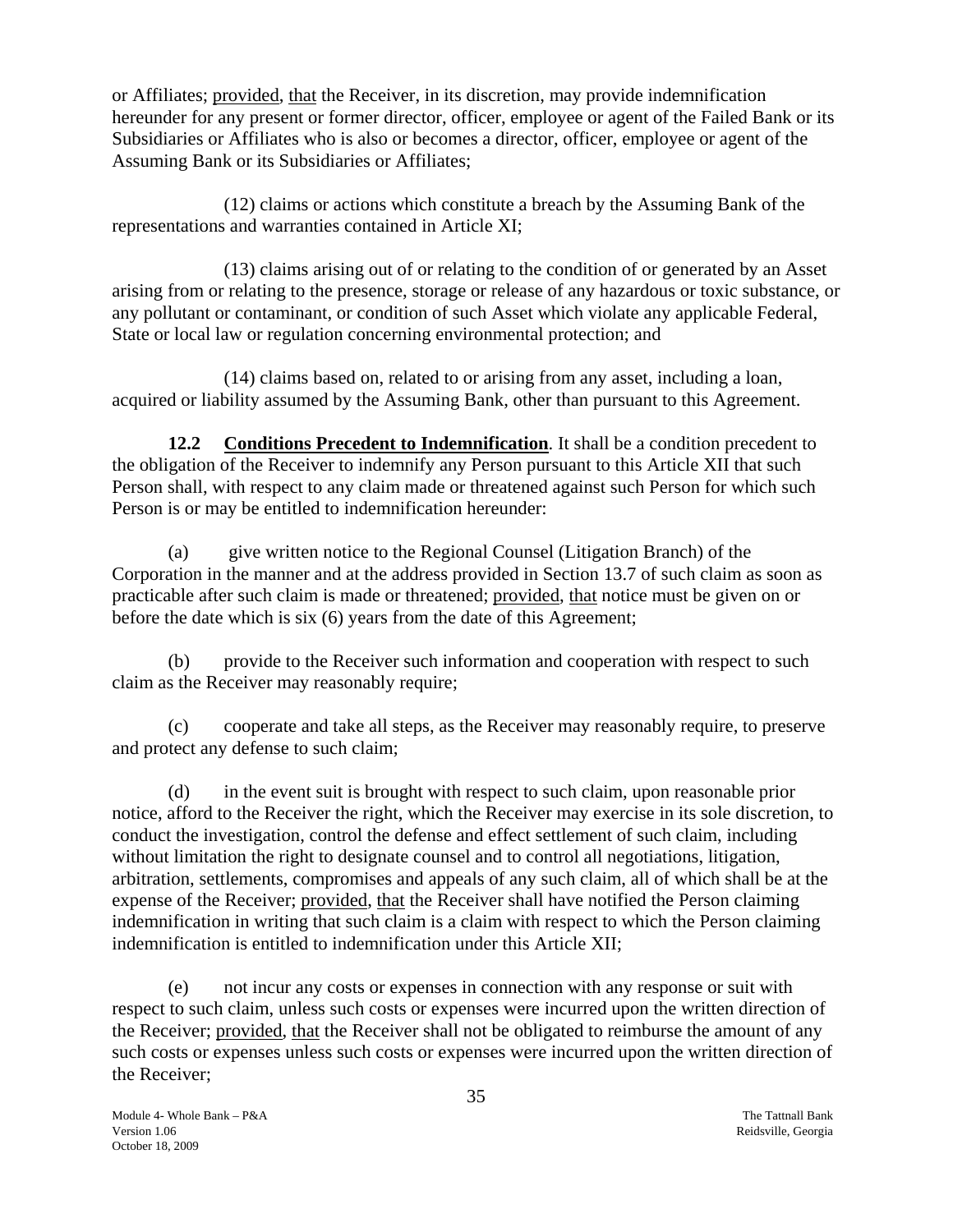or Affiliates; provided, that the Receiver, in its discretion, may provide indemnification hereunder for any present or former director, officer, employee or agent of the Failed Bank or its Subsidiaries or Affiliates who is also or becomes a director, officer, employee or agent of the Assuming Bank or its Subsidiaries or Affiliates;

(12) claims or actions which constitute a breach by the Assuming Bank of the representations and warranties contained in Article XI;

(13) claims arising out of or relating to the condition of or generated by an Asset arising from or relating to the presence, storage or release of any hazardous or toxic substance, or any pollutant or contaminant, or condition of such Asset which violate any applicable Federal, State or local law or regulation concerning environmental protection; and

(14) claims based on, related to or arising from any asset, including a loan, acquired or liability assumed by the Assuming Bank, other than pursuant to this Agreement.

**12.2 Conditions Precedent to Indemnification**. It shall be a condition precedent to the obligation of the Receiver to indemnify any Person pursuant to this Article XII that such Person shall, with respect to any claim made or threatened against such Person for which such Person is or may be entitled to indemnification hereunder:

(a) give written notice to the Regional Counsel (Litigation Branch) of the Corporation in the manner and at the address provided in Section 13.7 of such claim as soon as practicable after such claim is made or threatened; provided, that notice must be given on or before the date which is six (6) years from the date of this Agreement;

(b) provide to the Receiver such information and cooperation with respect to such claim as the Receiver may reasonably require;

(c) cooperate and take all steps, as the Receiver may reasonably require, to preserve and protect any defense to such claim;

(d) in the event suit is brought with respect to such claim, upon reasonable prior notice, afford to the Receiver the right, which the Receiver may exercise in its sole discretion, to conduct the investigation, control the defense and effect settlement of such claim, including without limitation the right to designate counsel and to control all negotiations, litigation, arbitration, settlements, compromises and appeals of any such claim, all of which shall be at the expense of the Receiver; provided, that the Receiver shall have notified the Person claiming indemnification in writing that such claim is a claim with respect to which the Person claiming indemnification is entitled to indemnification under this Article XII;

(e) not incur any costs or expenses in connection with any response or suit with respect to such claim, unless such costs or expenses were incurred upon the written direction of the Receiver; provided, that the Receiver shall not be obligated to reimburse the amount of any such costs or expenses unless such costs or expenses were incurred upon the written direction of the Receiver;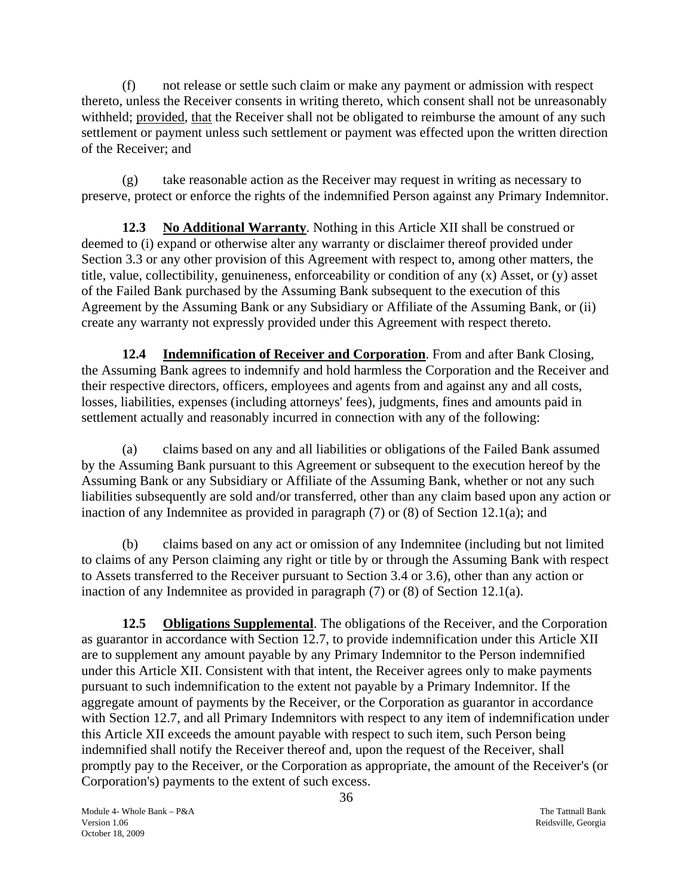(f) not release or settle such claim or make any payment or admission with respect thereto, unless the Receiver consents in writing thereto, which consent shall not be unreasonably withheld; provided, that the Receiver shall not be obligated to reimburse the amount of any such settlement or payment unless such settlement or payment was effected upon the written direction of the Receiver; and

(g) take reasonable action as the Receiver may request in writing as necessary to preserve, protect or enforce the rights of the indemnified Person against any Primary Indemnitor.

**12.3 No Additional Warranty**. Nothing in this Article XII shall be construed or deemed to (i) expand or otherwise alter any warranty or disclaimer thereof provided under Section 3.3 or any other provision of this Agreement with respect to, among other matters, the title, value, collectibility, genuineness, enforceability or condition of any (x) Asset, or (y) asset of the Failed Bank purchased by the Assuming Bank subsequent to the execution of this Agreement by the Assuming Bank or any Subsidiary or Affiliate of the Assuming Bank, or (ii) create any warranty not expressly provided under this Agreement with respect thereto.

**12.4 Indemnification of Receiver and Corporation**. From and after Bank Closing, the Assuming Bank agrees to indemnify and hold harmless the Corporation and the Receiver and their respective directors, officers, employees and agents from and against any and all costs, losses, liabilities, expenses (including attorneys' fees), judgments, fines and amounts paid in settlement actually and reasonably incurred in connection with any of the following:

(a) claims based on any and all liabilities or obligations of the Failed Bank assumed by the Assuming Bank pursuant to this Agreement or subsequent to the execution hereof by the Assuming Bank or any Subsidiary or Affiliate of the Assuming Bank, whether or not any such liabilities subsequently are sold and/or transferred, other than any claim based upon any action or inaction of any Indemnitee as provided in paragraph (7) or (8) of Section 12.1(a); and

(b) claims based on any act or omission of any Indemnitee (including but not limited to claims of any Person claiming any right or title by or through the Assuming Bank with respect to Assets transferred to the Receiver pursuant to Section 3.4 or 3.6), other than any action or inaction of any Indemnitee as provided in paragraph (7) or (8) of Section 12.1(a).

**12.5 Obligations Supplemental**. The obligations of the Receiver, and the Corporation as guarantor in accordance with Section 12.7, to provide indemnification under this Article XII are to supplement any amount payable by any Primary Indemnitor to the Person indemnified under this Article XII. Consistent with that intent, the Receiver agrees only to make payments pursuant to such indemnification to the extent not payable by a Primary Indemnitor. If the aggregate amount of payments by the Receiver, or the Corporation as guarantor in accordance with Section 12.7, and all Primary Indemnitors with respect to any item of indemnification under this Article XII exceeds the amount payable with respect to such item, such Person being indemnified shall notify the Receiver thereof and, upon the request of the Receiver, shall promptly pay to the Receiver, or the Corporation as appropriate, the amount of the Receiver's (or Corporation's) payments to the extent of such excess.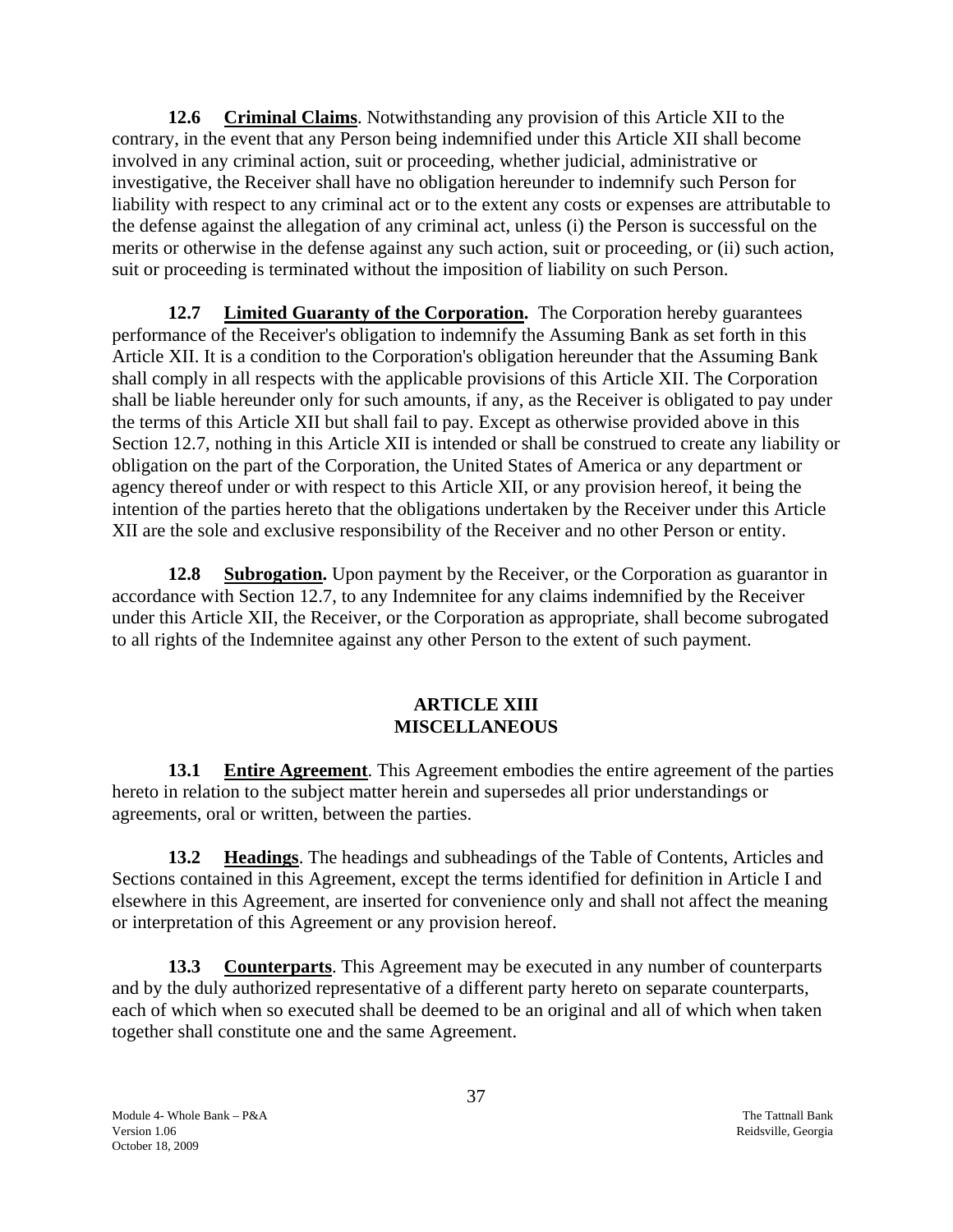**12.6 Criminal Claims**. Notwithstanding any provision of this Article XII to the contrary, in the event that any Person being indemnified under this Article XII shall become involved in any criminal action, suit or proceeding, whether judicial, administrative or investigative, the Receiver shall have no obligation hereunder to indemnify such Person for liability with respect to any criminal act or to the extent any costs or expenses are attributable to the defense against the allegation of any criminal act, unless (i) the Person is successful on the merits or otherwise in the defense against any such action, suit or proceeding, or (ii) such action, suit or proceeding is terminated without the imposition of liability on such Person.

**12.7 Limited Guaranty of the Corporation.** The Corporation hereby guarantees performance of the Receiver's obligation to indemnify the Assuming Bank as set forth in this Article XII. It is a condition to the Corporation's obligation hereunder that the Assuming Bank shall comply in all respects with the applicable provisions of this Article XII. The Corporation shall be liable hereunder only for such amounts, if any, as the Receiver is obligated to pay under the terms of this Article XII but shall fail to pay. Except as otherwise provided above in this Section 12.7, nothing in this Article XII is intended or shall be construed to create any liability or obligation on the part of the Corporation, the United States of America or any department or agency thereof under or with respect to this Article XII, or any provision hereof, it being the intention of the parties hereto that the obligations undertaken by the Receiver under this Article XII are the sole and exclusive responsibility of the Receiver and no other Person or entity.

**12.8 Subrogation.** Upon payment by the Receiver, or the Corporation as guarantor in accordance with Section 12.7, to any Indemnitee for any claims indemnified by the Receiver under this Article XII, the Receiver, or the Corporation as appropriate, shall become subrogated to all rights of the Indemnitee against any other Person to the extent of such payment.

## ARTICLE XIII
## MISCELLANEOUS

**13.1 Entire Agreement**. This Agreement embodies the entire agreement of the parties hereto in relation to the subject matter herein and supersedes all prior understandings or agreements, oral or written, between the parties.

**13.2 Headings**. The headings and subheadings of the Table of Contents, Articles and Sections contained in this Agreement, except the terms identified for definition in Article I and elsewhere in this Agreement, are inserted for convenience only and shall not affect the meaning or interpretation of this Agreement or any provision hereof.

**13.3 Counterparts**. This Agreement may be executed in any number of counterparts and by the duly authorized representative of a different party hereto on separate counterparts, each of which when so executed shall be deemed to be an original and all of which when taken together shall constitute one and the same Agreement.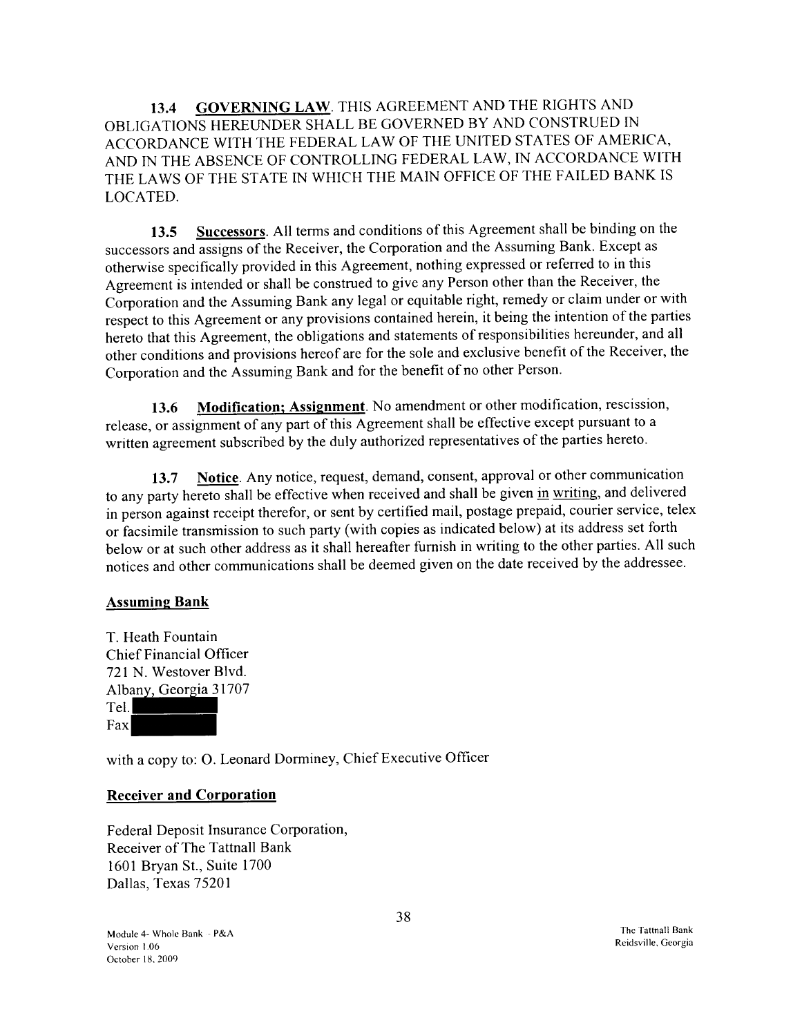**13.4 GOVERNING LAW**. THIS AGREEMENT AND THE RIGHTS AND OBLIGATIONS HEREUNDER SHALL BE GOVERNED BY AND CONSTRUED IN ACCORDANCE WITH THE FEDERAL LAW OF THE UNITED STATES OF AMERICA, AND IN THE ABSENCE OF CONTROLLING FEDERAL LAW, IN ACCORDANCE WITH THE LAWS OF THE STATE IN WHICH THE MAIN OFFICE OF THE FAILED BANK IS LOCATED.

**13.5 Successors**. All terms and conditions of this Agreement shall be binding on the successors and assigns of the Receiver, the Corporation and the Assuming Bank. Except as otherwise specifically provided in this Agreement, nothing expressed or referred to in this Agreement is intended or shall be construed to give any Person other than the Receiver, the Corporation and the Assuming Bank any legal or equitable right, remedy or claim under or with respect to this Agreement or any provisions contained herein, it being the intention of the parties hereto that this Agreement, the obligations and statements of responsibilities hereunder, and all other conditions and provisions hereof are for the sole and exclusive benefit of the Receiver, the Corporation and the Assuming Bank and for the benefit of no other Person.

**13.6 Modification; Assignment**. No amendment or other modification, rescission, release, or assignment of any part of this Agreement shall be effective except pursuant to a written agreement subscribed by the duly authorized representatives of the parties hereto.

**13.7 Notice**. Any notice, request, demand, consent, approval or other communication to any party hereto shall be effective when received and shall be given in writing, and delivered in person against receipt therefor, or sent by certified mail, postage prepaid, courier service, telex or facsimile transmission to such party (with copies as indicated below) at its address set forth below or at such other address as it shall hereafter furnish in writing to the other parties. All such notices and other communications shall be deemed given on the date received by the addressee.

**Assuming Bank**

T. Heath Fountain
Chief Financial Officer
721 N. Westover Blvd.
Albany, Georgia 31707
Tel. [REDACTED]
Fax [REDACTED]

with a copy to: O. Leonard Dorminey, Chief Executive Officer

**Receiver and Corporation**

Federal Deposit Insurance Corporation,
Receiver of The Tattnall Bank
1601 Bryan St., Suite 1700
Dallas, Texas 75201

Module 4- Whole Bank - P&A
Version 1.06
October 18, 2009

The Tattnall Bank
Reidsville, Georgia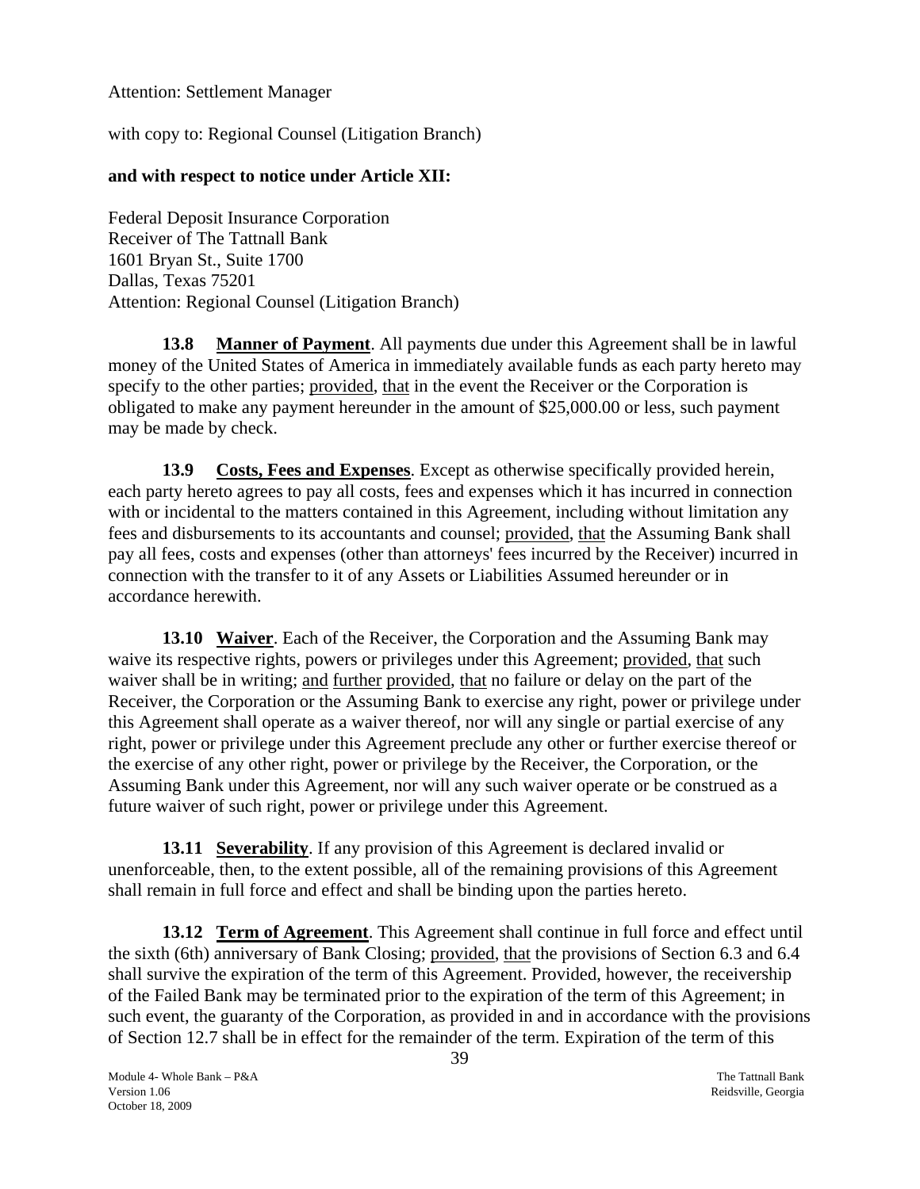Attention: Settlement Manager

with copy to: Regional Counsel (Litigation Branch)

**and with respect to notice under Article XII:**

Federal Deposit Insurance Corporation
Receiver of The Tattnall Bank
1601 Bryan St., Suite 1700
Dallas, Texas 75201
Attention: Regional Counsel (Litigation Branch)

**13.8 Manner of Payment**. All payments due under this Agreement shall be in lawful money of the United States of America in immediately available funds as each party hereto may specify to the other parties; provided, that in the event the Receiver or the Corporation is obligated to make any payment hereunder in the amount of $25,000.00 or less, such payment may be made by check.

**13.9 Costs, Fees and Expenses**. Except as otherwise specifically provided herein, each party hereto agrees to pay all costs, fees and expenses which it has incurred in connection with or incidental to the matters contained in this Agreement, including without limitation any fees and disbursements to its accountants and counsel; provided, that the Assuming Bank shall pay all fees, costs and expenses (other than attorneys' fees incurred by the Receiver) incurred in connection with the transfer to it of any Assets or Liabilities Assumed hereunder or in accordance herewith.

**13.10 Waiver**. Each of the Receiver, the Corporation and the Assuming Bank may waive its respective rights, powers or privileges under this Agreement; provided, that such waiver shall be in writing; and further provided, that no failure or delay on the part of the Receiver, the Corporation or the Assuming Bank to exercise any right, power or privilege under this Agreement shall operate as a waiver thereof, nor will any single or partial exercise of any right, power or privilege under this Agreement preclude any other or further exercise thereof or the exercise of any other right, power or privilege by the Receiver, the Corporation, or the Assuming Bank under this Agreement, nor will any such waiver operate or be construed as a future waiver of such right, power or privilege under this Agreement.

**13.11 Severability**. If any provision of this Agreement is declared invalid or unenforceable, then, to the extent possible, all of the remaining provisions of this Agreement shall remain in full force and effect and shall be binding upon the parties hereto.

**13.12 Term of Agreement**. This Agreement shall continue in full force and effect until the sixth (6th) anniversary of Bank Closing; provided, that the provisions of Section 6.3 and 6.4 shall survive the expiration of the term of this Agreement. Provided, however, the receivership of the Failed Bank may be terminated prior to the expiration of the term of this Agreement; in such event, the guaranty of the Corporation, as provided in and in accordance with the provisions of Section 12.7 shall be in effect for the remainder of the term. Expiration of the term of this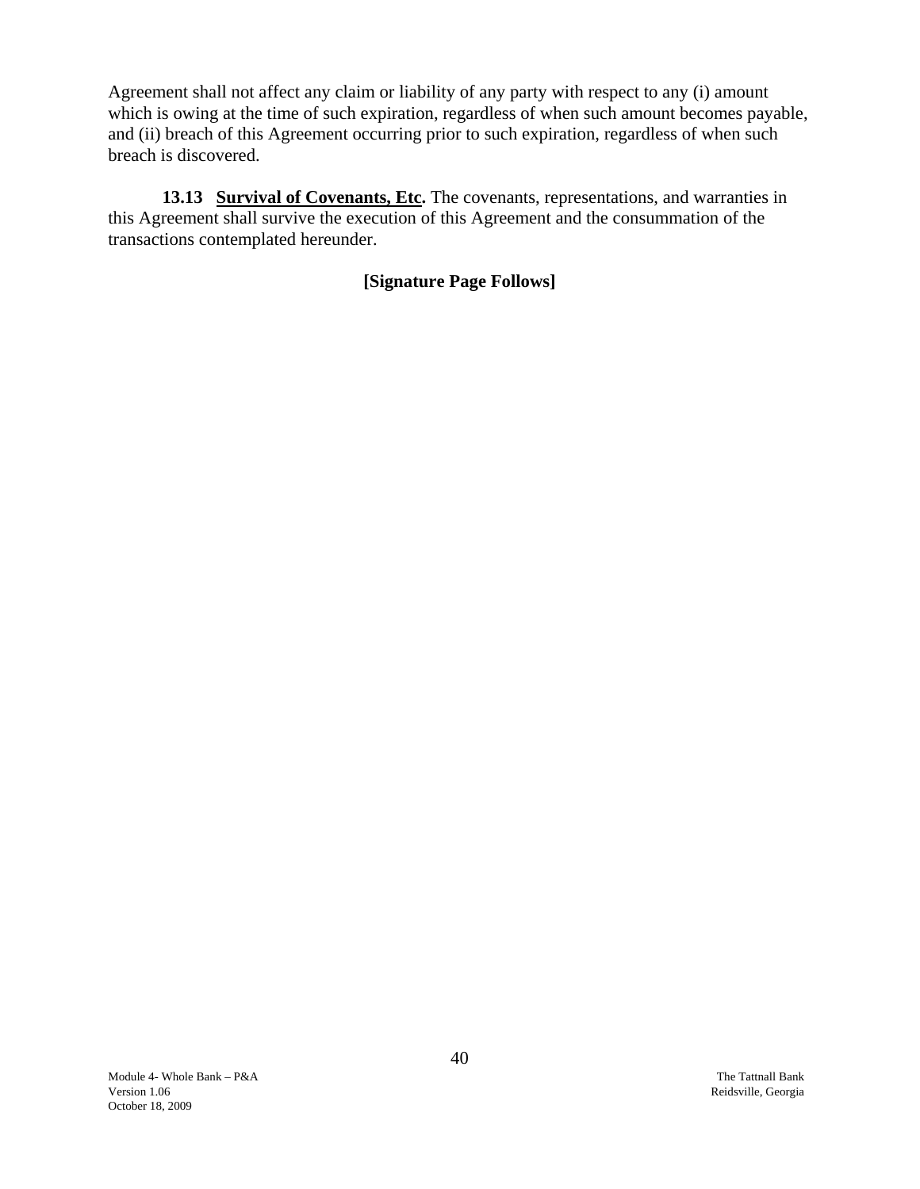Agreement shall not affect any claim or liability of any party with respect to any (i) amount which is owing at the time of such expiration, regardless of when such amount becomes payable, and (ii) breach of this Agreement occurring prior to such expiration, regardless of when such breach is discovered.

**13.13 Survival of Covenants, Etc.** The covenants, representations, and warranties in this Agreement shall survive the execution of this Agreement and the consummation of the transactions contemplated hereunder.

**[Signature Page Follows]**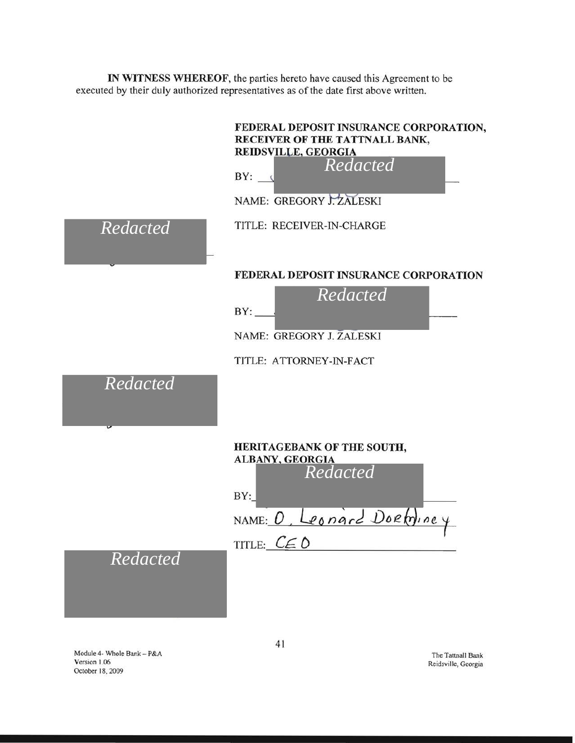**IN WITNESS WHEREOF**, the parties hereto have caused this Agreement to be executed by their duly authorized representatives as of the date first above written.

**FEDERAL DEPOSIT INSURANCE CORPORATION, RECEIVER OF THE TATTNALL BANK, REIDSVILLE, GEORGIA**

BY: *Redacted*

NAME: GREGORY J. ZALESKI

TITLE: RECEIVER-IN-CHARGE

*Redacted*

**FEDERAL DEPOSIT INSURANCE CORPORATION**

BY: *Redacted*

NAME: GREGORY J. ZALESKI

TITLE: ATTORNEY-IN-FACT

*Redacted*

**HERITAGEBANK OF THE SOUTH, ALBANY, GEORGIA**

BY: *Redacted*

NAME: O. Leonard Dorminey

TITLE: CEO

*Redacted*

Module 4- Whole Bank – P&A
Version 1.06
October 18, 2009

The Tattnall Bank
Reidsville, Georgia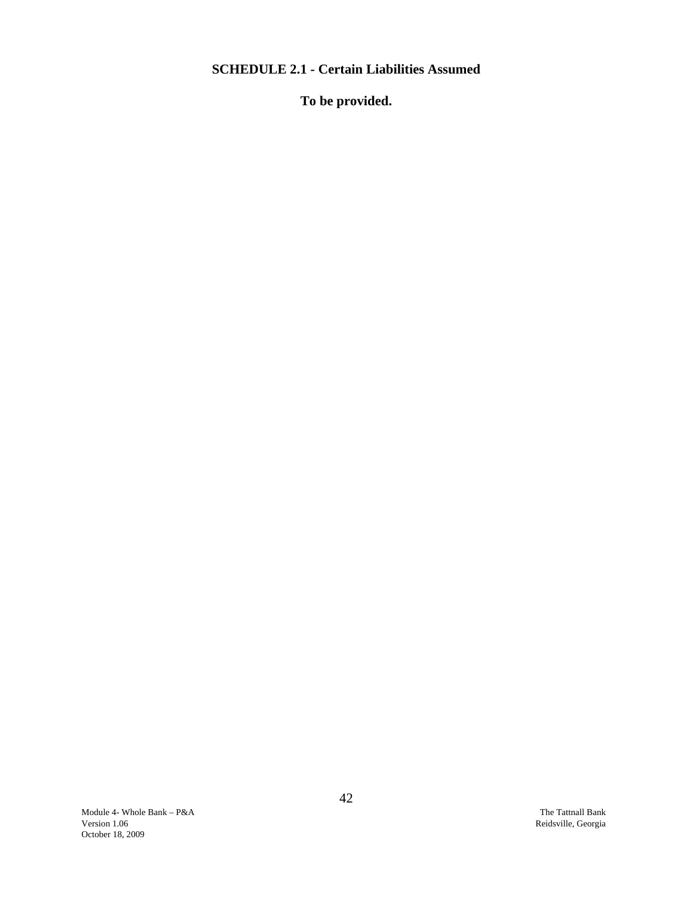# SCHEDULE 2.1 - Certain Liabilities Assumed

**To be provided.**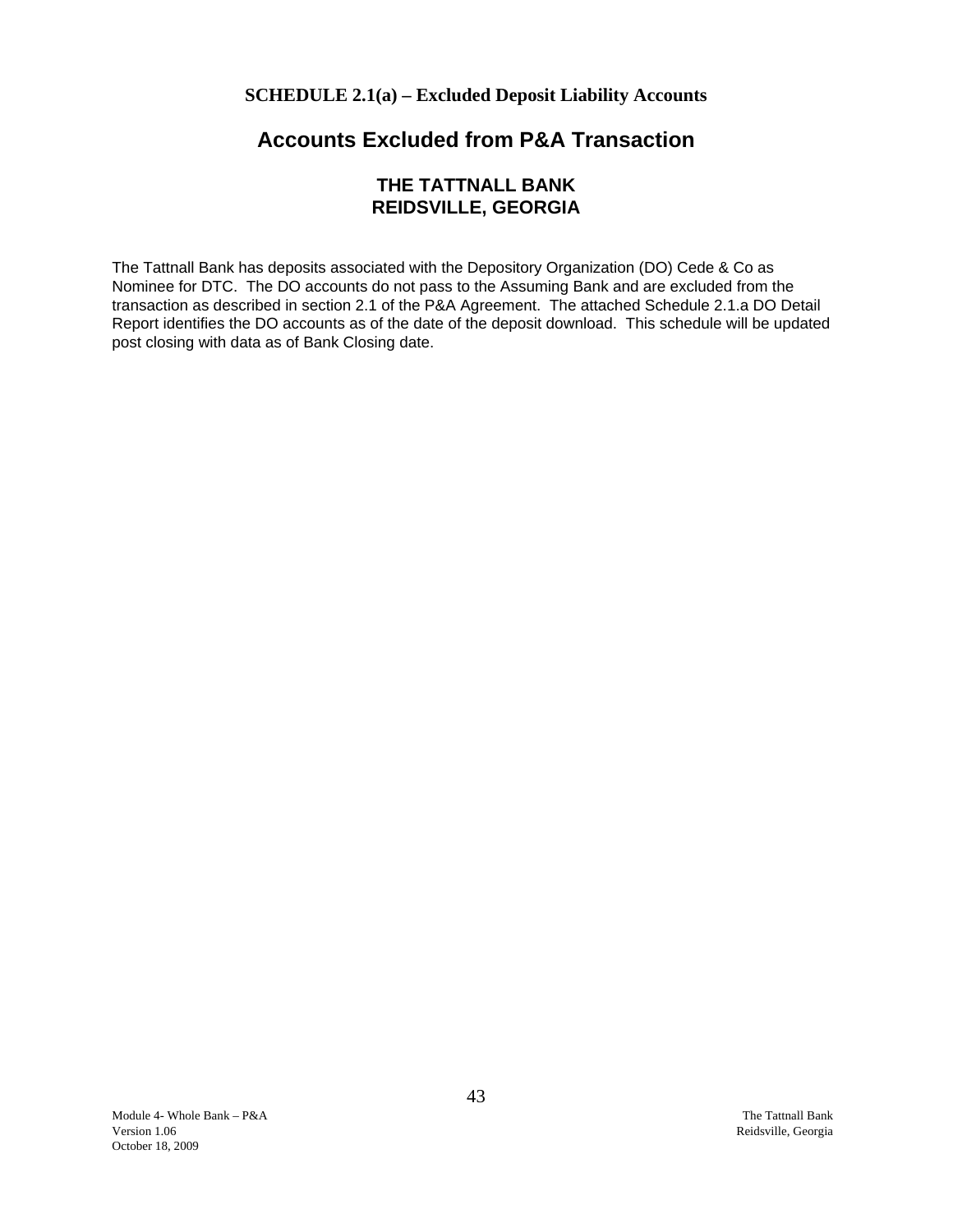**SCHEDULE 2.1(a) – Excluded Deposit Liability Accounts**

# Accounts Excluded from P&A Transaction

## THE TATTNALL BANK
## REIDSVILLE, GEORGIA

The Tattnall Bank has deposits associated with the Depository Organization (DO) Cede & Co as Nominee for DTC. The DO accounts do not pass to the Assuming Bank and are excluded from the transaction as described in section 2.1 of the P&A Agreement. The attached Schedule 2.1.a DO Detail Report identifies the DO accounts as of the date of the deposit download. This schedule will be updated post closing with data as of Bank Closing date.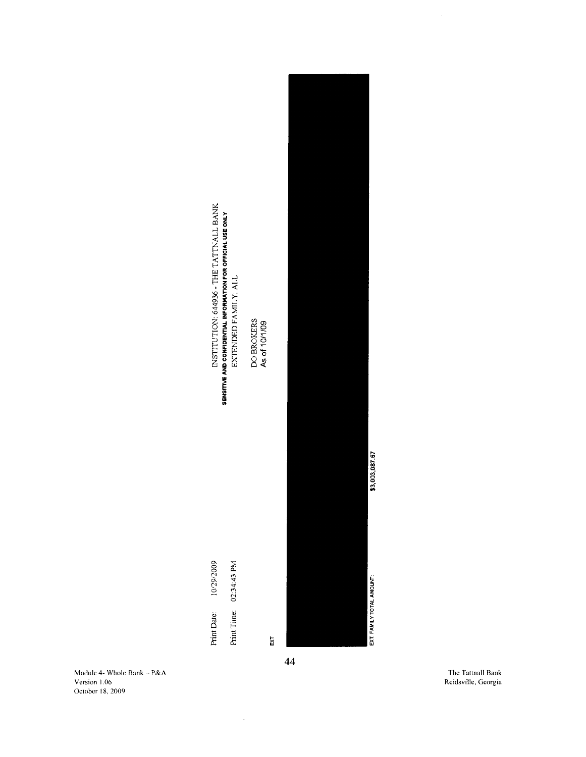Print Date: 10/29/2009

Print Time: 02:34:43 PM

INSTITUTION: 644936 - THE TATTNALL BANK

**SENSITIVE AND CONFIDENTIAL INFORMATION FOR OFFICIAL USE ONLY**

EXTENDED FAMILY: ALL

DO BROKERS

As of 10/1/09

EXT

EXT. FAMILY TOTAL AMOUNT: **$3,003,087.67**

Module 4- Whole Bank – P&A
Version 1.06
October 18, 2009

The Tattnall Bank
Reidsville, Georgia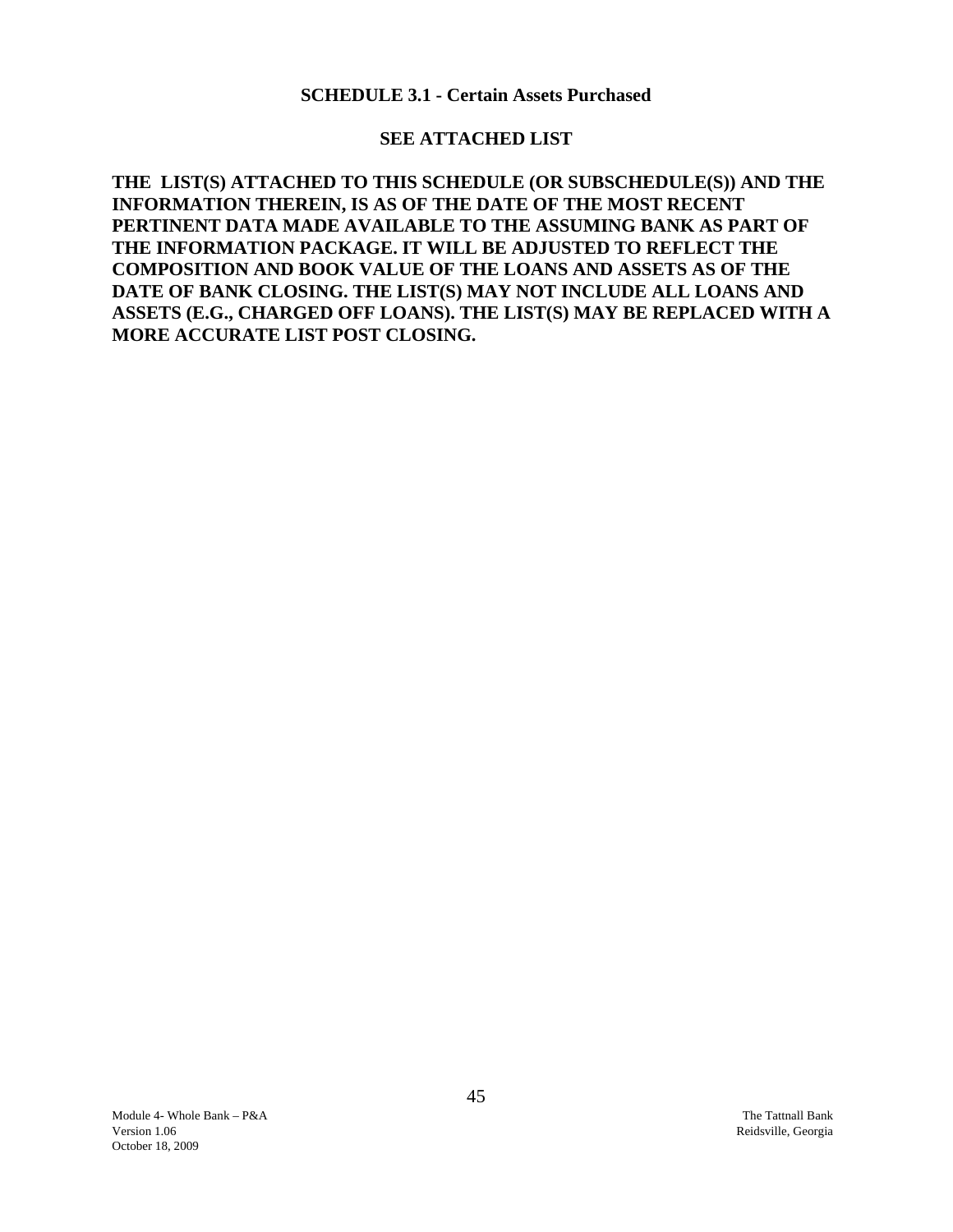## SCHEDULE 3.1 - Certain Assets Purchased

**SEE ATTACHED LIST**

**THE LIST(S) ATTACHED TO THIS SCHEDULE (OR SUBSCHEDULE(S)) AND THE INFORMATION THEREIN, IS AS OF THE DATE OF THE MOST RECENT PERTINENT DATA MADE AVAILABLE TO THE ASSUMING BANK AS PART OF THE INFORMATION PACKAGE. IT WILL BE ADJUSTED TO REFLECT THE COMPOSITION AND BOOK VALUE OF THE LOANS AND ASSETS AS OF THE DATE OF BANK CLOSING. THE LIST(S) MAY NOT INCLUDE ALL LOANS AND ASSETS (E.G., CHARGED OFF LOANS). THE LIST(S) MAY BE REPLACED WITH A MORE ACCURATE LIST POST CLOSING.**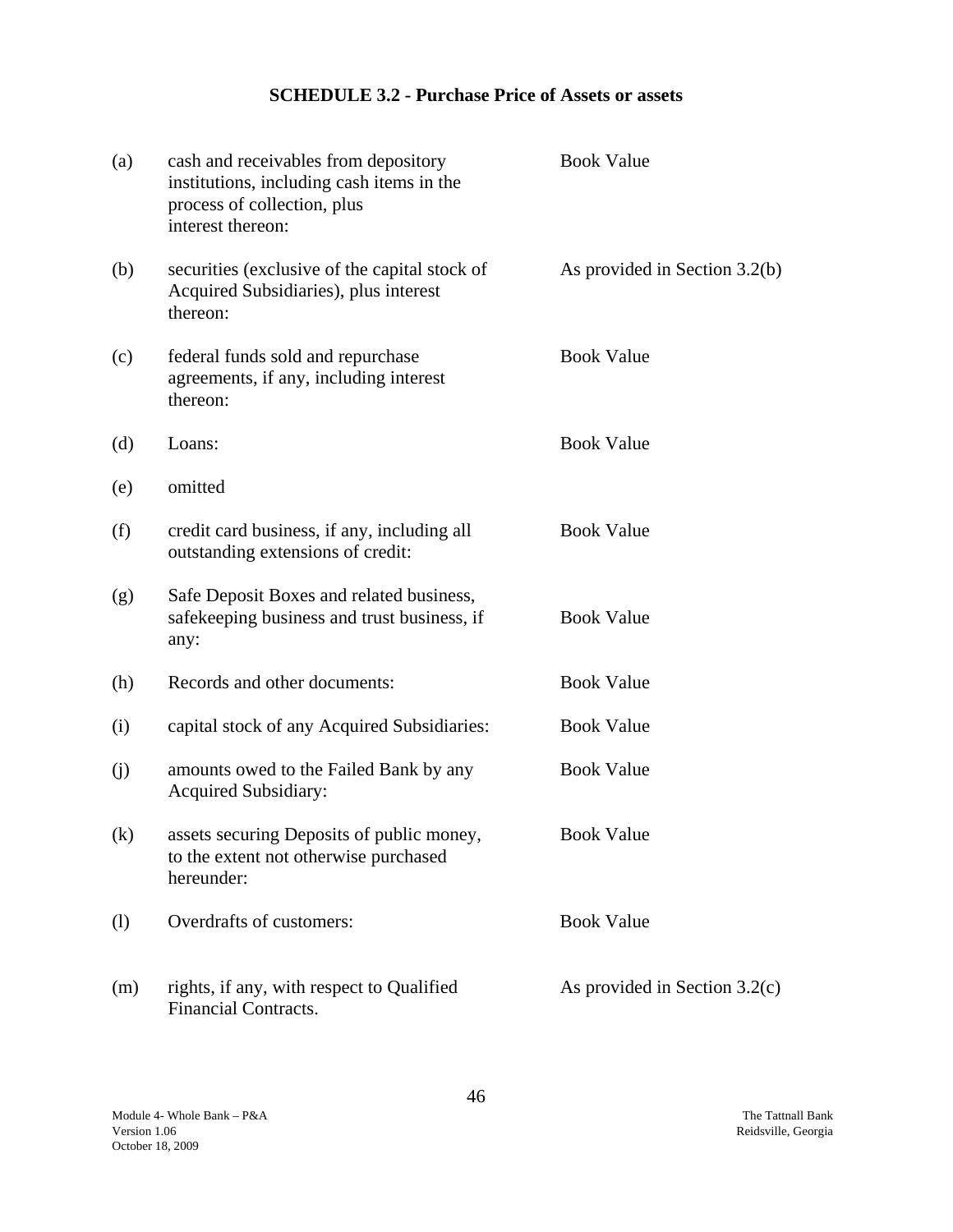## SCHEDULE 3.2 - Purchase Price of Assets or assets

| | | |
|---|---|---|
| (a) | cash and receivables from depository institutions, including cash items in the process of collection, plus interest thereon: | Book Value |
| (b) | securities (exclusive of the capital stock of Acquired Subsidiaries), plus interest thereon: | As provided in Section 3.2(b) |
| (c) | federal funds sold and repurchase agreements, if any, including interest thereon: | Book Value |
| (d) | Loans: | Book Value |
| (e) | omitted | |
| (f) | credit card business, if any, including all outstanding extensions of credit: | Book Value |
| (g) | Safe Deposit Boxes and related business, safekeeping business and trust business, if any: | Book Value |
| (h) | Records and other documents: | Book Value |
| (i) | capital stock of any Acquired Subsidiaries: | Book Value |
| (j) | amounts owed to the Failed Bank by any Acquired Subsidiary: | Book Value |
| (k) | assets securing Deposits of public money, to the extent not otherwise purchased hereunder: | Book Value |
| (l) | Overdrafts of customers: | Book Value |
| (m) | rights, if any, with respect to Qualified Financial Contracts. | As provided in Section 3.2(c) |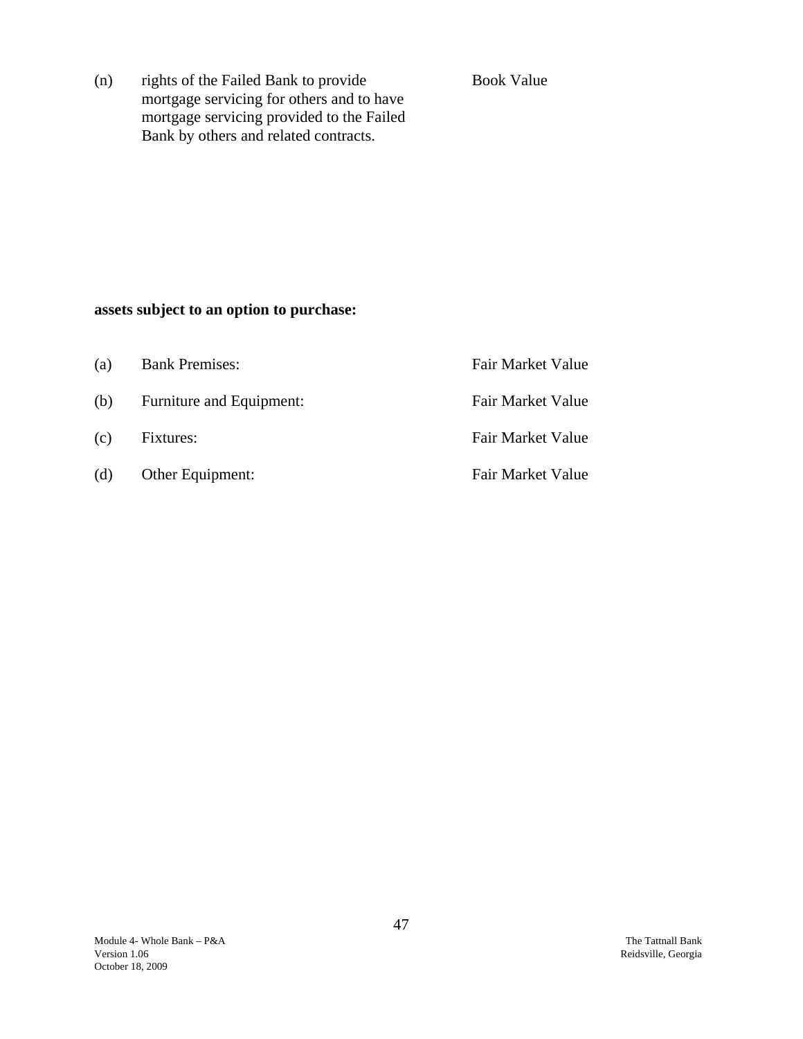| | | |
|---|---|---|
| (n) | rights of the Failed Bank to provide mortgage servicing for others and to have mortgage servicing provided to the Failed Bank by others and related contracts. | Book Value |

**assets subject to an option to purchase:**

| | | |
|---|---|---|
| (a) | Bank Premises: | Fair Market Value |
| (b) | Furniture and Equipment: | Fair Market Value |
| (c) | Fixtures: | Fair Market Value |
| (d) | Other Equipment: | Fair Market Value |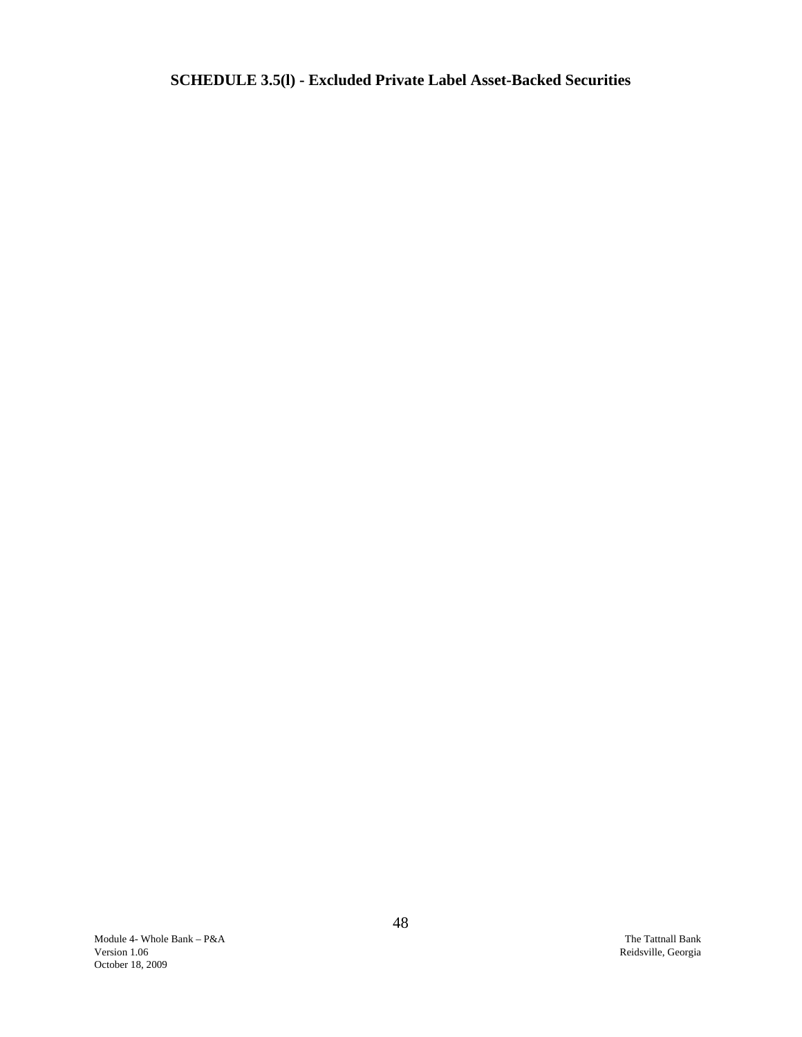# SCHEDULE 3.5(l) - Excluded Private Label Asset-Backed Securities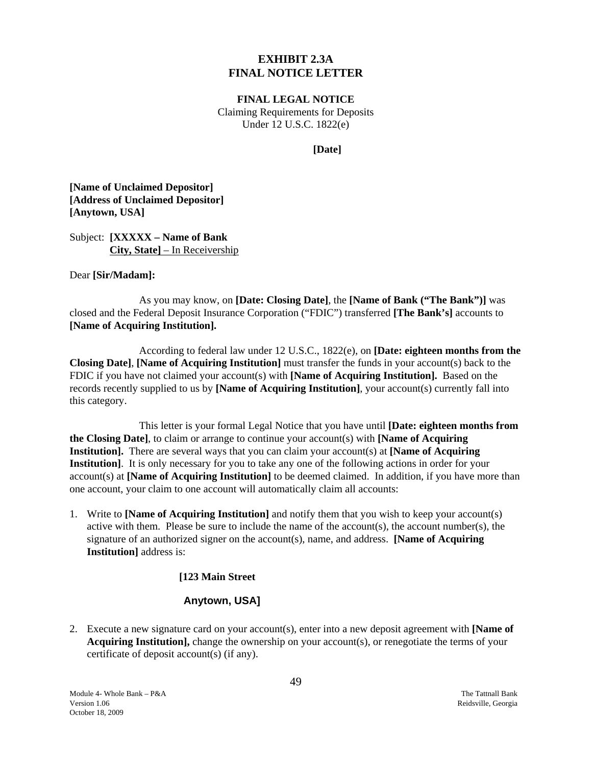# EXHIBIT 2.3A
# FINAL NOTICE LETTER

**FINAL LEGAL NOTICE**
Claiming Requirements for Deposits
Under 12 U.S.C. 1822(e)

**[Date]**

**[Name of Unclaimed Depositor]**
**[Address of Unclaimed Depositor]**
**[Anytown, USA]**

Subject: **[XXXXX – Name of Bank**
**City, State]** – In Receivership

Dear **[Sir/Madam]:**

As you may know, on **[Date: Closing Date]**, the **[Name of Bank ("The Bank")]** was closed and the Federal Deposit Insurance Corporation ("FDIC") transferred **[The Bank's]** accounts to **[Name of Acquiring Institution].**

According to federal law under 12 U.S.C., 1822(e), on **[Date: eighteen months from the Closing Date]**, **[Name of Acquiring Institution]** must transfer the funds in your account(s) back to the FDIC if you have not claimed your account(s) with **[Name of Acquiring Institution].** Based on the records recently supplied to us by **[Name of Acquiring Institution]**, your account(s) currently fall into this category.

This letter is your formal Legal Notice that you have until **[Date: eighteen months from the Closing Date]**, to claim or arrange to continue your account(s) with **[Name of Acquiring Institution].** There are several ways that you can claim your account(s) at **[Name of Acquiring Institution]**. It is only necessary for you to take any one of the following actions in order for your account(s) at **[Name of Acquiring Institution]** to be deemed claimed. In addition, if you have more than one account, your claim to one account will automatically claim all accounts:

1. Write to **[Name of Acquiring Institution]** and notify them that you wish to keep your account(s) active with them. Please be sure to include the name of the account(s), the account number(s), the signature of an authorized signer on the account(s), name, and address. **[Name of Acquiring Institution]** address is:

   **[123 Main Street**

   **Anytown, USA]**

2. Execute a new signature card on your account(s), enter into a new deposit agreement with **[Name of Acquiring Institution],** change the ownership on your account(s), or renegotiate the terms of your certificate of deposit account(s) (if any).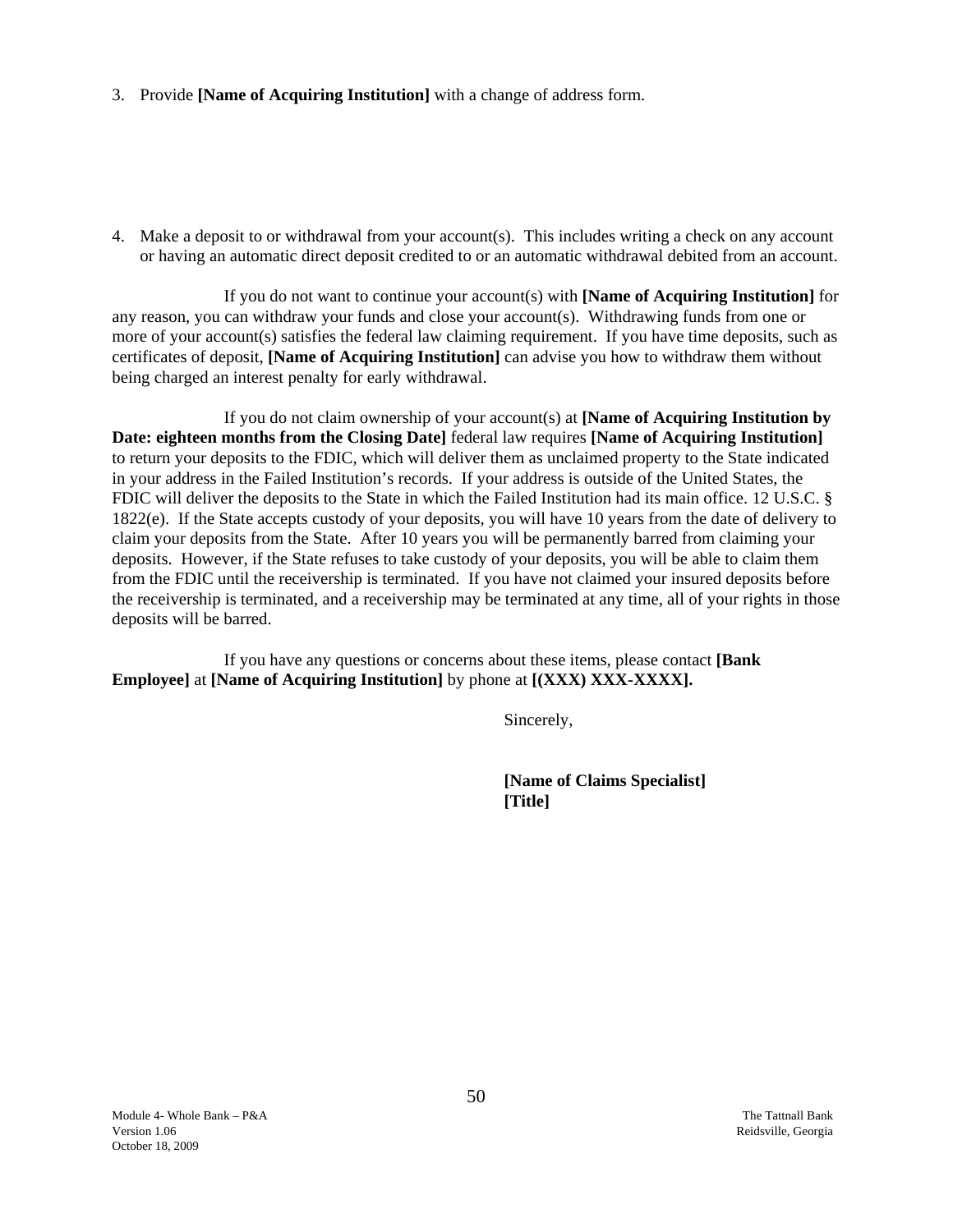3. Provide **[Name of Acquiring Institution]** with a change of address form.

4. Make a deposit to or withdrawal from your account(s). This includes writing a check on any account or having an automatic direct deposit credited to or an automatic withdrawal debited from an account.

If you do not want to continue your account(s) with **[Name of Acquiring Institution]** for any reason, you can withdraw your funds and close your account(s). Withdrawing funds from one or more of your account(s) satisfies the federal law claiming requirement. If you have time deposits, such as certificates of deposit, **[Name of Acquiring Institution]** can advise you how to withdraw them without being charged an interest penalty for early withdrawal.

If you do not claim ownership of your account(s) at **[Name of Acquiring Institution by Date: eighteen months from the Closing Date]** federal law requires **[Name of Acquiring Institution]** to return your deposits to the FDIC, which will deliver them as unclaimed property to the State indicated in your address in the Failed Institution's records. If your address is outside of the United States, the FDIC will deliver the deposits to the State in which the Failed Institution had its main office. 12 U.S.C. § 1822(e). If the State accepts custody of your deposits, you will have 10 years from the date of delivery to claim your deposits from the State. After 10 years you will be permanently barred from claiming your deposits. However, if the State refuses to take custody of your deposits, you will be able to claim them from the FDIC until the receivership is terminated. If you have not claimed your insured deposits before the receivership is terminated, and a receivership may be terminated at any time, all of your rights in those deposits will be barred.

If you have any questions or concerns about these items, please contact **[Bank Employee]** at **[Name of Acquiring Institution]** by phone at **[(XXX) XXX-XXXX].**

Sincerely,

**[Name of Claims Specialist]**
**[Title]**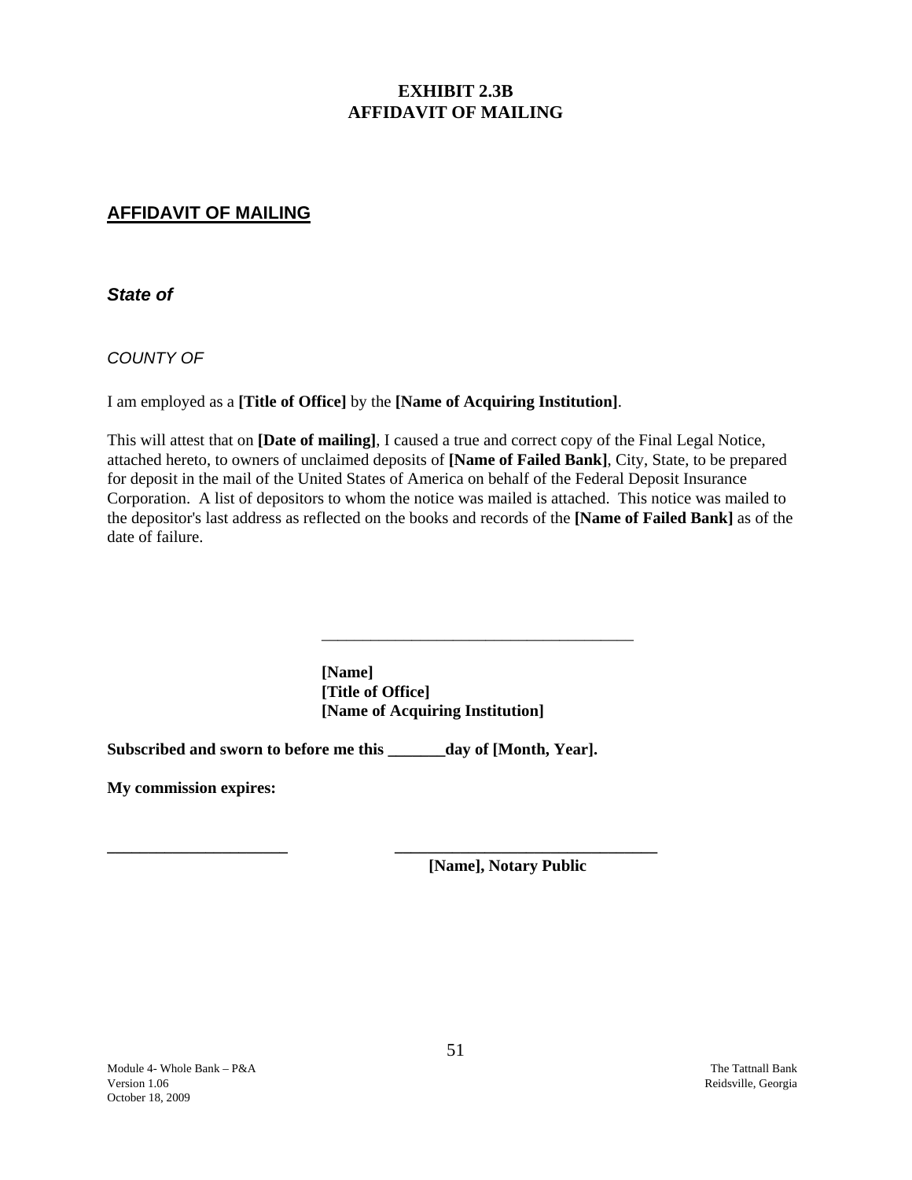# EXHIBIT 2.3B
# AFFIDAVIT OF MAILING

## AFFIDAVIT OF MAILING

***State of***

*COUNTY OF*

I am employed as a **[Title of Office]** by the **[Name of Acquiring Institution]**.

This will attest that on **[Date of mailing]**, I caused a true and correct copy of the Final Legal Notice, attached hereto, to owners of unclaimed deposits of **[Name of Failed Bank]**, City, State, to be prepared for deposit in the mail of the United States of America on behalf of the Federal Deposit Insurance Corporation. A list of depositors to whom the notice was mailed is attached. This notice was mailed to the depositor's last address as reflected on the books and records of the **[Name of Failed Bank]** as of the date of failure.

\_\_\_\_\_\_\_\_\_\_\_\_\_\_\_\_\_\_\_\_\_\_\_\_\_\_\_\_\_\_\_\_\_\_\_\_\_\_

**[Name]**
**[Title of Office]**
**[Name of Acquiring Institution]**

**Subscribed and sworn to before me this \_\_\_\_\_\_\_day of [Month, Year].**

**My commission expires:**

\_\_\_\_\_\_\_\_\_\_\_\_\_\_\_\_\_\_\_\_\_\_ \_\_\_\_\_\_\_\_\_\_\_\_\_\_\_\_\_\_\_\_\_\_\_\_\_\_\_\_\_\_\_\_\_

**[Name], Notary Public**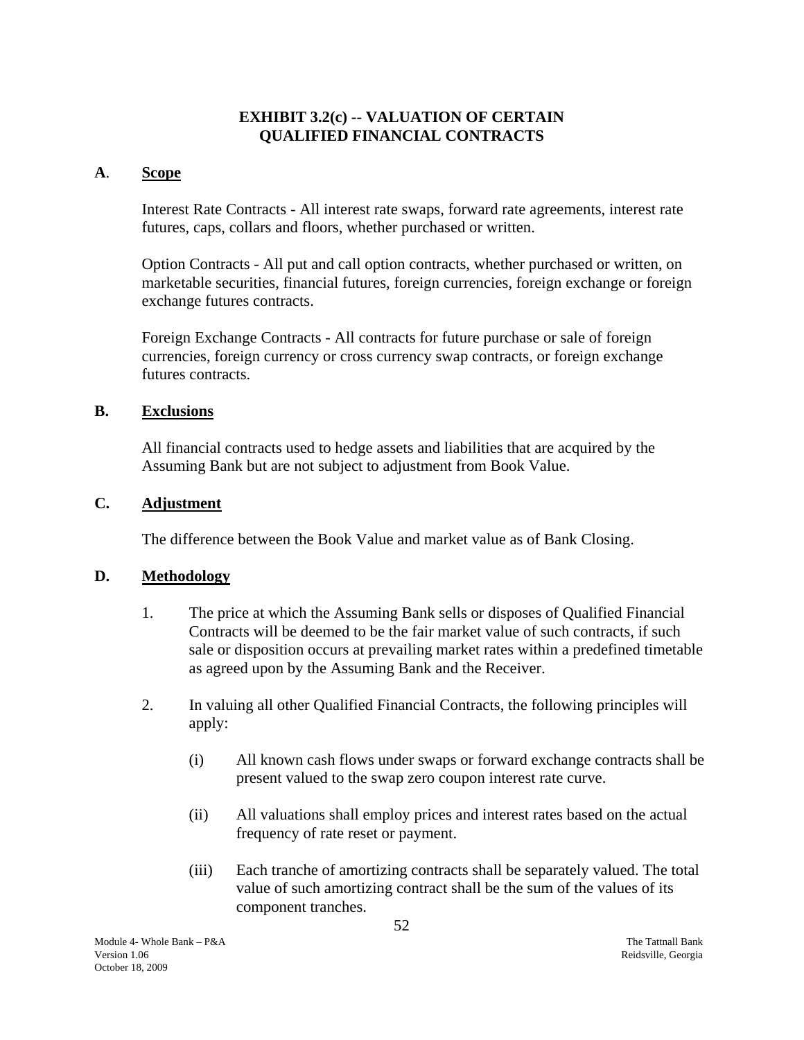## EXHIBIT 3.2(c) -- VALUATION OF CERTAIN QUALIFIED FINANCIAL CONTRACTS

### A. Scope

Interest Rate Contracts - All interest rate swaps, forward rate agreements, interest rate futures, caps, collars and floors, whether purchased or written.

Option Contracts - All put and call option contracts, whether purchased or written, on marketable securities, financial futures, foreign currencies, foreign exchange or foreign exchange futures contracts.

Foreign Exchange Contracts - All contracts for future purchase or sale of foreign currencies, foreign currency or cross currency swap contracts, or foreign exchange futures contracts.

### B. Exclusions

All financial contracts used to hedge assets and liabilities that are acquired by the Assuming Bank but are not subject to adjustment from Book Value.

### C. Adjustment

The difference between the Book Value and market value as of Bank Closing.

### D. Methodology

1. The price at which the Assuming Bank sells or disposes of Qualified Financial Contracts will be deemed to be the fair market value of such contracts, if such sale or disposition occurs at prevailing market rates within a predefined timetable as agreed upon by the Assuming Bank and the Receiver.

2. In valuing all other Qualified Financial Contracts, the following principles will apply:

   (i) All known cash flows under swaps or forward exchange contracts shall be present valued to the swap zero coupon interest rate curve.

   (ii) All valuations shall employ prices and interest rates based on the actual frequency of rate reset or payment.

   (iii) Each tranche of amortizing contracts shall be separately valued. The total value of such amortizing contract shall be the sum of the values of its component tranches.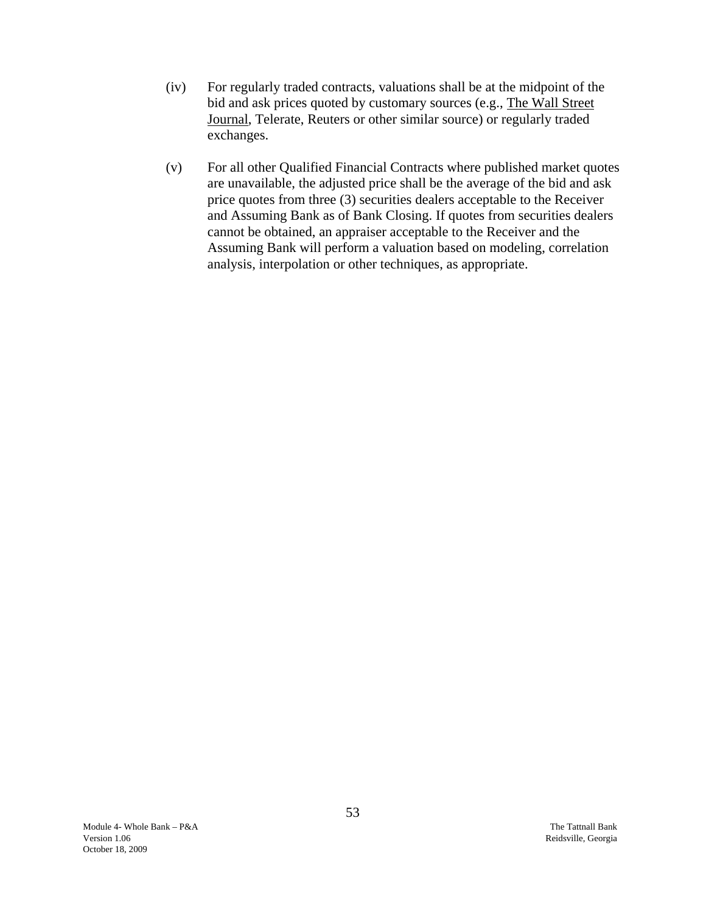(iv) For regularly traded contracts, valuations shall be at the midpoint of the bid and ask prices quoted by customary sources (e.g., The Wall Street Journal, Telerate, Reuters or other similar source) or regularly traded exchanges.

(v) For all other Qualified Financial Contracts where published market quotes are unavailable, the adjusted price shall be the average of the bid and ask price quotes from three (3) securities dealers acceptable to the Receiver and Assuming Bank as of Bank Closing. If quotes from securities dealers cannot be obtained, an appraiser acceptable to the Receiver and the Assuming Bank will perform a valuation based on modeling, correlation analysis, interpolation or other techniques, as appropriate.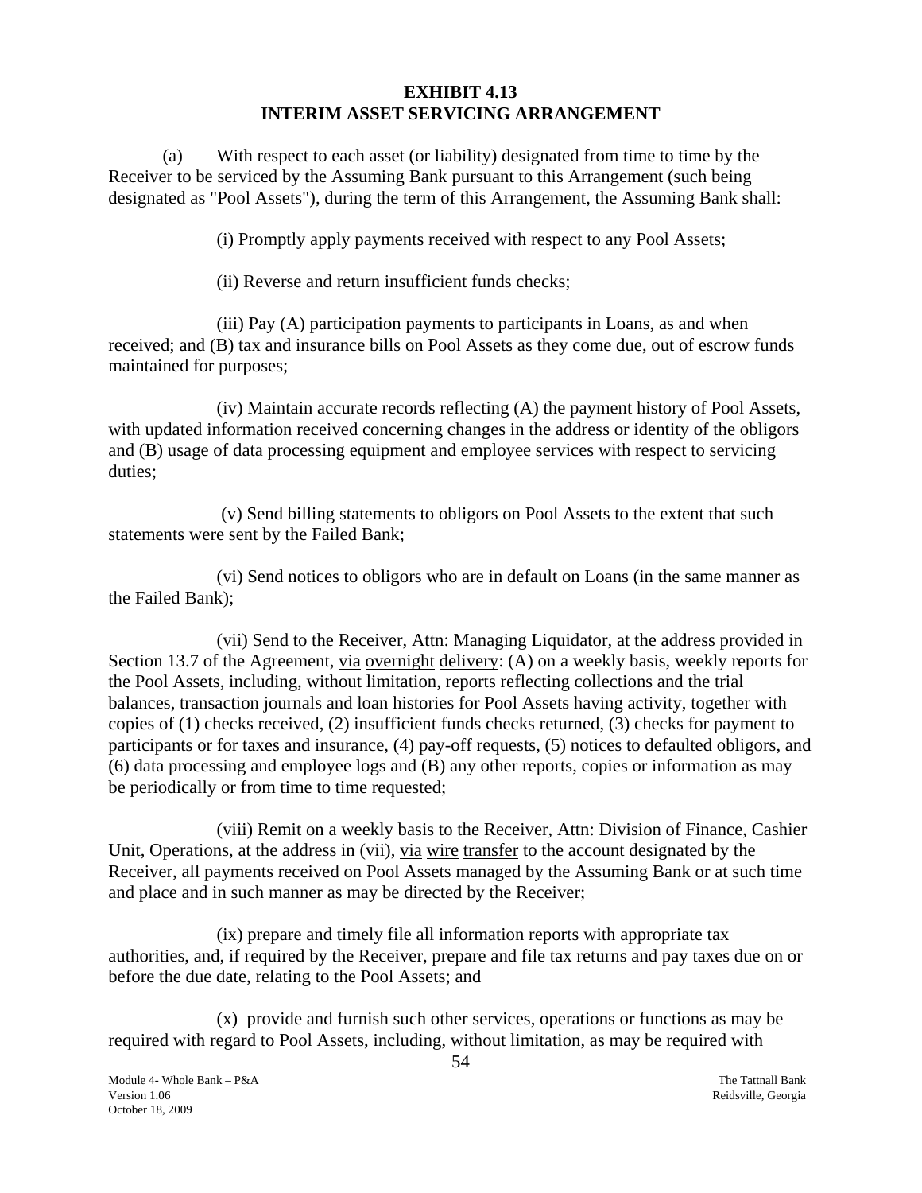# EXHIBIT 4.13
# INTERIM ASSET SERVICING ARRANGEMENT

(a) With respect to each asset (or liability) designated from time to time by the Receiver to be serviced by the Assuming Bank pursuant to this Arrangement (such being designated as "Pool Assets"), during the term of this Arrangement, the Assuming Bank shall:

(i) Promptly apply payments received with respect to any Pool Assets;

(ii) Reverse and return insufficient funds checks;

(iii) Pay (A) participation payments to participants in Loans, as and when received; and (B) tax and insurance bills on Pool Assets as they come due, out of escrow funds maintained for purposes;

(iv) Maintain accurate records reflecting (A) the payment history of Pool Assets, with updated information received concerning changes in the address or identity of the obligors and (B) usage of data processing equipment and employee services with respect to servicing duties;

(v) Send billing statements to obligors on Pool Assets to the extent that such statements were sent by the Failed Bank;

(vi) Send notices to obligors who are in default on Loans (in the same manner as the Failed Bank);

(vii) Send to the Receiver, Attn: Managing Liquidator, at the address provided in Section 13.7 of the Agreement, via overnight delivery: (A) on a weekly basis, weekly reports for the Pool Assets, including, without limitation, reports reflecting collections and the trial balances, transaction journals and loan histories for Pool Assets having activity, together with copies of (1) checks received, (2) insufficient funds checks returned, (3) checks for payment to participants or for taxes and insurance, (4) pay-off requests, (5) notices to defaulted obligors, and (6) data processing and employee logs and (B) any other reports, copies or information as may be periodically or from time to time requested;

(viii) Remit on a weekly basis to the Receiver, Attn: Division of Finance, Cashier Unit, Operations, at the address in (vii), via wire transfer to the account designated by the Receiver, all payments received on Pool Assets managed by the Assuming Bank or at such time and place and in such manner as may be directed by the Receiver;

(ix) prepare and timely file all information reports with appropriate tax authorities, and, if required by the Receiver, prepare and file tax returns and pay taxes due on or before the due date, relating to the Pool Assets; and

(x) provide and furnish such other services, operations or functions as may be required with regard to Pool Assets, including, without limitation, as may be required with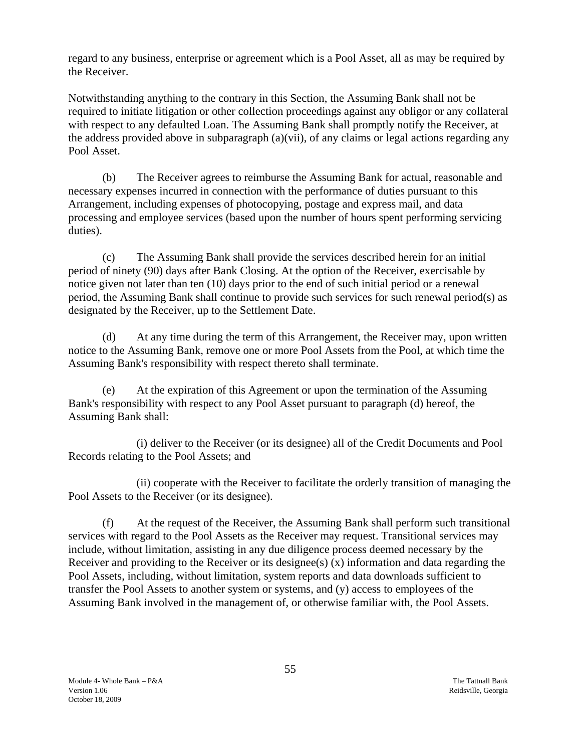regard to any business, enterprise or agreement which is a Pool Asset, all as may be required by the Receiver.

Notwithstanding anything to the contrary in this Section, the Assuming Bank shall not be required to initiate litigation or other collection proceedings against any obligor or any collateral with respect to any defaulted Loan. The Assuming Bank shall promptly notify the Receiver, at the address provided above in subparagraph (a)(vii), of any claims or legal actions regarding any Pool Asset.

(b) The Receiver agrees to reimburse the Assuming Bank for actual, reasonable and necessary expenses incurred in connection with the performance of duties pursuant to this Arrangement, including expenses of photocopying, postage and express mail, and data processing and employee services (based upon the number of hours spent performing servicing duties).

(c) The Assuming Bank shall provide the services described herein for an initial period of ninety (90) days after Bank Closing. At the option of the Receiver, exercisable by notice given not later than ten (10) days prior to the end of such initial period or a renewal period, the Assuming Bank shall continue to provide such services for such renewal period(s) as designated by the Receiver, up to the Settlement Date.

(d) At any time during the term of this Arrangement, the Receiver may, upon written notice to the Assuming Bank, remove one or more Pool Assets from the Pool, at which time the Assuming Bank's responsibility with respect thereto shall terminate.

(e) At the expiration of this Agreement or upon the termination of the Assuming Bank's responsibility with respect to any Pool Asset pursuant to paragraph (d) hereof, the Assuming Bank shall:

(i) deliver to the Receiver (or its designee) all of the Credit Documents and Pool Records relating to the Pool Assets; and

(ii) cooperate with the Receiver to facilitate the orderly transition of managing the Pool Assets to the Receiver (or its designee).

(f) At the request of the Receiver, the Assuming Bank shall perform such transitional services with regard to the Pool Assets as the Receiver may request. Transitional services may include, without limitation, assisting in any due diligence process deemed necessary by the Receiver and providing to the Receiver or its designee(s) (x) information and data regarding the Pool Assets, including, without limitation, system reports and data downloads sufficient to transfer the Pool Assets to another system or systems, and (y) access to employees of the Assuming Bank involved in the management of, or otherwise familiar with, the Pool Assets.